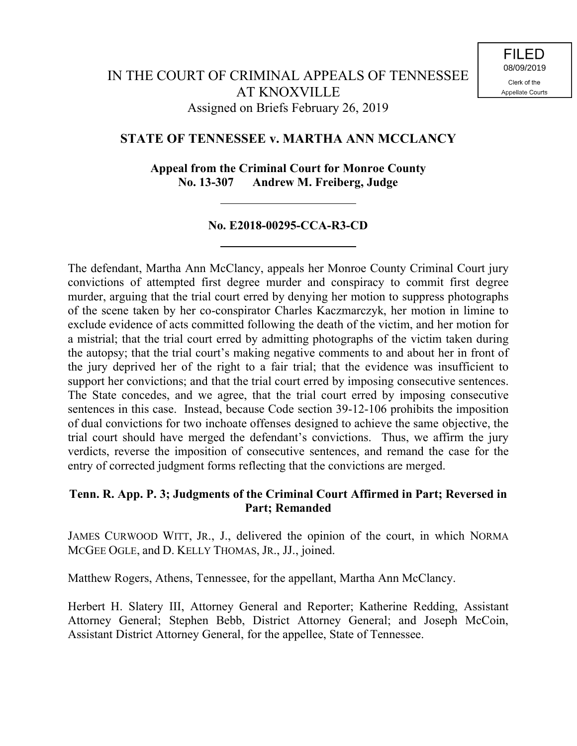FILED
08/09/2019
Clerk of the
Appellate Courts

IN THE COURT OF CRIMINAL APPEALS OF TENNESSEE
AT KNOXVILLE
Assigned on Briefs February 26, 2019

**STATE OF TENNESSEE v. MARTHA ANN MCCLANCY**

**Appeal from the Criminal Court for Monroe County**
**No. 13-307 Andrew M. Freiberg, Judge**

---

**No. E2018-00295-CCA-R3-CD**

---

The defendant, Martha Ann McClancy, appeals her Monroe County Criminal Court jury convictions of attempted first degree murder and conspiracy to commit first degree murder, arguing that the trial court erred by denying her motion to suppress photographs of the scene taken by her co-conspirator Charles Kaczmarczyk, her motion in limine to exclude evidence of acts committed following the death of the victim, and her motion for a mistrial; that the trial court erred by admitting photographs of the victim taken during the autopsy; that the trial court's making negative comments to and about her in front of the jury deprived her of the right to a fair trial; that the evidence was insufficient to support her convictions; and that the trial court erred by imposing consecutive sentences. The State concedes, and we agree, that the trial court erred by imposing consecutive sentences in this case. Instead, because Code section 39-12-106 prohibits the imposition of dual convictions for two inchoate offenses designed to achieve the same objective, the trial court should have merged the defendant's convictions. Thus, we affirm the jury verdicts, reverse the imposition of consecutive sentences, and remand the case for the entry of corrected judgment forms reflecting that the convictions are merged.

**Tenn. R. App. P. 3; Judgments of the Criminal Court Affirmed in Part; Reversed in Part; Remanded**

JAMES CURWOOD WITT, JR., J., delivered the opinion of the court, in which NORMA MCGEE OGLE, and D. KELLY THOMAS, JR., JJ., joined.

Matthew Rogers, Athens, Tennessee, for the appellant, Martha Ann McClancy.

Herbert H. Slatery III, Attorney General and Reporter; Katherine Redding, Assistant Attorney General; Stephen Bebb, District Attorney General; and Joseph McCoin, Assistant District Attorney General, for the appellee, State of Tennessee.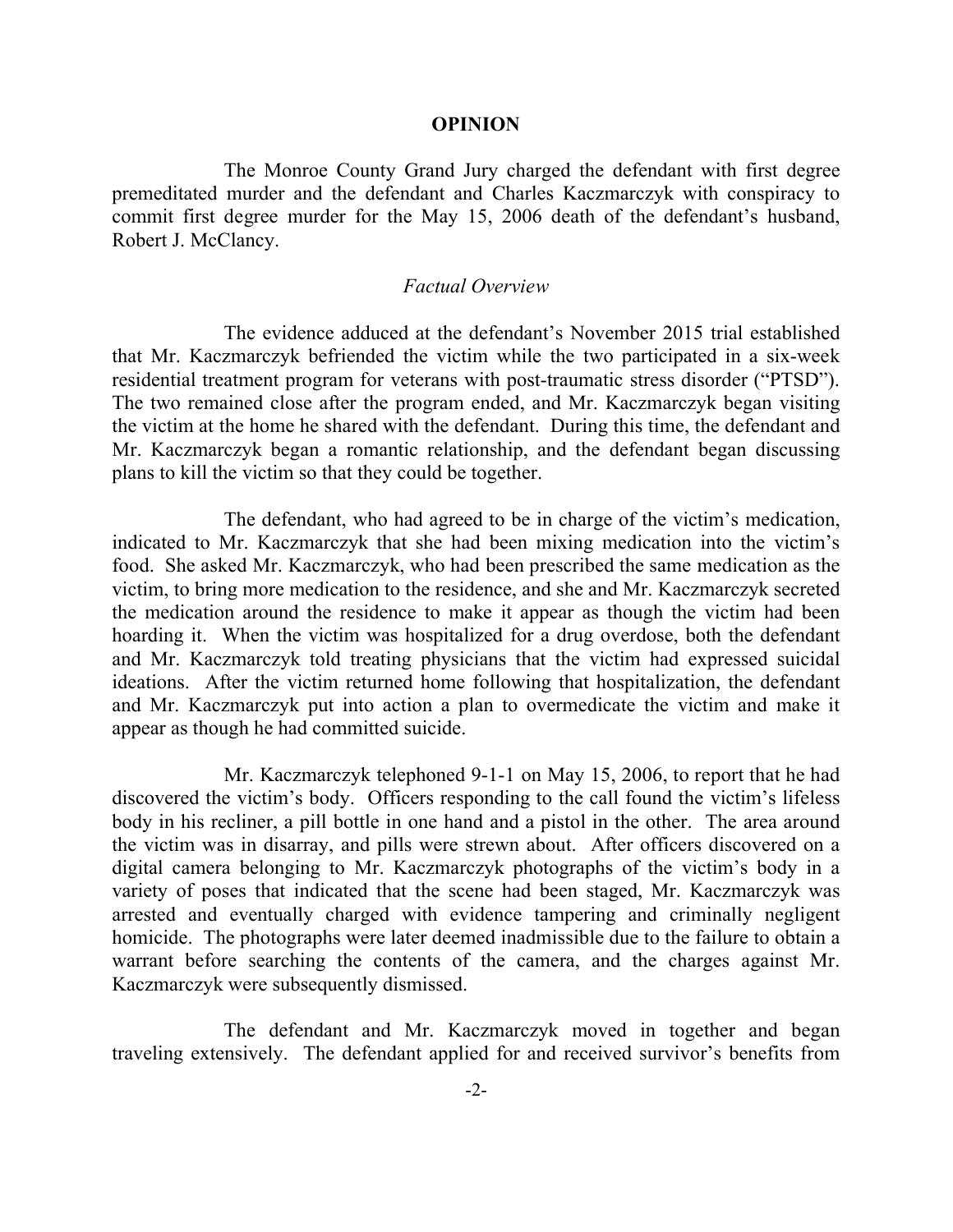## OPINION

The Monroe County Grand Jury charged the defendant with first degree premeditated murder and the defendant and Charles Kaczmarczyk with conspiracy to commit first degree murder for the May 15, 2006 death of the defendant's husband, Robert J. McClancy.

### *Factual Overview*

The evidence adduced at the defendant's November 2015 trial established that Mr. Kaczmarczyk befriended the victim while the two participated in a six-week residential treatment program for veterans with post-traumatic stress disorder ("PTSD"). The two remained close after the program ended, and Mr. Kaczmarczyk began visiting the victim at the home he shared with the defendant. During this time, the defendant and Mr. Kaczmarczyk began a romantic relationship, and the defendant began discussing plans to kill the victim so that they could be together.

The defendant, who had agreed to be in charge of the victim's medication, indicated to Mr. Kaczmarczyk that she had been mixing medication into the victim's food. She asked Mr. Kaczmarczyk, who had been prescribed the same medication as the victim, to bring more medication to the residence, and she and Mr. Kaczmarczyk secreted the medication around the residence to make it appear as though the victim had been hoarding it. When the victim was hospitalized for a drug overdose, both the defendant and Mr. Kaczmarczyk told treating physicians that the victim had expressed suicidal ideations. After the victim returned home following that hospitalization, the defendant and Mr. Kaczmarczyk put into action a plan to overmedicate the victim and make it appear as though he had committed suicide.

Mr. Kaczmarczyk telephoned 9-1-1 on May 15, 2006, to report that he had discovered the victim's body. Officers responding to the call found the victim's lifeless body in his recliner, a pill bottle in one hand and a pistol in the other. The area around the victim was in disarray, and pills were strewn about. After officers discovered on a digital camera belonging to Mr. Kaczmarczyk photographs of the victim's body in a variety of poses that indicated that the scene had been staged, Mr. Kaczmarczyk was arrested and eventually charged with evidence tampering and criminally negligent homicide. The photographs were later deemed inadmissible due to the failure to obtain a warrant before searching the contents of the camera, and the charges against Mr. Kaczmarczyk were subsequently dismissed.

The defendant and Mr. Kaczmarczyk moved in together and began traveling extensively. The defendant applied for and received survivor's benefits from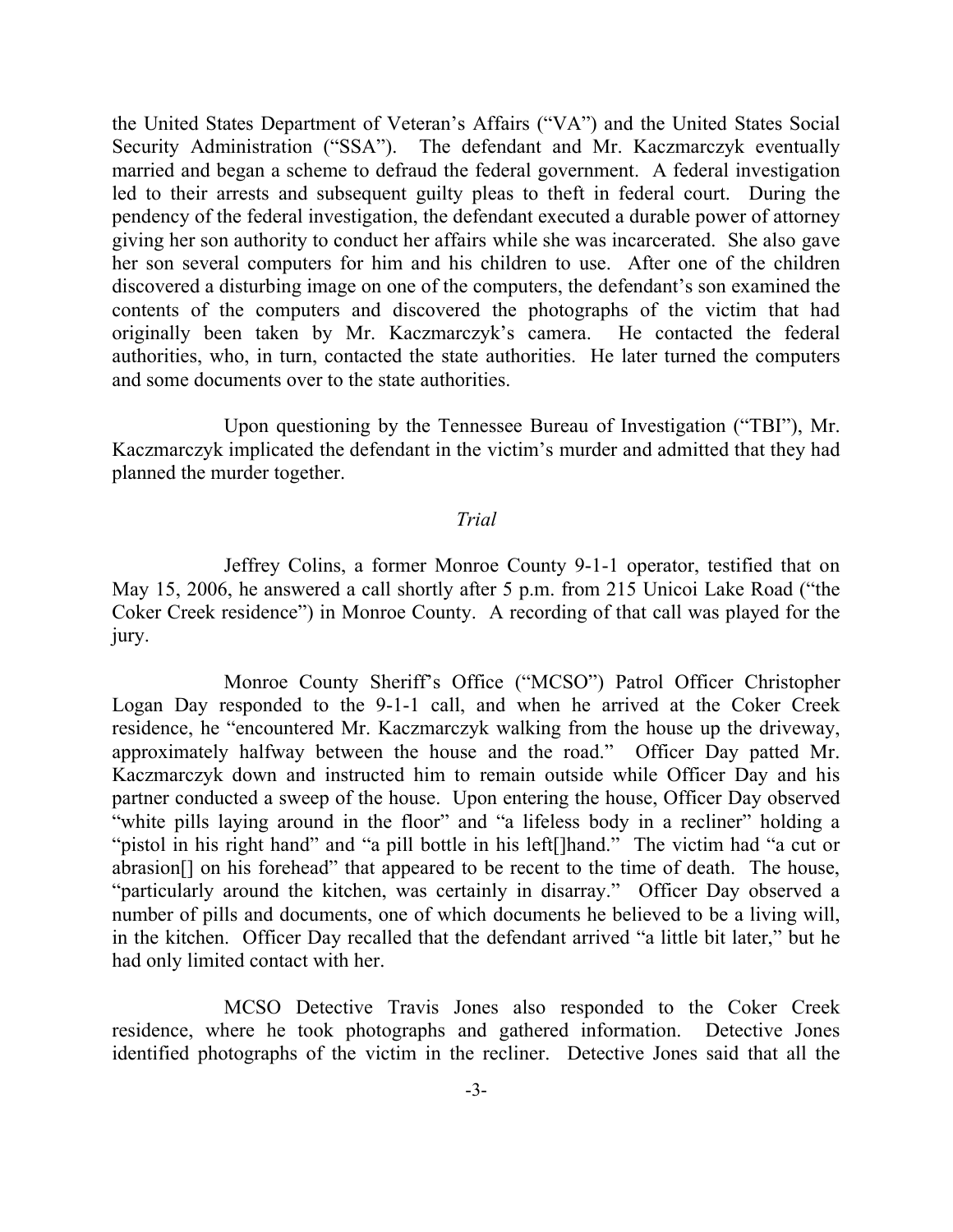the United States Department of Veteran's Affairs ("VA") and the United States Social Security Administration ("SSA"). The defendant and Mr. Kaczmarczyk eventually married and began a scheme to defraud the federal government. A federal investigation led to their arrests and subsequent guilty pleas to theft in federal court. During the pendency of the federal investigation, the defendant executed a durable power of attorney giving her son authority to conduct her affairs while she was incarcerated. She also gave her son several computers for him and his children to use. After one of the children discovered a disturbing image on one of the computers, the defendant's son examined the contents of the computers and discovered the photographs of the victim that had originally been taken by Mr. Kaczmarczyk's camera. He contacted the federal authorities, who, in turn, contacted the state authorities. He later turned the computers and some documents over to the state authorities.

Upon questioning by the Tennessee Bureau of Investigation ("TBI"), Mr. Kaczmarczyk implicated the defendant in the victim's murder and admitted that they had planned the murder together.

*Trial*

Jeffrey Colins, a former Monroe County 9-1-1 operator, testified that on May 15, 2006, he answered a call shortly after 5 p.m. from 215 Unicoi Lake Road ("the Coker Creek residence") in Monroe County. A recording of that call was played for the jury.

Monroe County Sheriff's Office ("MCSO") Patrol Officer Christopher Logan Day responded to the 9-1-1 call, and when he arrived at the Coker Creek residence, he "encountered Mr. Kaczmarczyk walking from the house up the driveway, approximately halfway between the house and the road." Officer Day patted Mr. Kaczmarczyk down and instructed him to remain outside while Officer Day and his partner conducted a sweep of the house. Upon entering the house, Officer Day observed "white pills laying around in the floor" and "a lifeless body in a recliner" holding a "pistol in his right hand" and "a pill bottle in his left[]hand." The victim had "a cut or abrasion[] on his forehead" that appeared to be recent to the time of death. The house, "particularly around the kitchen, was certainly in disarray." Officer Day observed a number of pills and documents, one of which documents he believed to be a living will, in the kitchen. Officer Day recalled that the defendant arrived "a little bit later," but he had only limited contact with her.

MCSO Detective Travis Jones also responded to the Coker Creek residence, where he took photographs and gathered information. Detective Jones identified photographs of the victim in the recliner. Detective Jones said that all the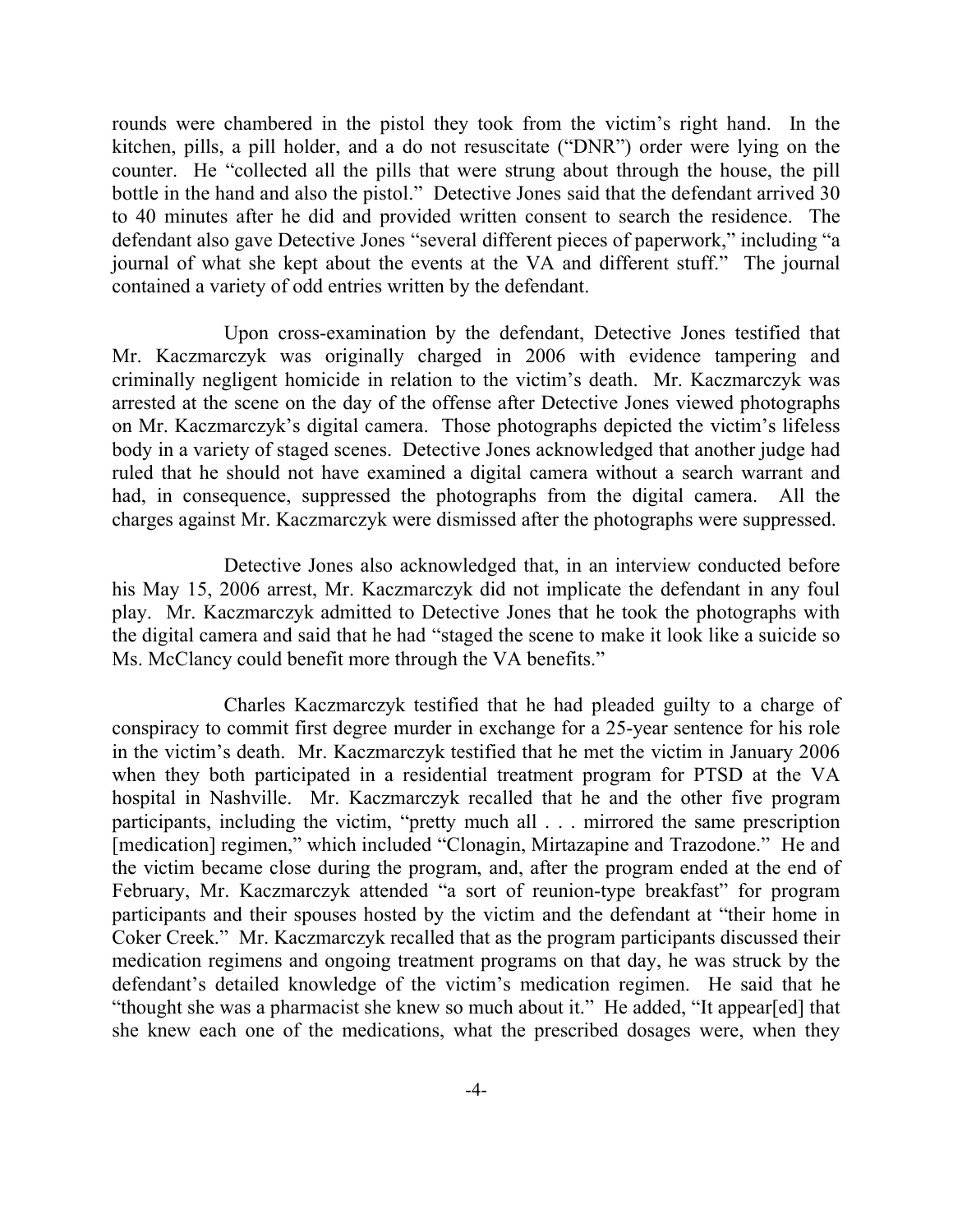rounds were chambered in the pistol they took from the victim's right hand. In the kitchen, pills, a pill holder, and a do not resuscitate ("DNR") order were lying on the counter. He "collected all the pills that were strung about through the house, the pill bottle in the hand and also the pistol." Detective Jones said that the defendant arrived 30 to 40 minutes after he did and provided written consent to search the residence. The defendant also gave Detective Jones "several different pieces of paperwork," including "a journal of what she kept about the events at the VA and different stuff." The journal contained a variety of odd entries written by the defendant.

Upon cross-examination by the defendant, Detective Jones testified that Mr. Kaczmarczyk was originally charged in 2006 with evidence tampering and criminally negligent homicide in relation to the victim's death. Mr. Kaczmarczyk was arrested at the scene on the day of the offense after Detective Jones viewed photographs on Mr. Kaczmarczyk's digital camera. Those photographs depicted the victim's lifeless body in a variety of staged scenes. Detective Jones acknowledged that another judge had ruled that he should not have examined a digital camera without a search warrant and had, in consequence, suppressed the photographs from the digital camera. All the charges against Mr. Kaczmarczyk were dismissed after the photographs were suppressed.

Detective Jones also acknowledged that, in an interview conducted before his May 15, 2006 arrest, Mr. Kaczmarczyk did not implicate the defendant in any foul play. Mr. Kaczmarczyk admitted to Detective Jones that he took the photographs with the digital camera and said that he had "staged the scene to make it look like a suicide so Ms. McClancy could benefit more through the VA benefits."

Charles Kaczmarczyk testified that he had pleaded guilty to a charge of conspiracy to commit first degree murder in exchange for a 25-year sentence for his role in the victim's death. Mr. Kaczmarczyk testified that he met the victim in January 2006 when they both participated in a residential treatment program for PTSD at the VA hospital in Nashville. Mr. Kaczmarczyk recalled that he and the other five program participants, including the victim, "pretty much all . . . mirrored the same prescription [medication] regimen," which included "Clonagin, Mirtazapine and Trazodone." He and the victim became close during the program, and, after the program ended at the end of February, Mr. Kaczmarczyk attended "a sort of reunion-type breakfast" for program participants and their spouses hosted by the victim and the defendant at "their home in Coker Creek." Mr. Kaczmarczyk recalled that as the program participants discussed their medication regimens and ongoing treatment programs on that day, he was struck by the defendant's detailed knowledge of the victim's medication regimen. He said that he "thought she was a pharmacist she knew so much about it." He added, "It appear[ed] that she knew each one of the medications, what the prescribed dosages were, when they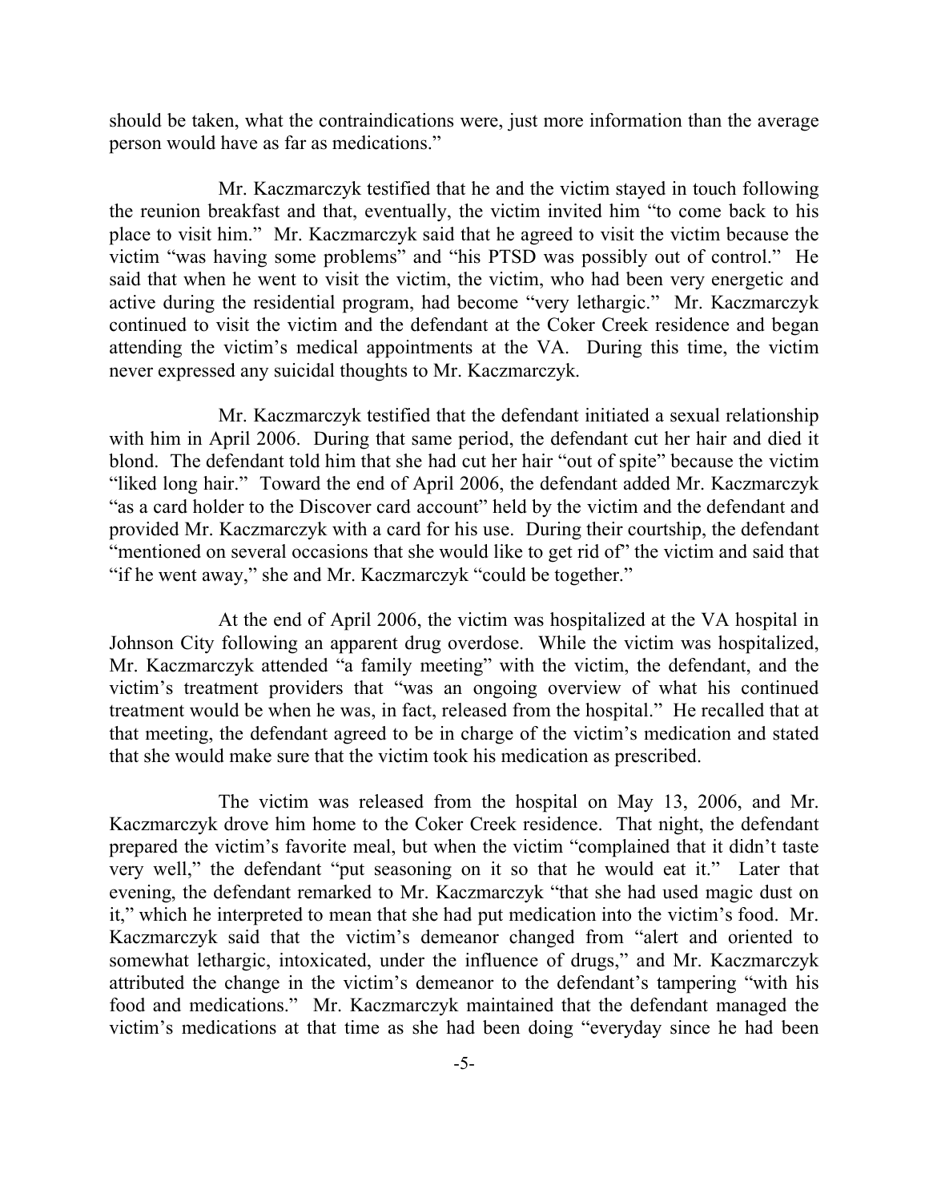should be taken, what the contraindications were, just more information than the average person would have as far as medications."

Mr. Kaczmarczyk testified that he and the victim stayed in touch following the reunion breakfast and that, eventually, the victim invited him "to come back to his place to visit him." Mr. Kaczmarczyk said that he agreed to visit the victim because the victim "was having some problems" and "his PTSD was possibly out of control." He said that when he went to visit the victim, the victim, who had been very energetic and active during the residential program, had become "very lethargic." Mr. Kaczmarczyk continued to visit the victim and the defendant at the Coker Creek residence and began attending the victim's medical appointments at the VA. During this time, the victim never expressed any suicidal thoughts to Mr. Kaczmarczyk.

Mr. Kaczmarczyk testified that the defendant initiated a sexual relationship with him in April 2006. During that same period, the defendant cut her hair and died it blond. The defendant told him that she had cut her hair "out of spite" because the victim "liked long hair." Toward the end of April 2006, the defendant added Mr. Kaczmarczyk "as a card holder to the Discover card account" held by the victim and the defendant and provided Mr. Kaczmarczyk with a card for his use. During their courtship, the defendant "mentioned on several occasions that she would like to get rid of" the victim and said that "if he went away," she and Mr. Kaczmarczyk "could be together."

At the end of April 2006, the victim was hospitalized at the VA hospital in Johnson City following an apparent drug overdose. While the victim was hospitalized, Mr. Kaczmarczyk attended "a family meeting" with the victim, the defendant, and the victim's treatment providers that "was an ongoing overview of what his continued treatment would be when he was, in fact, released from the hospital." He recalled that at that meeting, the defendant agreed to be in charge of the victim's medication and stated that she would make sure that the victim took his medication as prescribed.

The victim was released from the hospital on May 13, 2006, and Mr. Kaczmarczyk drove him home to the Coker Creek residence. That night, the defendant prepared the victim's favorite meal, but when the victim "complained that it didn't taste very well," the defendant "put seasoning on it so that he would eat it." Later that evening, the defendant remarked to Mr. Kaczmarczyk "that she had used magic dust on it," which he interpreted to mean that she had put medication into the victim's food. Mr. Kaczmarczyk said that the victim's demeanor changed from "alert and oriented to somewhat lethargic, intoxicated, under the influence of drugs," and Mr. Kaczmarczyk attributed the change in the victim's demeanor to the defendant's tampering "with his food and medications." Mr. Kaczmarczyk maintained that the defendant managed the victim's medications at that time as she had been doing "everyday since he had been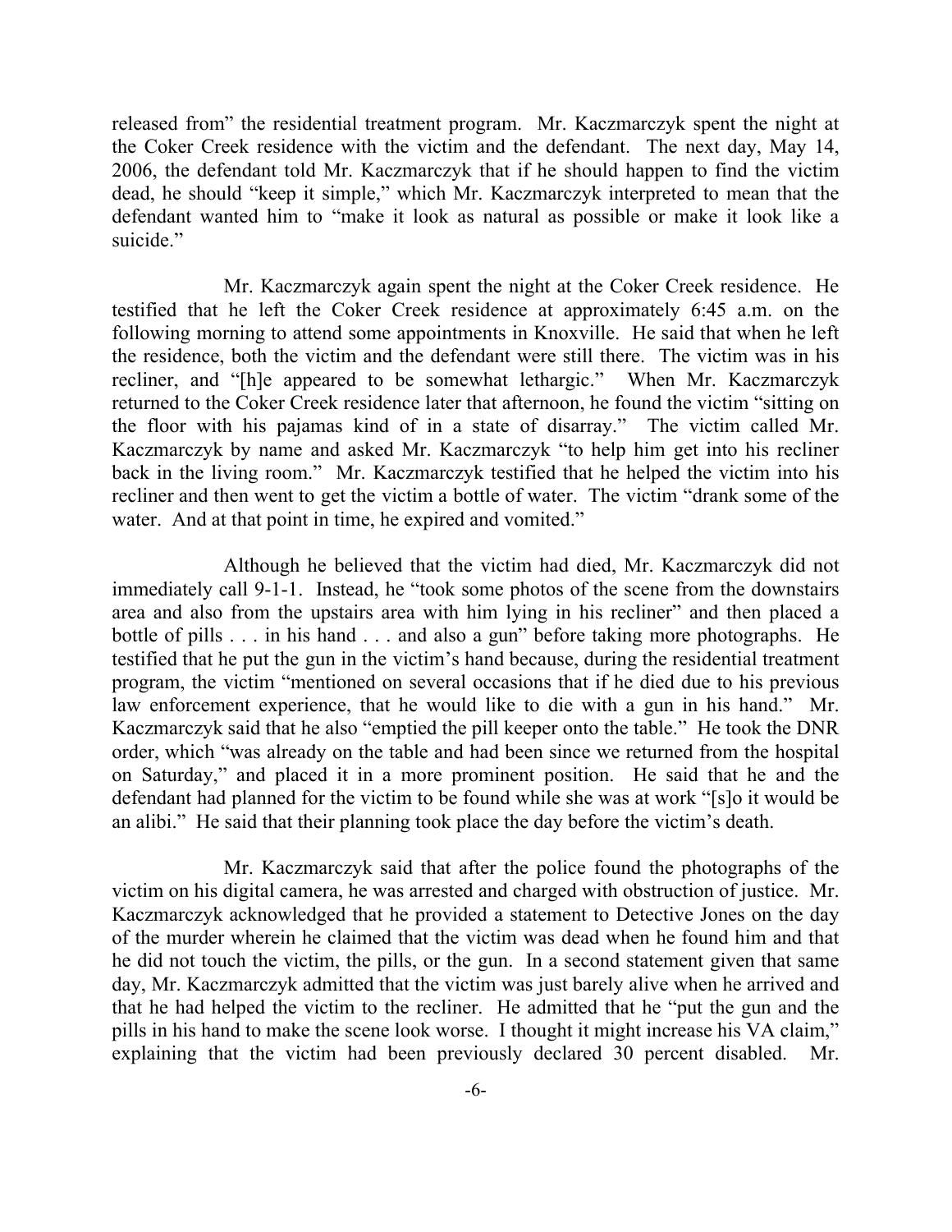released from" the residential treatment program. Mr. Kaczmarczyk spent the night at the Coker Creek residence with the victim and the defendant. The next day, May 14, 2006, the defendant told Mr. Kaczmarczyk that if he should happen to find the victim dead, he should "keep it simple," which Mr. Kaczmarczyk interpreted to mean that the defendant wanted him to "make it look as natural as possible or make it look like a suicide."

Mr. Kaczmarczyk again spent the night at the Coker Creek residence. He testified that he left the Coker Creek residence at approximately 6:45 a.m. on the following morning to attend some appointments in Knoxville. He said that when he left the residence, both the victim and the defendant were still there. The victim was in his recliner, and "[h]e appeared to be somewhat lethargic." When Mr. Kaczmarczyk returned to the Coker Creek residence later that afternoon, he found the victim "sitting on the floor with his pajamas kind of in a state of disarray." The victim called Mr. Kaczmarczyk by name and asked Mr. Kaczmarczyk "to help him get into his recliner back in the living room." Mr. Kaczmarczyk testified that he helped the victim into his recliner and then went to get the victim a bottle of water. The victim "drank some of the water. And at that point in time, he expired and vomited."

Although he believed that the victim had died, Mr. Kaczmarczyk did not immediately call 9-1-1. Instead, he "took some photos of the scene from the downstairs area and also from the upstairs area with him lying in his recliner" and then placed a bottle of pills . . . in his hand . . . and also a gun" before taking more photographs. He testified that he put the gun in the victim's hand because, during the residential treatment program, the victim "mentioned on several occasions that if he died due to his previous law enforcement experience, that he would like to die with a gun in his hand." Mr. Kaczmarczyk said that he also "emptied the pill keeper onto the table." He took the DNR order, which "was already on the table and had been since we returned from the hospital on Saturday," and placed it in a more prominent position. He said that he and the defendant had planned for the victim to be found while she was at work "[s]o it would be an alibi." He said that their planning took place the day before the victim's death.

Mr. Kaczmarczyk said that after the police found the photographs of the victim on his digital camera, he was arrested and charged with obstruction of justice. Mr. Kaczmarczyk acknowledged that he provided a statement to Detective Jones on the day of the murder wherein he claimed that the victim was dead when he found him and that he did not touch the victim, the pills, or the gun. In a second statement given that same day, Mr. Kaczmarczyk admitted that the victim was just barely alive when he arrived and that he had helped the victim to the recliner. He admitted that he "put the gun and the pills in his hand to make the scene look worse. I thought it might increase his VA claim," explaining that the victim had been previously declared 30 percent disabled. Mr.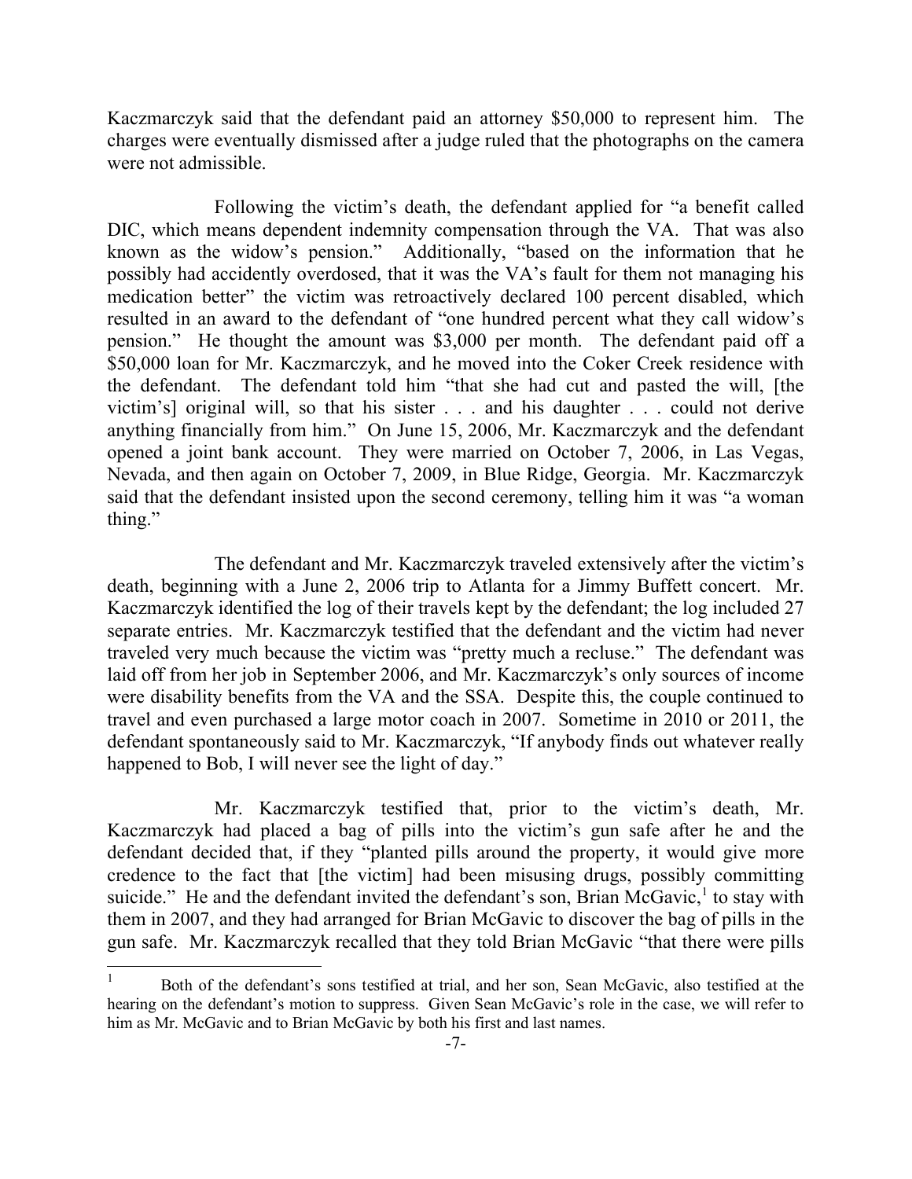Kaczmarczyk said that the defendant paid an attorney $50,000 to represent him. The charges were eventually dismissed after a judge ruled that the photographs on the camera were not admissible.

Following the victim's death, the defendant applied for "a benefit called DIC, which means dependent indemnity compensation through the VA. That was also known as the widow's pension." Additionally, "based on the information that he possibly had accidently overdosed, that it was the VA's fault for them not managing his medication better" the victim was retroactively declared 100 percent disabled, which resulted in an award to the defendant of "one hundred percent what they call widow's pension." He thought the amount was $3,000 per month. The defendant paid off a $50,000 loan for Mr. Kaczmarczyk, and he moved into the Coker Creek residence with the defendant. The defendant told him "that she had cut and pasted the will, [the victim's] original will, so that his sister . . . and his daughter . . . could not derive anything financially from him." On June 15, 2006, Mr. Kaczmarczyk and the defendant opened a joint bank account. They were married on October 7, 2006, in Las Vegas, Nevada, and then again on October 7, 2009, in Blue Ridge, Georgia. Mr. Kaczmarczyk said that the defendant insisted upon the second ceremony, telling him it was "a woman thing."

The defendant and Mr. Kaczmarczyk traveled extensively after the victim's death, beginning with a June 2, 2006 trip to Atlanta for a Jimmy Buffett concert. Mr. Kaczmarczyk identified the log of their travels kept by the defendant; the log included 27 separate entries. Mr. Kaczmarczyk testified that the defendant and the victim had never traveled very much because the victim was "pretty much a recluse." The defendant was laid off from her job in September 2006, and Mr. Kaczmarczyk's only sources of income were disability benefits from the VA and the SSA. Despite this, the couple continued to travel and even purchased a large motor coach in 2007. Sometime in 2010 or 2011, the defendant spontaneously said to Mr. Kaczmarczyk, "If anybody finds out whatever really happened to Bob, I will never see the light of day."

Mr. Kaczmarczyk testified that, prior to the victim's death, Mr. Kaczmarczyk had placed a bag of pills into the victim's gun safe after he and the defendant decided that, if they "planted pills around the property, it would give more credence to the fact that [the victim] had been misusing drugs, possibly committing suicide." He and the defendant invited the defendant's son, Brian McGavic,[1] to stay with them in 2007, and they had arranged for Brian McGavic to discover the bag of pills in the gun safe. Mr. Kaczmarczyk recalled that they told Brian McGavic "that there were pills

[1] Both of the defendant's sons testified at trial, and her son, Sean McGavic, also testified at the hearing on the defendant's motion to suppress. Given Sean McGavic's role in the case, we will refer to him as Mr. McGavic and to Brian McGavic by both his first and last names.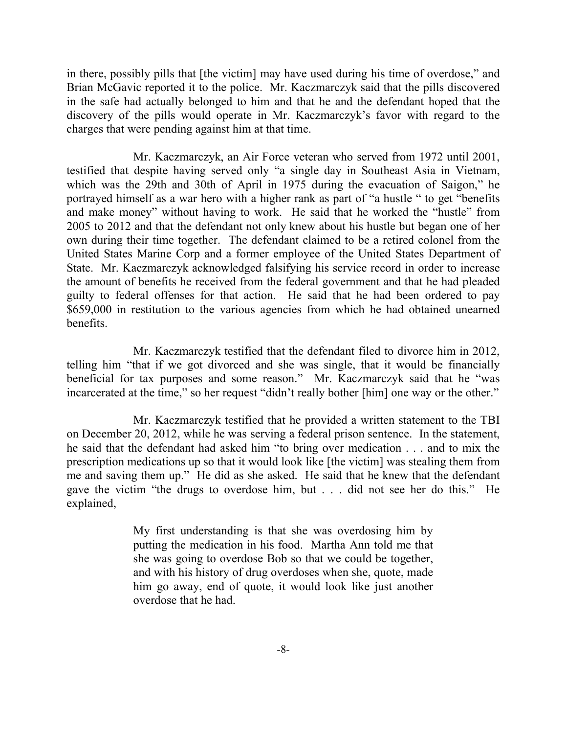in there, possibly pills that [the victim] may have used during his time of overdose," and Brian McGavic reported it to the police. Mr. Kaczmarczyk said that the pills discovered in the safe had actually belonged to him and that he and the defendant hoped that the discovery of the pills would operate in Mr. Kaczmarczyk's favor with regard to the charges that were pending against him at that time.

Mr. Kaczmarczyk, an Air Force veteran who served from 1972 until 2001, testified that despite having served only "a single day in Southeast Asia in Vietnam, which was the 29th and 30th of April in 1975 during the evacuation of Saigon," he portrayed himself as a war hero with a higher rank as part of "a hustle " to get "benefits and make money" without having to work. He said that he worked the "hustle" from 2005 to 2012 and that the defendant not only knew about his hustle but began one of her own during their time together. The defendant claimed to be a retired colonel from the United States Marine Corp and a former employee of the United States Department of State. Mr. Kaczmarczyk acknowledged falsifying his service record in order to increase the amount of benefits he received from the federal government and that he had pleaded guilty to federal offenses for that action. He said that he had been ordered to pay $659,000 in restitution to the various agencies from which he had obtained unearned benefits.

Mr. Kaczmarczyk testified that the defendant filed to divorce him in 2012, telling him "that if we got divorced and she was single, that it would be financially beneficial for tax purposes and some reason." Mr. Kaczmarczyk said that he "was incarcerated at the time," so her request "didn't really bother [him] one way or the other."

Mr. Kaczmarczyk testified that he provided a written statement to the TBI on December 20, 2012, while he was serving a federal prison sentence. In the statement, he said that the defendant had asked him "to bring over medication . . . and to mix the prescription medications up so that it would look like [the victim] was stealing them from me and saving them up." He did as she asked. He said that he knew that the defendant gave the victim "the drugs to overdose him, but . . . did not see her do this." He explained,

> My first understanding is that she was overdosing him by putting the medication in his food. Martha Ann told me that she was going to overdose Bob so that we could be together, and with his history of drug overdoses when she, quote, made him go away, end of quote, it would look like just another overdose that he had.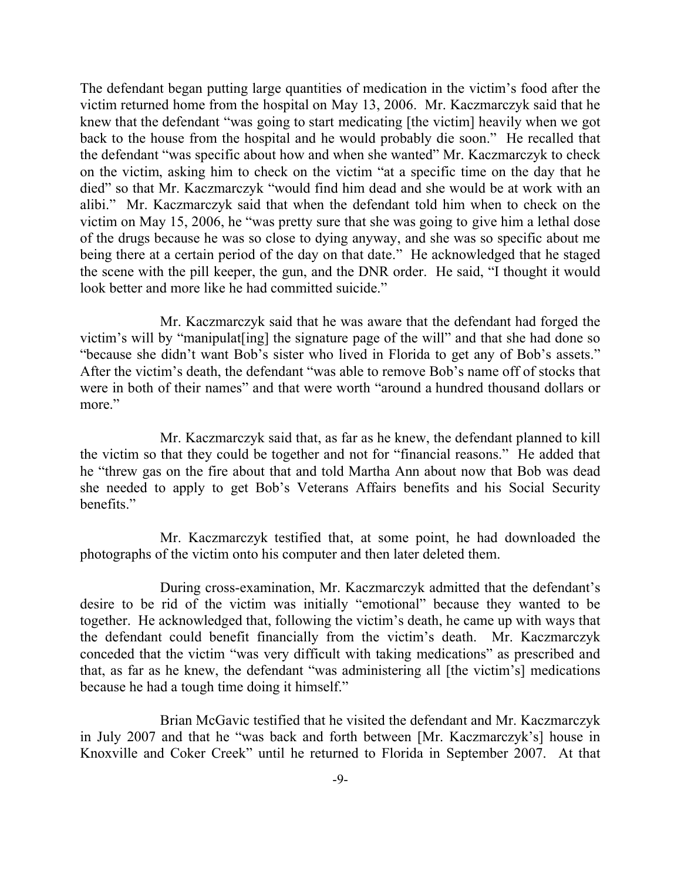The defendant began putting large quantities of medication in the victim's food after the victim returned home from the hospital on May 13, 2006. Mr. Kaczmarczyk said that he knew that the defendant "was going to start medicating [the victim] heavily when we got back to the house from the hospital and he would probably die soon." He recalled that the defendant "was specific about how and when she wanted" Mr. Kaczmarczyk to check on the victim, asking him to check on the victim "at a specific time on the day that he died" so that Mr. Kaczmarczyk "would find him dead and she would be at work with an alibi." Mr. Kaczmarczyk said that when the defendant told him when to check on the victim on May 15, 2006, he "was pretty sure that she was going to give him a lethal dose of the drugs because he was so close to dying anyway, and she was so specific about me being there at a certain period of the day on that date." He acknowledged that he staged the scene with the pill keeper, the gun, and the DNR order. He said, "I thought it would look better and more like he had committed suicide."

Mr. Kaczmarczyk said that he was aware that the defendant had forged the victim's will by "manipulat[ing] the signature page of the will" and that she had done so "because she didn't want Bob's sister who lived in Florida to get any of Bob's assets." After the victim's death, the defendant "was able to remove Bob's name off of stocks that were in both of their names" and that were worth "around a hundred thousand dollars or more."

Mr. Kaczmarczyk said that, as far as he knew, the defendant planned to kill the victim so that they could be together and not for "financial reasons." He added that he "threw gas on the fire about that and told Martha Ann about now that Bob was dead she needed to apply to get Bob's Veterans Affairs benefits and his Social Security benefits."

Mr. Kaczmarczyk testified that, at some point, he had downloaded the photographs of the victim onto his computer and then later deleted them.

During cross-examination, Mr. Kaczmarczyk admitted that the defendant's desire to be rid of the victim was initially "emotional" because they wanted to be together. He acknowledged that, following the victim's death, he came up with ways that the defendant could benefit financially from the victim's death. Mr. Kaczmarczyk conceded that the victim "was very difficult with taking medications" as prescribed and that, as far as he knew, the defendant "was administering all [the victim's] medications because he had a tough time doing it himself."

Brian McGavic testified that he visited the defendant and Mr. Kaczmarczyk in July 2007 and that he "was back and forth between [Mr. Kaczmarczyk's] house in Knoxville and Coker Creek" until he returned to Florida in September 2007. At that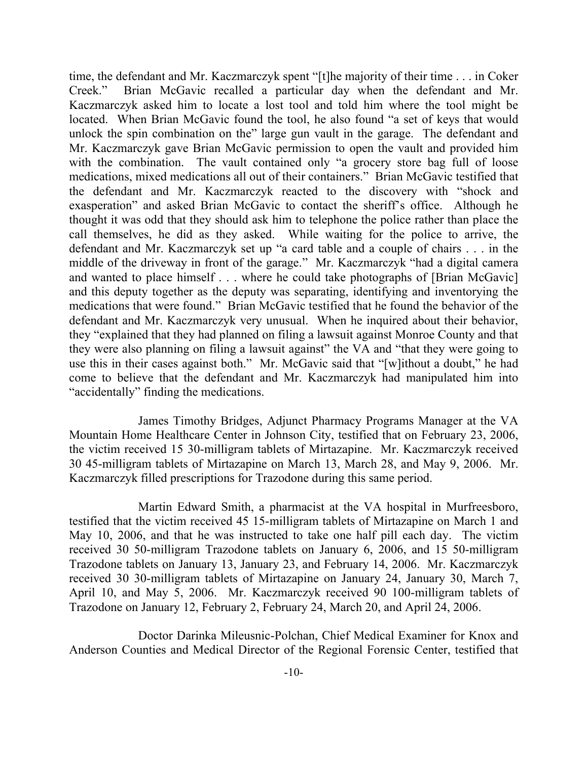time, the defendant and Mr. Kaczmarczyk spent "[t]he majority of their time . . . in Coker Creek." Brian McGavic recalled a particular day when the defendant and Mr. Kaczmarczyk asked him to locate a lost tool and told him where the tool might be located. When Brian McGavic found the tool, he also found "a set of keys that would unlock the spin combination on the" large gun vault in the garage. The defendant and Mr. Kaczmarczyk gave Brian McGavic permission to open the vault and provided him with the combination. The vault contained only "a grocery store bag full of loose medications, mixed medications all out of their containers." Brian McGavic testified that the defendant and Mr. Kaczmarczyk reacted to the discovery with "shock and exasperation" and asked Brian McGavic to contact the sheriff's office. Although he thought it was odd that they should ask him to telephone the police rather than place the call themselves, he did as they asked. While waiting for the police to arrive, the defendant and Mr. Kaczmarczyk set up "a card table and a couple of chairs . . . in the middle of the driveway in front of the garage." Mr. Kaczmarczyk "had a digital camera and wanted to place himself . . . where he could take photographs of [Brian McGavic] and this deputy together as the deputy was separating, identifying and inventorying the medications that were found." Brian McGavic testified that he found the behavior of the defendant and Mr. Kaczmarczyk very unusual. When he inquired about their behavior, they "explained that they had planned on filing a lawsuit against Monroe County and that they were also planning on filing a lawsuit against" the VA and "that they were going to use this in their cases against both." Mr. McGavic said that "[w]ithout a doubt," he had come to believe that the defendant and Mr. Kaczmarczyk had manipulated him into "accidentally" finding the medications.

James Timothy Bridges, Adjunct Pharmacy Programs Manager at the VA Mountain Home Healthcare Center in Johnson City, testified that on February 23, 2006, the victim received 15 30-milligram tablets of Mirtazapine. Mr. Kaczmarczyk received 30 45-milligram tablets of Mirtazapine on March 13, March 28, and May 9, 2006. Mr. Kaczmarczyk filled prescriptions for Trazodone during this same period.

Martin Edward Smith, a pharmacist at the VA hospital in Murfreesboro, testified that the victim received 45 15-milligram tablets of Mirtazapine on March 1 and May 10, 2006, and that he was instructed to take one half pill each day. The victim received 30 50-milligram Trazodone tablets on January 6, 2006, and 15 50-milligram Trazodone tablets on January 13, January 23, and February 14, 2006. Mr. Kaczmarczyk received 30 30-milligram tablets of Mirtazapine on January 24, January 30, March 7, April 10, and May 5, 2006. Mr. Kaczmarczyk received 90 100-milligram tablets of Trazodone on January 12, February 2, February 24, March 20, and April 24, 2006.

Doctor Darinka Mileusnic-Polchan, Chief Medical Examiner for Knox and Anderson Counties and Medical Director of the Regional Forensic Center, testified that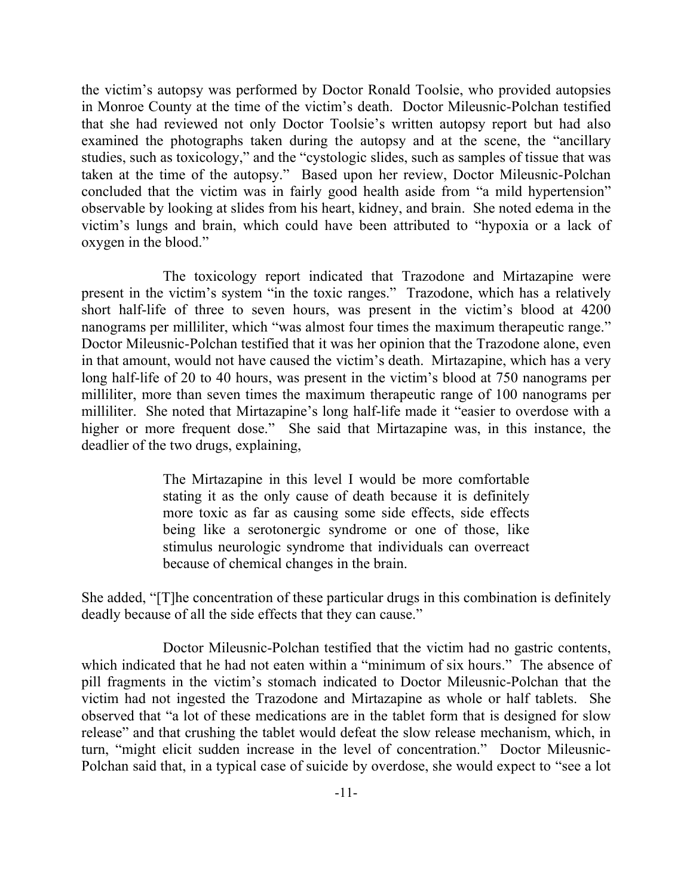the victim's autopsy was performed by Doctor Ronald Toolsie, who provided autopsies in Monroe County at the time of the victim's death. Doctor Mileusnic-Polchan testified that she had reviewed not only Doctor Toolsie's written autopsy report but had also examined the photographs taken during the autopsy and at the scene, the "ancillary studies, such as toxicology," and the "cystologic slides, such as samples of tissue that was taken at the time of the autopsy." Based upon her review, Doctor Mileusnic-Polchan concluded that the victim was in fairly good health aside from "a mild hypertension" observable by looking at slides from his heart, kidney, and brain. She noted edema in the victim's lungs and brain, which could have been attributed to "hypoxia or a lack of oxygen in the blood."

The toxicology report indicated that Trazodone and Mirtazapine were present in the victim's system "in the toxic ranges." Trazodone, which has a relatively short half-life of three to seven hours, was present in the victim's blood at 4200 nanograms per milliliter, which "was almost four times the maximum therapeutic range." Doctor Mileusnic-Polchan testified that it was her opinion that the Trazodone alone, even in that amount, would not have caused the victim's death. Mirtazapine, which has a very long half-life of 20 to 40 hours, was present in the victim's blood at 750 nanograms per milliliter, more than seven times the maximum therapeutic range of 100 nanograms per milliliter. She noted that Mirtazapine's long half-life made it "easier to overdose with a higher or more frequent dose." She said that Mirtazapine was, in this instance, the deadlier of the two drugs, explaining,

> The Mirtazapine in this level I would be more comfortable stating it as the only cause of death because it is definitely more toxic as far as causing some side effects, side effects being like a serotonergic syndrome or one of those, like stimulus neurologic syndrome that individuals can overreact because of chemical changes in the brain.

She added, "[T]he concentration of these particular drugs in this combination is definitely deadly because of all the side effects that they can cause."

Doctor Mileusnic-Polchan testified that the victim had no gastric contents, which indicated that he had not eaten within a "minimum of six hours." The absence of pill fragments in the victim's stomach indicated to Doctor Mileusnic-Polchan that the victim had not ingested the Trazodone and Mirtazapine as whole or half tablets. She observed that "a lot of these medications are in the tablet form that is designed for slow release" and that crushing the tablet would defeat the slow release mechanism, which, in turn, "might elicit sudden increase in the level of concentration." Doctor Mileusnic-Polchan said that, in a typical case of suicide by overdose, she would expect to "see a lot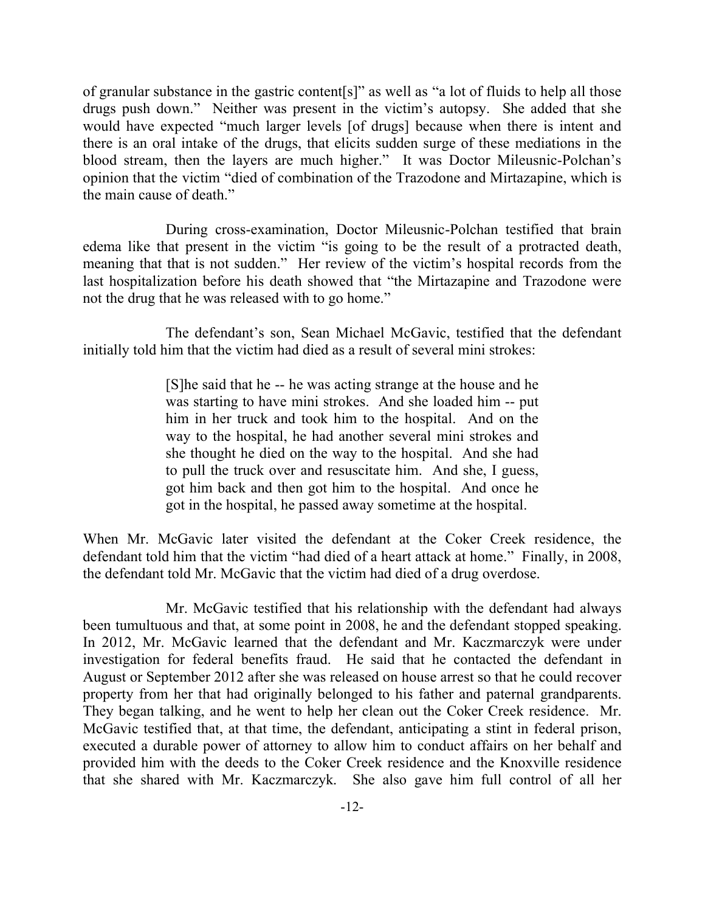of granular substance in the gastric content[s]" as well as "a lot of fluids to help all those drugs push down." Neither was present in the victim's autopsy. She added that she would have expected "much larger levels [of drugs] because when there is intent and there is an oral intake of the drugs, that elicits sudden surge of these mediations in the blood stream, then the layers are much higher." It was Doctor Mileusnic-Polchan's opinion that the victim "died of combination of the Trazodone and Mirtazapine, which is the main cause of death."

During cross-examination, Doctor Mileusnic-Polchan testified that brain edema like that present in the victim "is going to be the result of a protracted death, meaning that that is not sudden." Her review of the victim's hospital records from the last hospitalization before his death showed that "the Mirtazapine and Trazodone were not the drug that he was released with to go home."

The defendant's son, Sean Michael McGavic, testified that the defendant initially told him that the victim had died as a result of several mini strokes:

> [S]he said that he -- he was acting strange at the house and he was starting to have mini strokes. And she loaded him -- put him in her truck and took him to the hospital. And on the way to the hospital, he had another several mini strokes and she thought he died on the way to the hospital. And she had to pull the truck over and resuscitate him. And she, I guess, got him back and then got him to the hospital. And once he got in the hospital, he passed away sometime at the hospital.

When Mr. McGavic later visited the defendant at the Coker Creek residence, the defendant told him that the victim "had died of a heart attack at home." Finally, in 2008, the defendant told Mr. McGavic that the victim had died of a drug overdose.

Mr. McGavic testified that his relationship with the defendant had always been tumultuous and that, at some point in 2008, he and the defendant stopped speaking. In 2012, Mr. McGavic learned that the defendant and Mr. Kaczmarczyk were under investigation for federal benefits fraud. He said that he contacted the defendant in August or September 2012 after she was released on house arrest so that he could recover property from her that had originally belonged to his father and paternal grandparents. They began talking, and he went to help her clean out the Coker Creek residence. Mr. McGavic testified that, at that time, the defendant, anticipating a stint in federal prison, executed a durable power of attorney to allow him to conduct affairs on her behalf and provided him with the deeds to the Coker Creek residence and the Knoxville residence that she shared with Mr. Kaczmarczyk. She also gave him full control of all her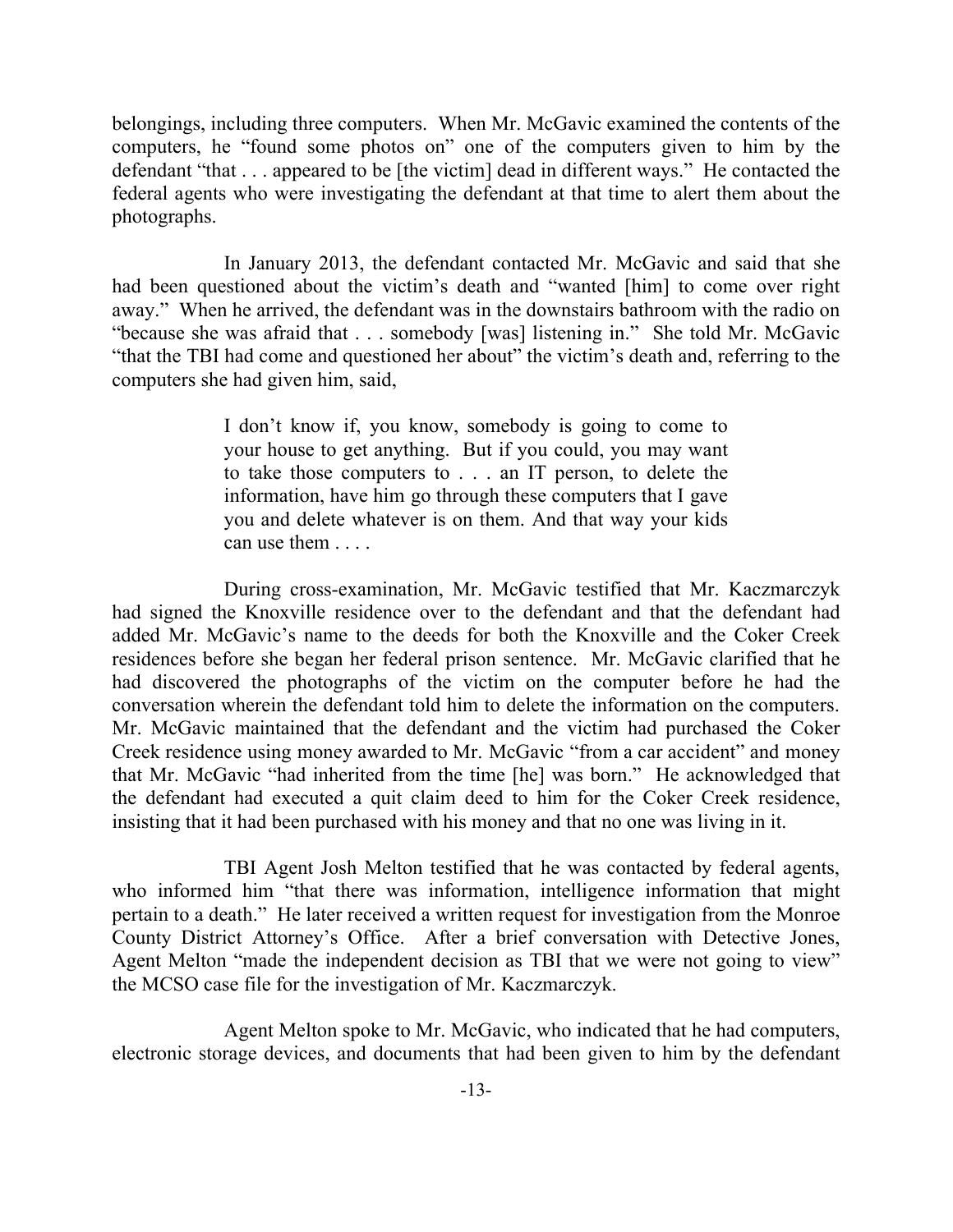belongings, including three computers. When Mr. McGavic examined the contents of the computers, he "found some photos on" one of the computers given to him by the defendant "that . . . appeared to be [the victim] dead in different ways." He contacted the federal agents who were investigating the defendant at that time to alert them about the photographs.

In January 2013, the defendant contacted Mr. McGavic and said that she had been questioned about the victim's death and "wanted [him] to come over right away." When he arrived, the defendant was in the downstairs bathroom with the radio on "because she was afraid that . . . somebody [was] listening in." She told Mr. McGavic "that the TBI had come and questioned her about" the victim's death and, referring to the computers she had given him, said,

> I don't know if, you know, somebody is going to come to your house to get anything. But if you could, you may want to take those computers to . . . an IT person, to delete the information, have him go through these computers that I gave you and delete whatever is on them. And that way your kids can use them . . . .

During cross-examination, Mr. McGavic testified that Mr. Kaczmarczyk had signed the Knoxville residence over to the defendant and that the defendant had added Mr. McGavic's name to the deeds for both the Knoxville and the Coker Creek residences before she began her federal prison sentence. Mr. McGavic clarified that he had discovered the photographs of the victim on the computer before he had the conversation wherein the defendant told him to delete the information on the computers. Mr. McGavic maintained that the defendant and the victim had purchased the Coker Creek residence using money awarded to Mr. McGavic "from a car accident" and money that Mr. McGavic "had inherited from the time [he] was born." He acknowledged that the defendant had executed a quit claim deed to him for the Coker Creek residence, insisting that it had been purchased with his money and that no one was living in it.

TBI Agent Josh Melton testified that he was contacted by federal agents, who informed him "that there was information, intelligence information that might pertain to a death." He later received a written request for investigation from the Monroe County District Attorney's Office. After a brief conversation with Detective Jones, Agent Melton "made the independent decision as TBI that we were not going to view" the MCSO case file for the investigation of Mr. Kaczmarczyk.

Agent Melton spoke to Mr. McGavic, who indicated that he had computers, electronic storage devices, and documents that had been given to him by the defendant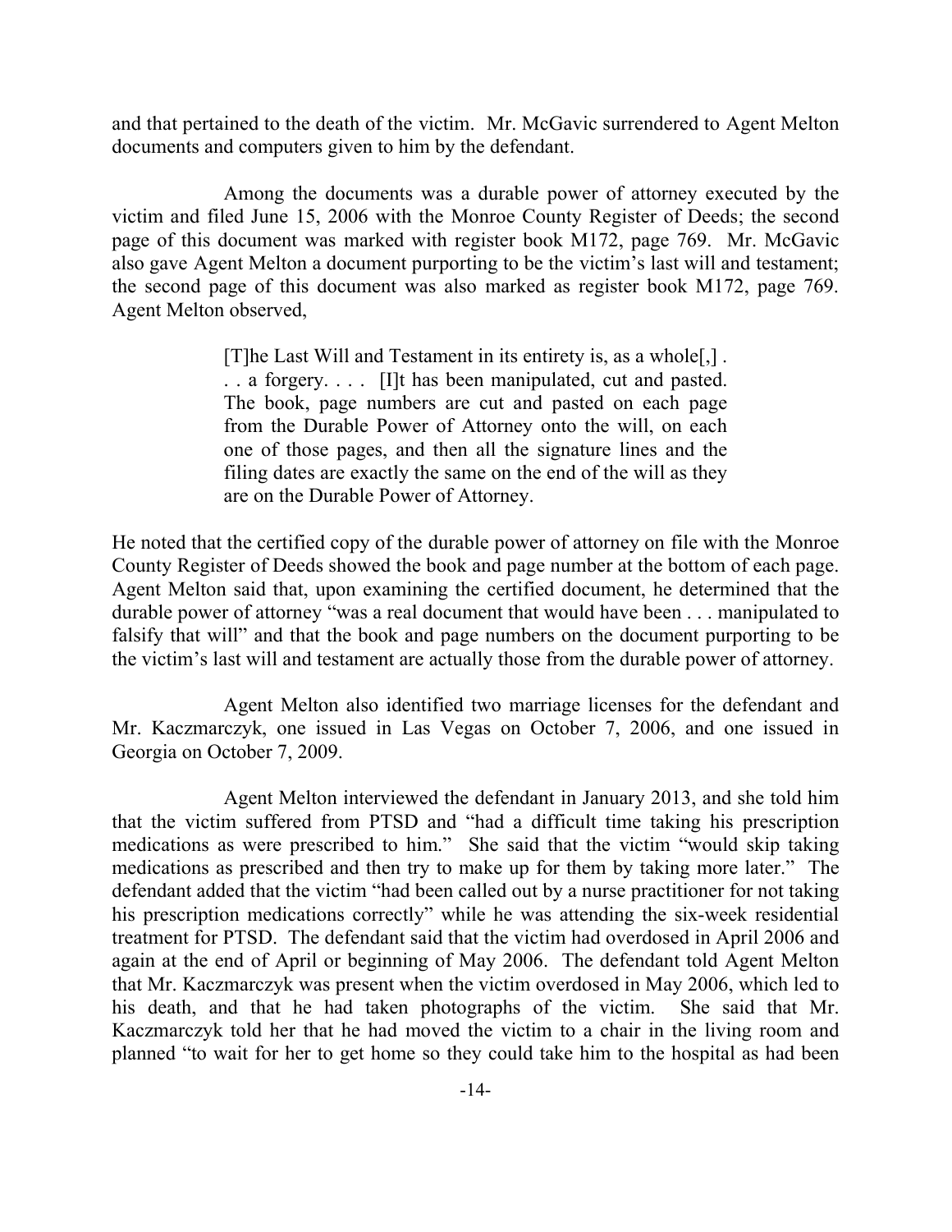and that pertained to the death of the victim. Mr. McGavic surrendered to Agent Melton documents and computers given to him by the defendant.

Among the documents was a durable power of attorney executed by the victim and filed June 15, 2006 with the Monroe County Register of Deeds; the second page of this document was marked with register book M172, page 769. Mr. McGavic also gave Agent Melton a document purporting to be the victim's last will and testament; the second page of this document was also marked as register book M172, page 769. Agent Melton observed,

> [T]he Last Will and Testament in its entirety is, as a whole[,] . . . a forgery. . . . [I]t has been manipulated, cut and pasted. The book, page numbers are cut and pasted on each page from the Durable Power of Attorney onto the will, on each one of those pages, and then all the signature lines and the filing dates are exactly the same on the end of the will as they are on the Durable Power of Attorney.

He noted that the certified copy of the durable power of attorney on file with the Monroe County Register of Deeds showed the book and page number at the bottom of each page. Agent Melton said that, upon examining the certified document, he determined that the durable power of attorney "was a real document that would have been . . . manipulated to falsify that will" and that the book and page numbers on the document purporting to be the victim's last will and testament are actually those from the durable power of attorney.

Agent Melton also identified two marriage licenses for the defendant and Mr. Kaczmarczyk, one issued in Las Vegas on October 7, 2006, and one issued in Georgia on October 7, 2009.

Agent Melton interviewed the defendant in January 2013, and she told him that the victim suffered from PTSD and "had a difficult time taking his prescription medications as were prescribed to him." She said that the victim "would skip taking medications as prescribed and then try to make up for them by taking more later." The defendant added that the victim "had been called out by a nurse practitioner for not taking his prescription medications correctly" while he was attending the six-week residential treatment for PTSD. The defendant said that the victim had overdosed in April 2006 and again at the end of April or beginning of May 2006. The defendant told Agent Melton that Mr. Kaczmarczyk was present when the victim overdosed in May 2006, which led to his death, and that he had taken photographs of the victim. She said that Mr. Kaczmarczyk told her that he had moved the victim to a chair in the living room and planned "to wait for her to get home so they could take him to the hospital as had been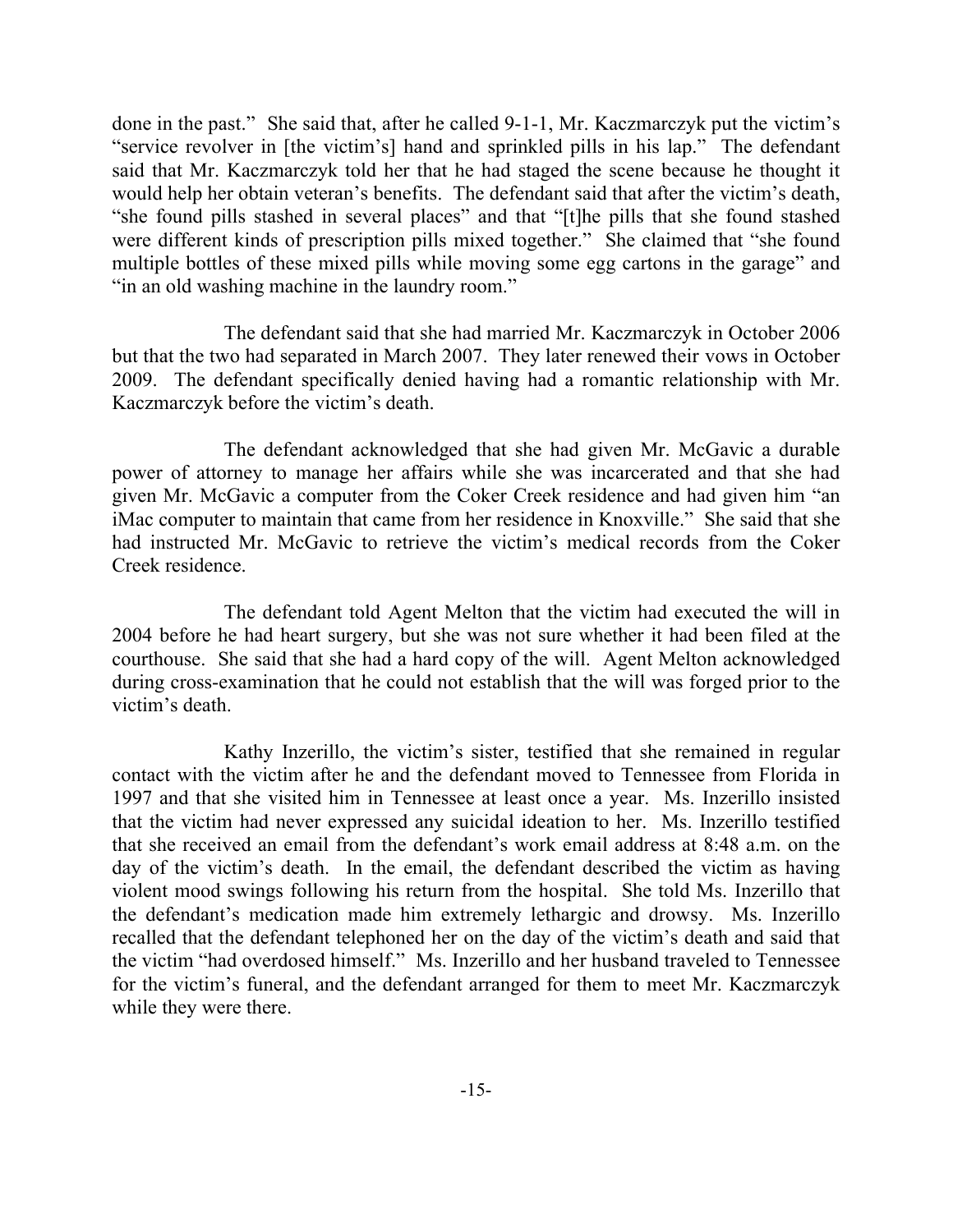done in the past." She said that, after he called 9-1-1, Mr. Kaczmarczyk put the victim's "service revolver in [the victim's] hand and sprinkled pills in his lap." The defendant said that Mr. Kaczmarczyk told her that he had staged the scene because he thought it would help her obtain veteran's benefits. The defendant said that after the victim's death, "she found pills stashed in several places" and that "[t]he pills that she found stashed were different kinds of prescription pills mixed together." She claimed that "she found multiple bottles of these mixed pills while moving some egg cartons in the garage" and "in an old washing machine in the laundry room."

The defendant said that she had married Mr. Kaczmarczyk in October 2006 but that the two had separated in March 2007. They later renewed their vows in October 2009. The defendant specifically denied having had a romantic relationship with Mr. Kaczmarczyk before the victim's death.

The defendant acknowledged that she had given Mr. McGavic a durable power of attorney to manage her affairs while she was incarcerated and that she had given Mr. McGavic a computer from the Coker Creek residence and had given him "an iMac computer to maintain that came from her residence in Knoxville." She said that she had instructed Mr. McGavic to retrieve the victim's medical records from the Coker Creek residence.

The defendant told Agent Melton that the victim had executed the will in 2004 before he had heart surgery, but she was not sure whether it had been filed at the courthouse. She said that she had a hard copy of the will. Agent Melton acknowledged during cross-examination that he could not establish that the will was forged prior to the victim's death.

Kathy Inzerillo, the victim's sister, testified that she remained in regular contact with the victim after he and the defendant moved to Tennessee from Florida in 1997 and that she visited him in Tennessee at least once a year. Ms. Inzerillo insisted that the victim had never expressed any suicidal ideation to her. Ms. Inzerillo testified that she received an email from the defendant's work email address at 8:48 a.m. on the day of the victim's death. In the email, the defendant described the victim as having violent mood swings following his return from the hospital. She told Ms. Inzerillo that the defendant's medication made him extremely lethargic and drowsy. Ms. Inzerillo recalled that the defendant telephoned her on the day of the victim's death and said that the victim "had overdosed himself." Ms. Inzerillo and her husband traveled to Tennessee for the victim's funeral, and the defendant arranged for them to meet Mr. Kaczmarczyk while they were there.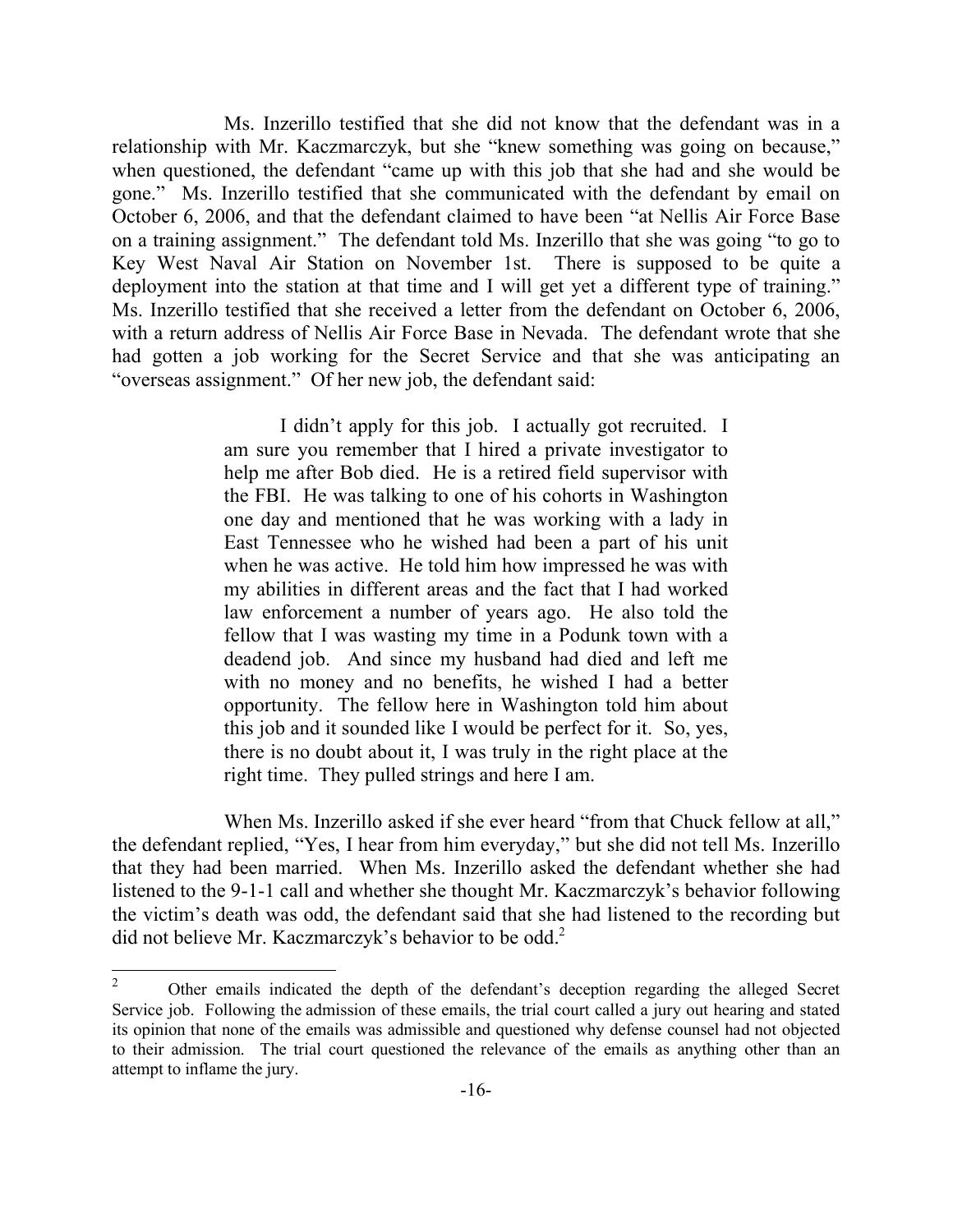Ms. Inzerillo testified that she did not know that the defendant was in a relationship with Mr. Kaczmarczyk, but she "knew something was going on because," when questioned, the defendant "came up with this job that she had and she would be gone." Ms. Inzerillo testified that she communicated with the defendant by email on October 6, 2006, and that the defendant claimed to have been "at Nellis Air Force Base on a training assignment." The defendant told Ms. Inzerillo that she was going "to go to Key West Naval Air Station on November 1st. There is supposed to be quite a deployment into the station at that time and I will get yet a different type of training." Ms. Inzerillo testified that she received a letter from the defendant on October 6, 2006, with a return address of Nellis Air Force Base in Nevada. The defendant wrote that she had gotten a job working for the Secret Service and that she was anticipating an "overseas assignment." Of her new job, the defendant said:

> I didn't apply for this job. I actually got recruited. I am sure you remember that I hired a private investigator to help me after Bob died. He is a retired field supervisor with the FBI. He was talking to one of his cohorts in Washington one day and mentioned that he was working with a lady in East Tennessee who he wished had been a part of his unit when he was active. He told him how impressed he was with my abilities in different areas and the fact that I had worked law enforcement a number of years ago. He also told the fellow that I was wasting my time in a Podunk town with a deadend job. And since my husband had died and left me with no money and no benefits, he wished I had a better opportunity. The fellow here in Washington told him about this job and it sounded like I would be perfect for it. So, yes, there is no doubt about it, I was truly in the right place at the right time. They pulled strings and here I am.

When Ms. Inzerillo asked if she ever heard "from that Chuck fellow at all," the defendant replied, "Yes, I hear from him everyday," but she did not tell Ms. Inzerillo that they had been married. When Ms. Inzerillo asked the defendant whether she had listened to the 9-1-1 call and whether she thought Mr. Kaczmarczyk's behavior following the victim's death was odd, the defendant said that she had listened to the recording but did not believe Mr. Kaczmarczyk's behavior to be odd.[2]

---

[2] Other emails indicated the depth of the defendant's deception regarding the alleged Secret Service job. Following the admission of these emails, the trial court called a jury out hearing and stated its opinion that none of the emails was admissible and questioned why defense counsel had not objected to their admission. The trial court questioned the relevance of the emails as anything other than an attempt to inflame the jury.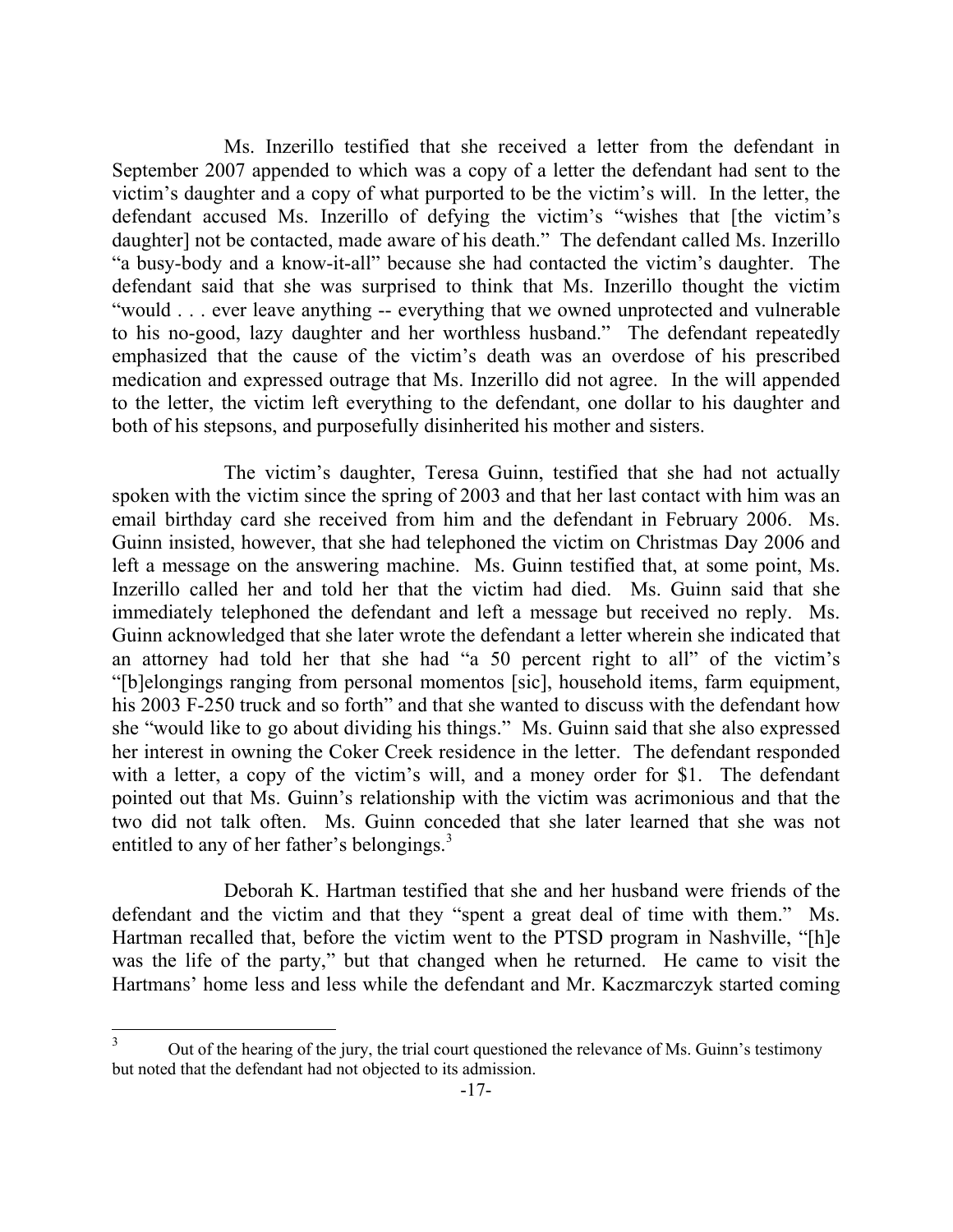Ms. Inzerillo testified that she received a letter from the defendant in September 2007 appended to which was a copy of a letter the defendant had sent to the victim's daughter and a copy of what purported to be the victim's will. In the letter, the defendant accused Ms. Inzerillo of defying the victim's "wishes that [the victim's daughter] not be contacted, made aware of his death." The defendant called Ms. Inzerillo "a busy-body and a know-it-all" because she had contacted the victim's daughter. The defendant said that she was surprised to think that Ms. Inzerillo thought the victim "would . . . ever leave anything -- everything that we owned unprotected and vulnerable to his no-good, lazy daughter and her worthless husband." The defendant repeatedly emphasized that the cause of the victim's death was an overdose of his prescribed medication and expressed outrage that Ms. Inzerillo did not agree. In the will appended to the letter, the victim left everything to the defendant, one dollar to his daughter and both of his stepsons, and purposefully disinherited his mother and sisters.

The victim's daughter, Teresa Guinn, testified that she had not actually spoken with the victim since the spring of 2003 and that her last contact with him was an email birthday card she received from him and the defendant in February 2006. Ms. Guinn insisted, however, that she had telephoned the victim on Christmas Day 2006 and left a message on the answering machine. Ms. Guinn testified that, at some point, Ms. Inzerillo called her and told her that the victim had died. Ms. Guinn said that she immediately telephoned the defendant and left a message but received no reply. Ms. Guinn acknowledged that she later wrote the defendant a letter wherein she indicated that an attorney had told her that she had "a 50 percent right to all" of the victim's "[b]elongings ranging from personal momentos [sic], household items, farm equipment, his 2003 F-250 truck and so forth" and that she wanted to discuss with the defendant how she "would like to go about dividing his things." Ms. Guinn said that she also expressed her interest in owning the Coker Creek residence in the letter. The defendant responded with a letter, a copy of the victim's will, and a money order for $1. The defendant pointed out that Ms. Guinn's relationship with the victim was acrimonious and that the two did not talk often. Ms. Guinn conceded that she later learned that she was not entitled to any of her father's belongings.[3]

Deborah K. Hartman testified that she and her husband were friends of the defendant and the victim and that they "spent a great deal of time with them." Ms. Hartman recalled that, before the victim went to the PTSD program in Nashville, "[h]e was the life of the party," but that changed when he returned. He came to visit the Hartmans' home less and less while the defendant and Mr. Kaczmarczyk started coming

---

[3] Out of the hearing of the jury, the trial court questioned the relevance of Ms. Guinn's testimony but noted that the defendant had not objected to its admission.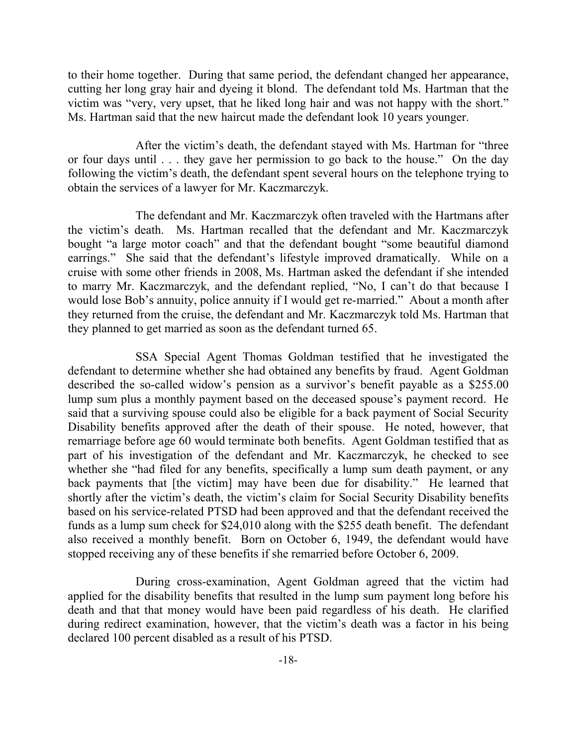to their home together. During that same period, the defendant changed her appearance, cutting her long gray hair and dyeing it blond. The defendant told Ms. Hartman that the victim was "very, very upset, that he liked long hair and was not happy with the short." Ms. Hartman said that the new haircut made the defendant look 10 years younger.

After the victim's death, the defendant stayed with Ms. Hartman for "three or four days until . . . they gave her permission to go back to the house." On the day following the victim's death, the defendant spent several hours on the telephone trying to obtain the services of a lawyer for Mr. Kaczmarczyk.

The defendant and Mr. Kaczmarczyk often traveled with the Hartmans after the victim's death. Ms. Hartman recalled that the defendant and Mr. Kaczmarczyk bought "a large motor coach" and that the defendant bought "some beautiful diamond earrings." She said that the defendant's lifestyle improved dramatically. While on a cruise with some other friends in 2008, Ms. Hartman asked the defendant if she intended to marry Mr. Kaczmarczyk, and the defendant replied, "No, I can't do that because I would lose Bob's annuity, police annuity if I would get re-married." About a month after they returned from the cruise, the defendant and Mr. Kaczmarczyk told Ms. Hartman that they planned to get married as soon as the defendant turned 65.

SSA Special Agent Thomas Goldman testified that he investigated the defendant to determine whether she had obtained any benefits by fraud. Agent Goldman described the so-called widow's pension as a survivor's benefit payable as a $255.00 lump sum plus a monthly payment based on the deceased spouse's payment record. He said that a surviving spouse could also be eligible for a back payment of Social Security Disability benefits approved after the death of their spouse. He noted, however, that remarriage before age 60 would terminate both benefits. Agent Goldman testified that as part of his investigation of the defendant and Mr. Kaczmarczyk, he checked to see whether she "had filed for any benefits, specifically a lump sum death payment, or any back payments that [the victim] may have been due for disability." He learned that shortly after the victim's death, the victim's claim for Social Security Disability benefits based on his service-related PTSD had been approved and that the defendant received the funds as a lump sum check for $24,010 along with the $255 death benefit. The defendant also received a monthly benefit. Born on October 6, 1949, the defendant would have stopped receiving any of these benefits if she remarried before October 6, 2009.

During cross-examination, Agent Goldman agreed that the victim had applied for the disability benefits that resulted in the lump sum payment long before his death and that that money would have been paid regardless of his death. He clarified during redirect examination, however, that the victim's death was a factor in his being declared 100 percent disabled as a result of his PTSD.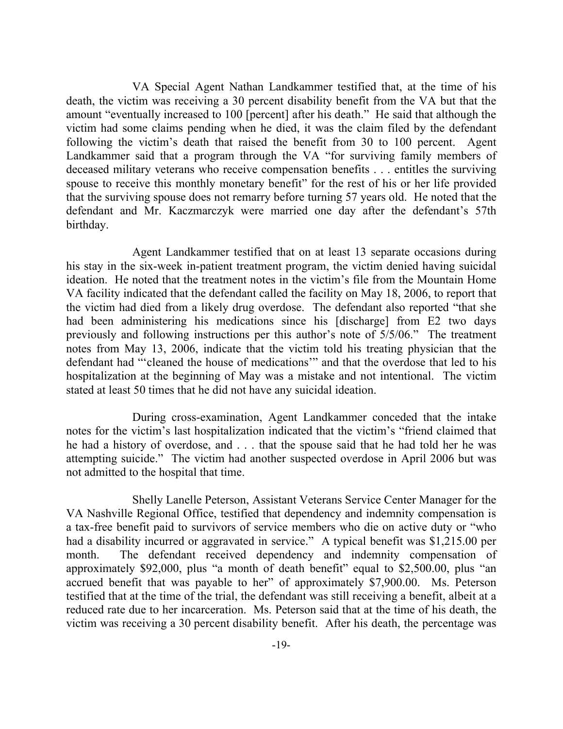VA Special Agent Nathan Landkammer testified that, at the time of his death, the victim was receiving a 30 percent disability benefit from the VA but that the amount "eventually increased to 100 [percent] after his death." He said that although the victim had some claims pending when he died, it was the claim filed by the defendant following the victim's death that raised the benefit from 30 to 100 percent. Agent Landkammer said that a program through the VA "for surviving family members of deceased military veterans who receive compensation benefits . . . entitles the surviving spouse to receive this monthly monetary benefit" for the rest of his or her life provided that the surviving spouse does not remarry before turning 57 years old. He noted that the defendant and Mr. Kaczmarczyk were married one day after the defendant's 57th birthday.

Agent Landkammer testified that on at least 13 separate occasions during his stay in the six-week in-patient treatment program, the victim denied having suicidal ideation. He noted that the treatment notes in the victim's file from the Mountain Home VA facility indicated that the defendant called the facility on May 18, 2006, to report that the victim had died from a likely drug overdose. The defendant also reported "that she had been administering his medications since his [discharge] from E2 two days previously and following instructions per this author's note of 5/5/06." The treatment notes from May 13, 2006, indicate that the victim told his treating physician that the defendant had "'cleaned the house of medications'" and that the overdose that led to his hospitalization at the beginning of May was a mistake and not intentional. The victim stated at least 50 times that he did not have any suicidal ideation.

During cross-examination, Agent Landkammer conceded that the intake notes for the victim's last hospitalization indicated that the victim's "friend claimed that he had a history of overdose, and . . . that the spouse said that he had told her he was attempting suicide." The victim had another suspected overdose in April 2006 but was not admitted to the hospital that time.

Shelly Lanelle Peterson, Assistant Veterans Service Center Manager for the VA Nashville Regional Office, testified that dependency and indemnity compensation is a tax-free benefit paid to survivors of service members who die on active duty or "who had a disability incurred or aggravated in service." A typical benefit was $1,215.00 per month. The defendant received dependency and indemnity compensation of approximately $92,000, plus "a month of death benefit" equal to $2,500.00, plus "an accrued benefit that was payable to her" of approximately $7,900.00. Ms. Peterson testified that at the time of the trial, the defendant was still receiving a benefit, albeit at a reduced rate due to her incarceration. Ms. Peterson said that at the time of his death, the victim was receiving a 30 percent disability benefit. After his death, the percentage was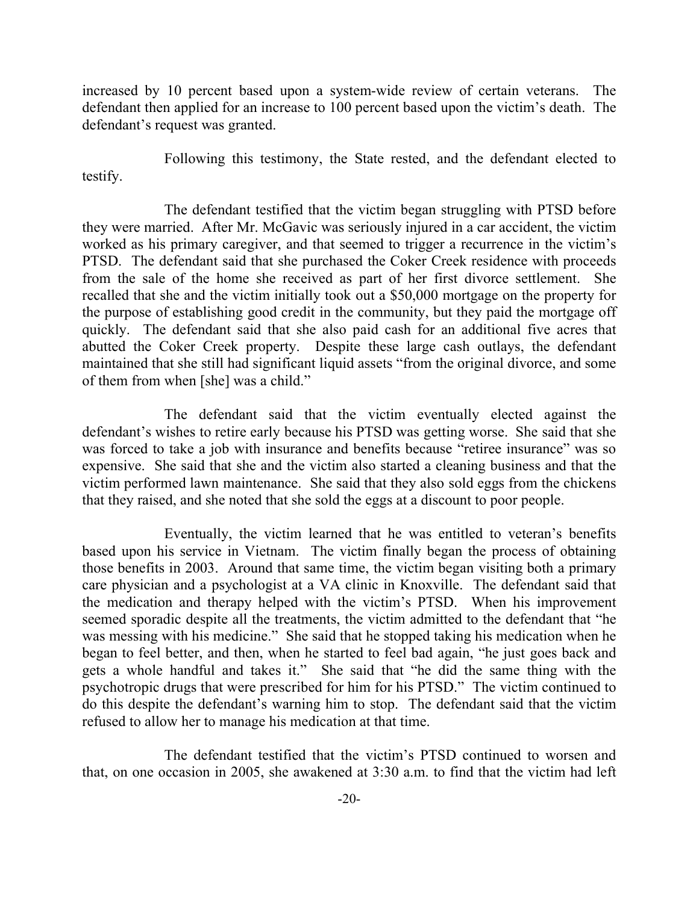increased by 10 percent based upon a system-wide review of certain veterans. The defendant then applied for an increase to 100 percent based upon the victim's death. The defendant's request was granted.

Following this testimony, the State rested, and the defendant elected to testify.

The defendant testified that the victim began struggling with PTSD before they were married. After Mr. McGavic was seriously injured in a car accident, the victim worked as his primary caregiver, and that seemed to trigger a recurrence in the victim's PTSD. The defendant said that she purchased the Coker Creek residence with proceeds from the sale of the home she received as part of her first divorce settlement. She recalled that she and the victim initially took out a $50,000 mortgage on the property for the purpose of establishing good credit in the community, but they paid the mortgage off quickly. The defendant said that she also paid cash for an additional five acres that abutted the Coker Creek property. Despite these large cash outlays, the defendant maintained that she still had significant liquid assets "from the original divorce, and some of them from when [she] was a child."

The defendant said that the victim eventually elected against the defendant's wishes to retire early because his PTSD was getting worse. She said that she was forced to take a job with insurance and benefits because "retiree insurance" was so expensive. She said that she and the victim also started a cleaning business and that the victim performed lawn maintenance. She said that they also sold eggs from the chickens that they raised, and she noted that she sold the eggs at a discount to poor people.

Eventually, the victim learned that he was entitled to veteran's benefits based upon his service in Vietnam. The victim finally began the process of obtaining those benefits in 2003. Around that same time, the victim began visiting both a primary care physician and a psychologist at a VA clinic in Knoxville. The defendant said that the medication and therapy helped with the victim's PTSD. When his improvement seemed sporadic despite all the treatments, the victim admitted to the defendant that "he was messing with his medicine." She said that he stopped taking his medication when he began to feel better, and then, when he started to feel bad again, "he just goes back and gets a whole handful and takes it." She said that "he did the same thing with the psychotropic drugs that were prescribed for him for his PTSD." The victim continued to do this despite the defendant's warning him to stop. The defendant said that the victim refused to allow her to manage his medication at that time.

The defendant testified that the victim's PTSD continued to worsen and that, on one occasion in 2005, she awakened at 3:30 a.m. to find that the victim had left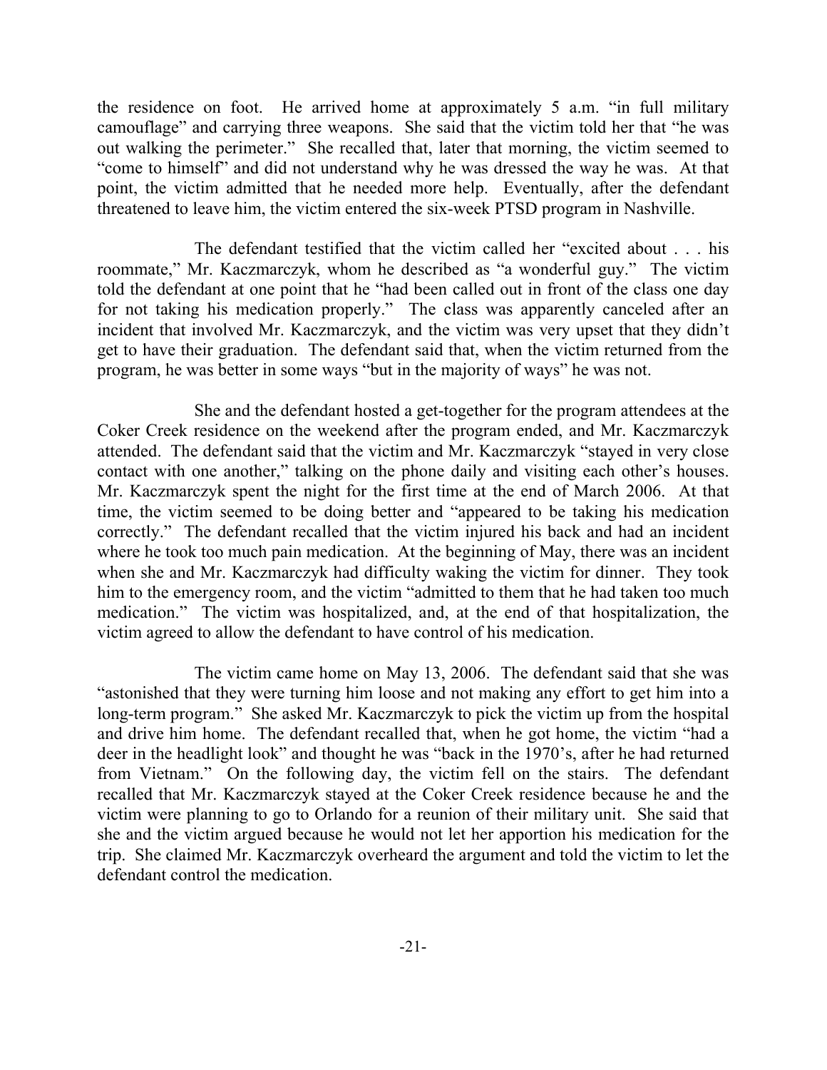the residence on foot. He arrived home at approximately 5 a.m. "in full military camouflage" and carrying three weapons. She said that the victim told her that "he was out walking the perimeter." She recalled that, later that morning, the victim seemed to "come to himself" and did not understand why he was dressed the way he was. At that point, the victim admitted that he needed more help. Eventually, after the defendant threatened to leave him, the victim entered the six-week PTSD program in Nashville.

The defendant testified that the victim called her "excited about . . . his roommate," Mr. Kaczmarczyk, whom he described as "a wonderful guy." The victim told the defendant at one point that he "had been called out in front of the class one day for not taking his medication properly." The class was apparently canceled after an incident that involved Mr. Kaczmarczyk, and the victim was very upset that they didn't get to have their graduation. The defendant said that, when the victim returned from the program, he was better in some ways "but in the majority of ways" he was not.

She and the defendant hosted a get-together for the program attendees at the Coker Creek residence on the weekend after the program ended, and Mr. Kaczmarczyk attended. The defendant said that the victim and Mr. Kaczmarczyk "stayed in very close contact with one another," talking on the phone daily and visiting each other's houses. Mr. Kaczmarczyk spent the night for the first time at the end of March 2006. At that time, the victim seemed to be doing better and "appeared to be taking his medication correctly." The defendant recalled that the victim injured his back and had an incident where he took too much pain medication. At the beginning of May, there was an incident when she and Mr. Kaczmarczyk had difficulty waking the victim for dinner. They took him to the emergency room, and the victim "admitted to them that he had taken too much medication." The victim was hospitalized, and, at the end of that hospitalization, the victim agreed to allow the defendant to have control of his medication.

The victim came home on May 13, 2006. The defendant said that she was "astonished that they were turning him loose and not making any effort to get him into a long-term program." She asked Mr. Kaczmarczyk to pick the victim up from the hospital and drive him home. The defendant recalled that, when he got home, the victim "had a deer in the headlight look" and thought he was "back in the 1970's, after he had returned from Vietnam." On the following day, the victim fell on the stairs. The defendant recalled that Mr. Kaczmarczyk stayed at the Coker Creek residence because he and the victim were planning to go to Orlando for a reunion of their military unit. She said that she and the victim argued because he would not let her apportion his medication for the trip. She claimed Mr. Kaczmarczyk overheard the argument and told the victim to let the defendant control the medication.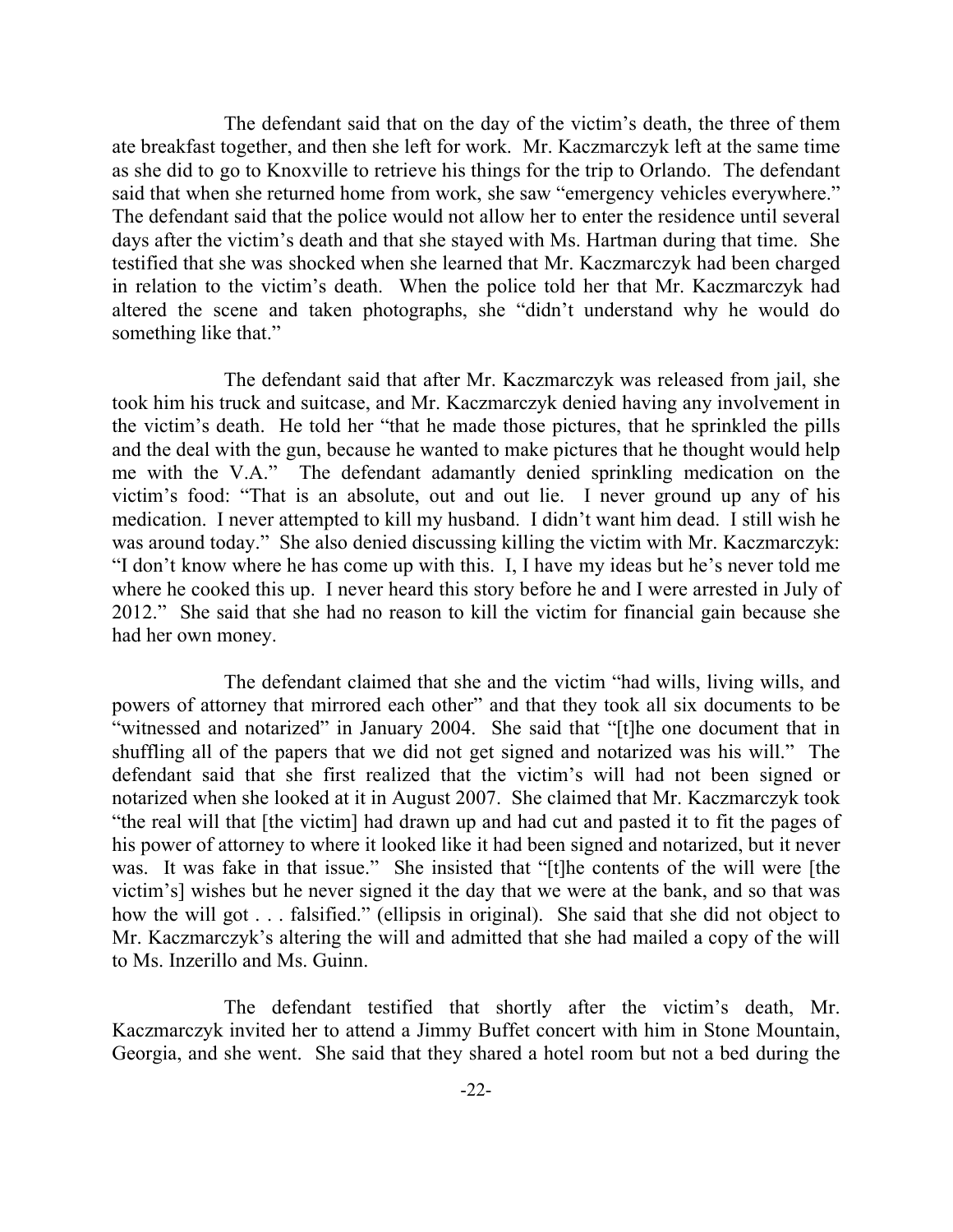The defendant said that on the day of the victim's death, the three of them ate breakfast together, and then she left for work. Mr. Kaczmarczyk left at the same time as she did to go to Knoxville to retrieve his things for the trip to Orlando. The defendant said that when she returned home from work, she saw "emergency vehicles everywhere." The defendant said that the police would not allow her to enter the residence until several days after the victim's death and that she stayed with Ms. Hartman during that time. She testified that she was shocked when she learned that Mr. Kaczmarczyk had been charged in relation to the victim's death. When the police told her that Mr. Kaczmarczyk had altered the scene and taken photographs, she "didn't understand why he would do something like that."

The defendant said that after Mr. Kaczmarczyk was released from jail, she took him his truck and suitcase, and Mr. Kaczmarczyk denied having any involvement in the victim's death. He told her "that he made those pictures, that he sprinkled the pills and the deal with the gun, because he wanted to make pictures that he thought would help me with the V.A." The defendant adamantly denied sprinkling medication on the victim's food: "That is an absolute, out and out lie. I never ground up any of his medication. I never attempted to kill my husband. I didn't want him dead. I still wish he was around today." She also denied discussing killing the victim with Mr. Kaczmarczyk: "I don't know where he has come up with this. I, I have my ideas but he's never told me where he cooked this up. I never heard this story before he and I were arrested in July of 2012." She said that she had no reason to kill the victim for financial gain because she had her own money.

The defendant claimed that she and the victim "had wills, living wills, and powers of attorney that mirrored each other" and that they took all six documents to be "witnessed and notarized" in January 2004. She said that "[t]he one document that in shuffling all of the papers that we did not get signed and notarized was his will." The defendant said that she first realized that the victim's will had not been signed or notarized when she looked at it in August 2007. She claimed that Mr. Kaczmarczyk took "the real will that [the victim] had drawn up and had cut and pasted it to fit the pages of his power of attorney to where it looked like it had been signed and notarized, but it never was. It was fake in that issue." She insisted that "[t]he contents of the will were [the victim's] wishes but he never signed it the day that we were at the bank, and so that was how the will got . . . falsified." (ellipsis in original). She said that she did not object to Mr. Kaczmarczyk's altering the will and admitted that she had mailed a copy of the will to Ms. Inzerillo and Ms. Guinn.

The defendant testified that shortly after the victim's death, Mr. Kaczmarczyk invited her to attend a Jimmy Buffet concert with him in Stone Mountain, Georgia, and she went. She said that they shared a hotel room but not a bed during the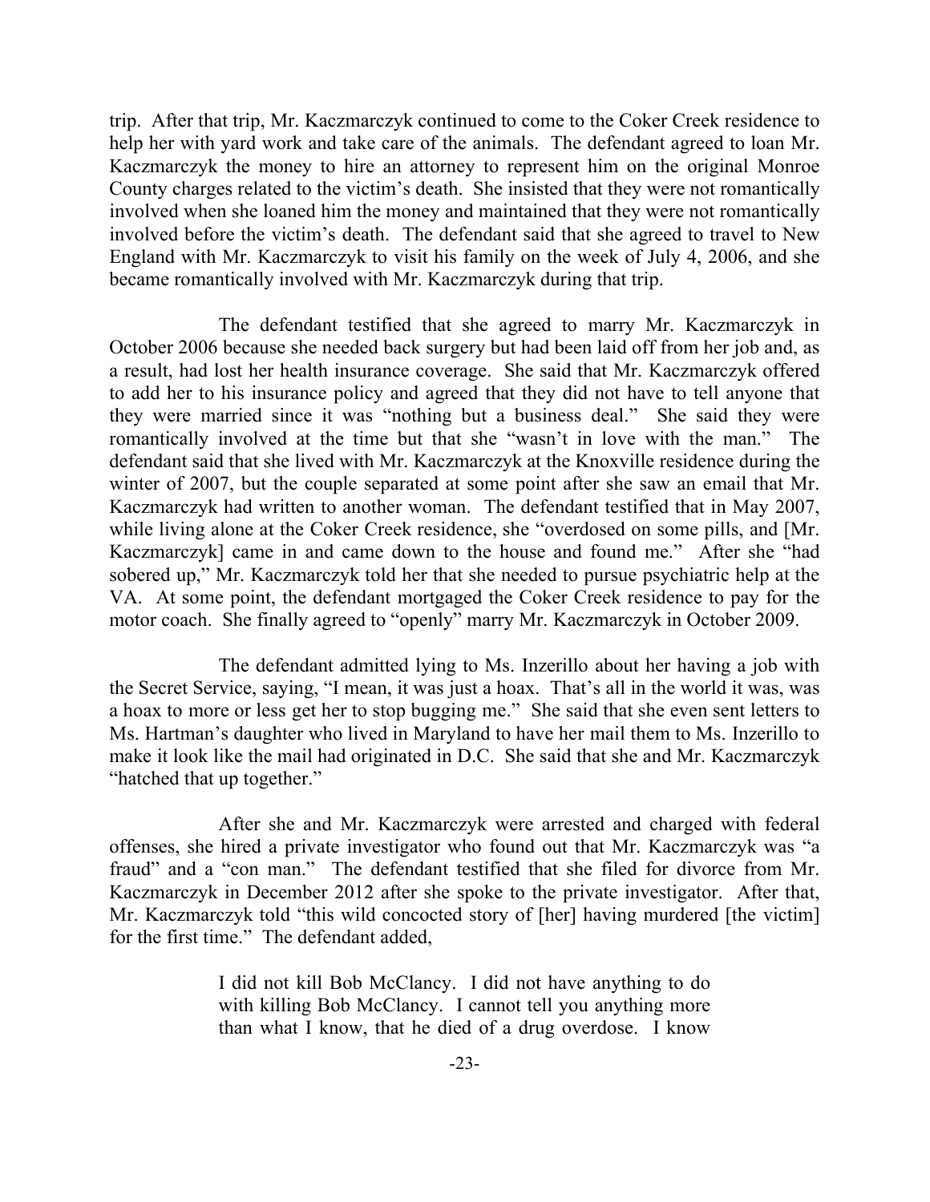trip. After that trip, Mr. Kaczmarczyk continued to come to the Coker Creek residence to help her with yard work and take care of the animals. The defendant agreed to loan Mr. Kaczmarczyk the money to hire an attorney to represent him on the original Monroe County charges related to the victim's death. She insisted that they were not romantically involved when she loaned him the money and maintained that they were not romantically involved before the victim's death. The defendant said that she agreed to travel to New England with Mr. Kaczmarczyk to visit his family on the week of July 4, 2006, and she became romantically involved with Mr. Kaczmarczyk during that trip.

The defendant testified that she agreed to marry Mr. Kaczmarczyk in October 2006 because she needed back surgery but had been laid off from her job and, as a result, had lost her health insurance coverage. She said that Mr. Kaczmarczyk offered to add her to his insurance policy and agreed that they did not have to tell anyone that they were married since it was "nothing but a business deal." She said they were romantically involved at the time but that she "wasn't in love with the man." The defendant said that she lived with Mr. Kaczmarczyk at the Knoxville residence during the winter of 2007, but the couple separated at some point after she saw an email that Mr. Kaczmarczyk had written to another woman. The defendant testified that in May 2007, while living alone at the Coker Creek residence, she "overdosed on some pills, and [Mr. Kaczmarczyk] came in and came down to the house and found me." After she "had sobered up," Mr. Kaczmarczyk told her that she needed to pursue psychiatric help at the VA. At some point, the defendant mortgaged the Coker Creek residence to pay for the motor coach. She finally agreed to "openly" marry Mr. Kaczmarczyk in October 2009.

The defendant admitted lying to Ms. Inzerillo about her having a job with the Secret Service, saying, "I mean, it was just a hoax. That's all in the world it was, was a hoax to more or less get her to stop bugging me." She said that she even sent letters to Ms. Hartman's daughter who lived in Maryland to have her mail them to Ms. Inzerillo to make it look like the mail had originated in D.C. She said that she and Mr. Kaczmarczyk "hatched that up together."

After she and Mr. Kaczmarczyk were arrested and charged with federal offenses, she hired a private investigator who found out that Mr. Kaczmarczyk was "a fraud" and a "con man." The defendant testified that she filed for divorce from Mr. Kaczmarczyk in December 2012 after she spoke to the private investigator. After that, Mr. Kaczmarczyk told "this wild concocted story of [her] having murdered [the victim] for the first time." The defendant added,

> I did not kill Bob McClancy. I did not have anything to do with killing Bob McClancy. I cannot tell you anything more than what I know, that he died of a drug overdose. I know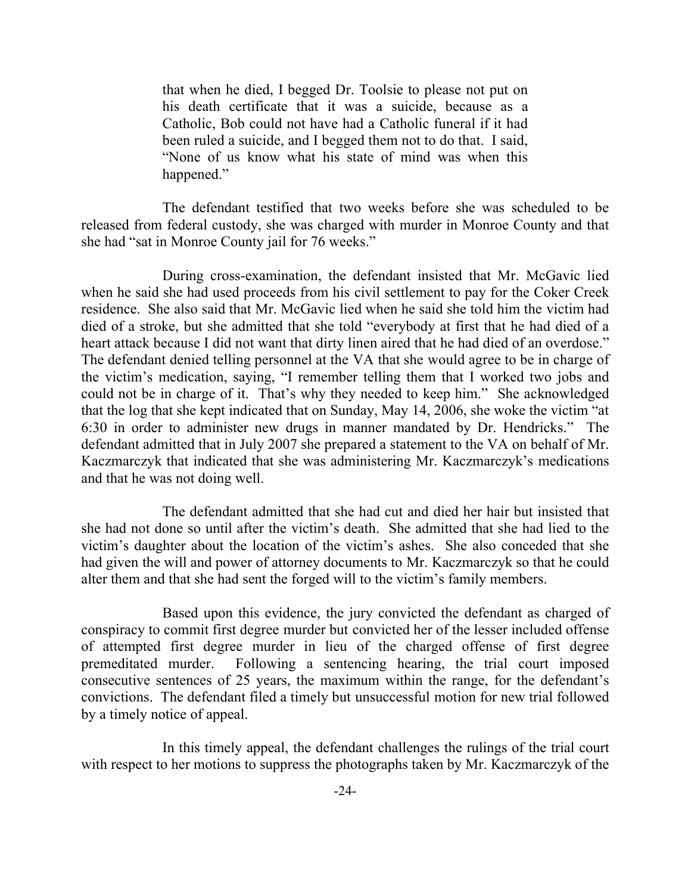> that when he died, I begged Dr. Toolsie to please not put on his death certificate that it was a suicide, because as a Catholic, Bob could not have had a Catholic funeral if it had been ruled a suicide, and I begged them not to do that. I said, "None of us know what his state of mind was when this happened."

The defendant testified that two weeks before she was scheduled to be released from federal custody, she was charged with murder in Monroe County and that she had "sat in Monroe County jail for 76 weeks."

During cross-examination, the defendant insisted that Mr. McGavic lied when he said she had used proceeds from his civil settlement to pay for the Coker Creek residence. She also said that Mr. McGavic lied when he said she told him the victim had died of a stroke, but she admitted that she told "everybody at first that he had died of a heart attack because I did not want that dirty linen aired that he had died of an overdose." The defendant denied telling personnel at the VA that she would agree to be in charge of the victim's medication, saying, "I remember telling them that I worked two jobs and could not be in charge of it. That's why they needed to keep him." She acknowledged that the log that she kept indicated that on Sunday, May 14, 2006, she woke the victim "at 6:30 in order to administer new drugs in manner mandated by Dr. Hendricks." The defendant admitted that in July 2007 she prepared a statement to the VA on behalf of Mr. Kaczmarczyk that indicated that she was administering Mr. Kaczmarczyk's medications and that he was not doing well.

The defendant admitted that she had cut and died her hair but insisted that she had not done so until after the victim's death. She admitted that she had lied to the victim's daughter about the location of the victim's ashes. She also conceded that she had given the will and power of attorney documents to Mr. Kaczmarczyk so that he could alter them and that she had sent the forged will to the victim's family members.

Based upon this evidence, the jury convicted the defendant as charged of conspiracy to commit first degree murder but convicted her of the lesser included offense of attempted first degree murder in lieu of the charged offense of first degree premeditated murder. Following a sentencing hearing, the trial court imposed consecutive sentences of 25 years, the maximum within the range, for the defendant's convictions. The defendant filed a timely but unsuccessful motion for new trial followed by a timely notice of appeal.

In this timely appeal, the defendant challenges the rulings of the trial court with respect to her motions to suppress the photographs taken by Mr. Kaczmarczyk of the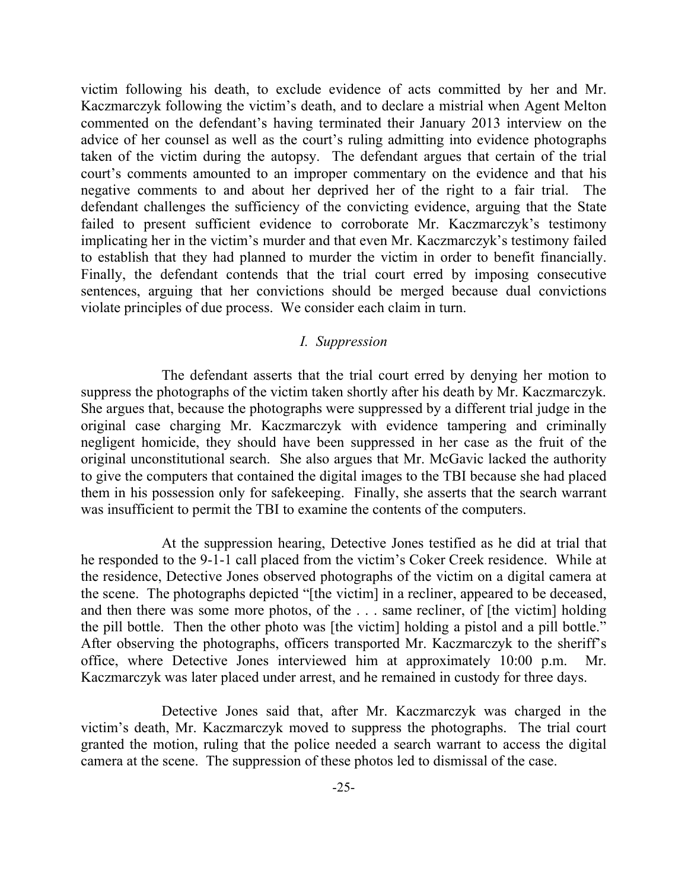victim following his death, to exclude evidence of acts committed by her and Mr. Kaczmarczyk following the victim's death, and to declare a mistrial when Agent Melton commented on the defendant's having terminated their January 2013 interview on the advice of her counsel as well as the court's ruling admitting into evidence photographs taken of the victim during the autopsy. The defendant argues that certain of the trial court's comments amounted to an improper commentary on the evidence and that his negative comments to and about her deprived her of the right to a fair trial. The defendant challenges the sufficiency of the convicting evidence, arguing that the State failed to present sufficient evidence to corroborate Mr. Kaczmarczyk's testimony implicating her in the victim's murder and that even Mr. Kaczmarczyk's testimony failed to establish that they had planned to murder the victim in order to benefit financially. Finally, the defendant contends that the trial court erred by imposing consecutive sentences, arguing that her convictions should be merged because dual convictions violate principles of due process. We consider each claim in turn.

### *I. Suppression*

The defendant asserts that the trial court erred by denying her motion to suppress the photographs of the victim taken shortly after his death by Mr. Kaczmarczyk. She argues that, because the photographs were suppressed by a different trial judge in the original case charging Mr. Kaczmarczyk with evidence tampering and criminally negligent homicide, they should have been suppressed in her case as the fruit of the original unconstitutional search. She also argues that Mr. McGavic lacked the authority to give the computers that contained the digital images to the TBI because she had placed them in his possession only for safekeeping. Finally, she asserts that the search warrant was insufficient to permit the TBI to examine the contents of the computers.

At the suppression hearing, Detective Jones testified as he did at trial that he responded to the 9-1-1 call placed from the victim's Coker Creek residence. While at the residence, Detective Jones observed photographs of the victim on a digital camera at the scene. The photographs depicted "[the victim] in a recliner, appeared to be deceased, and then there was some more photos, of the . . . same recliner, of [the victim] holding the pill bottle. Then the other photo was [the victim] holding a pistol and a pill bottle." After observing the photographs, officers transported Mr. Kaczmarczyk to the sheriff's office, where Detective Jones interviewed him at approximately 10:00 p.m. Mr. Kaczmarczyk was later placed under arrest, and he remained in custody for three days.

Detective Jones said that, after Mr. Kaczmarczyk was charged in the victim's death, Mr. Kaczmarczyk moved to suppress the photographs. The trial court granted the motion, ruling that the police needed a search warrant to access the digital camera at the scene. The suppression of these photos led to dismissal of the case.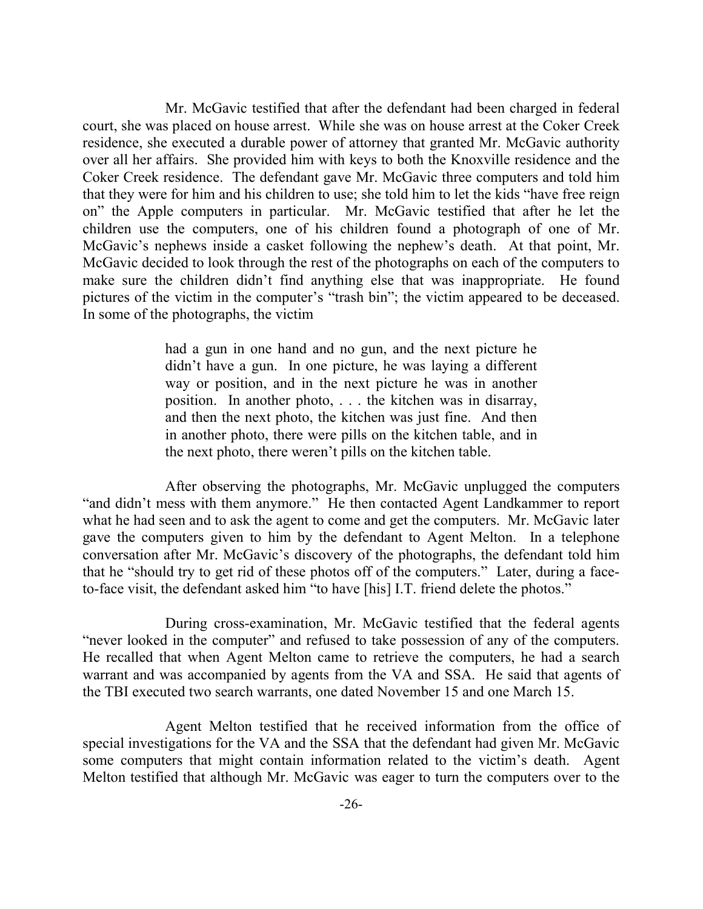Mr. McGavic testified that after the defendant had been charged in federal court, she was placed on house arrest. While she was on house arrest at the Coker Creek residence, she executed a durable power of attorney that granted Mr. McGavic authority over all her affairs. She provided him with keys to both the Knoxville residence and the Coker Creek residence. The defendant gave Mr. McGavic three computers and told him that they were for him and his children to use; she told him to let the kids "have free reign on" the Apple computers in particular. Mr. McGavic testified that after he let the children use the computers, one of his children found a photograph of one of Mr. McGavic's nephews inside a casket following the nephew's death. At that point, Mr. McGavic decided to look through the rest of the photographs on each of the computers to make sure the children didn't find anything else that was inappropriate. He found pictures of the victim in the computer's "trash bin"; the victim appeared to be deceased. In some of the photographs, the victim

> had a gun in one hand and no gun, and the next picture he didn't have a gun. In one picture, he was laying a different way or position, and in the next picture he was in another position. In another photo, . . . the kitchen was in disarray, and then the next photo, the kitchen was just fine. And then in another photo, there were pills on the kitchen table, and in the next photo, there weren't pills on the kitchen table.

After observing the photographs, Mr. McGavic unplugged the computers "and didn't mess with them anymore." He then contacted Agent Landkammer to report what he had seen and to ask the agent to come and get the computers. Mr. McGavic later gave the computers given to him by the defendant to Agent Melton. In a telephone conversation after Mr. McGavic's discovery of the photographs, the defendant told him that he "should try to get rid of these photos off of the computers." Later, during a face-to-face visit, the defendant asked him "to have [his] I.T. friend delete the photos."

During cross-examination, Mr. McGavic testified that the federal agents "never looked in the computer" and refused to take possession of any of the computers. He recalled that when Agent Melton came to retrieve the computers, he had a search warrant and was accompanied by agents from the VA and SSA. He said that agents of the TBI executed two search warrants, one dated November 15 and one March 15.

Agent Melton testified that he received information from the office of special investigations for the VA and the SSA that the defendant had given Mr. McGavic some computers that might contain information related to the victim's death. Agent Melton testified that although Mr. McGavic was eager to turn the computers over to the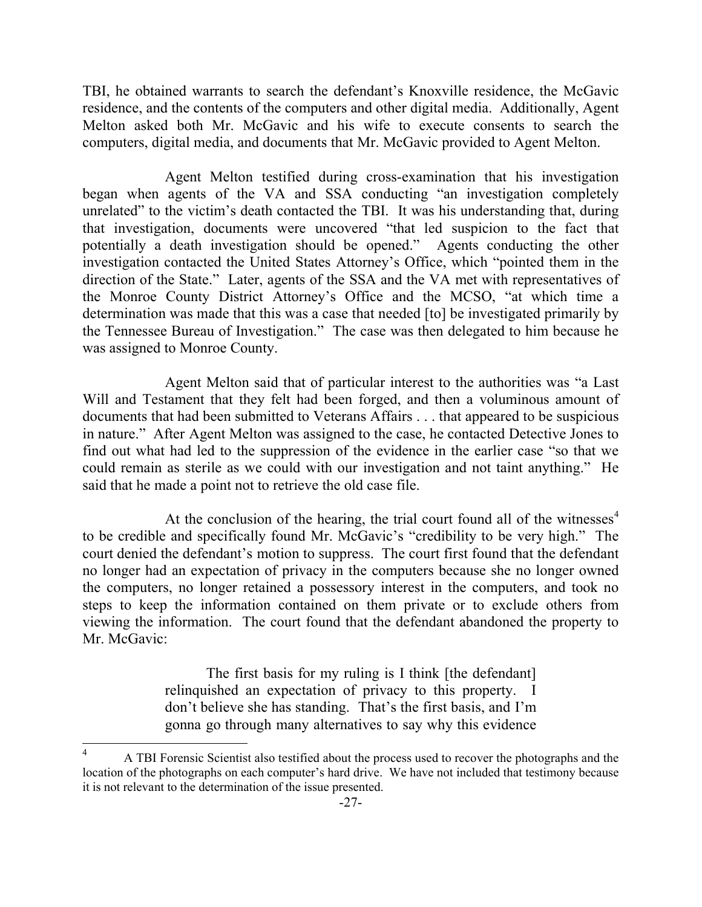TBI, he obtained warrants to search the defendant's Knoxville residence, the McGavic residence, and the contents of the computers and other digital media. Additionally, Agent Melton asked both Mr. McGavic and his wife to execute consents to search the computers, digital media, and documents that Mr. McGavic provided to Agent Melton.

Agent Melton testified during cross-examination that his investigation began when agents of the VA and SSA conducting "an investigation completely unrelated" to the victim's death contacted the TBI. It was his understanding that, during that investigation, documents were uncovered "that led suspicion to the fact that potentially a death investigation should be opened." Agents conducting the other investigation contacted the United States Attorney's Office, which "pointed them in the direction of the State." Later, agents of the SSA and the VA met with representatives of the Monroe County District Attorney's Office and the MCSO, "at which time a determination was made that this was a case that needed [to] be investigated primarily by the Tennessee Bureau of Investigation." The case was then delegated to him because he was assigned to Monroe County.

Agent Melton said that of particular interest to the authorities was "a Last Will and Testament that they felt had been forged, and then a voluminous amount of documents that had been submitted to Veterans Affairs . . . that appeared to be suspicious in nature." After Agent Melton was assigned to the case, he contacted Detective Jones to find out what had led to the suppression of the evidence in the earlier case "so that we could remain as sterile as we could with our investigation and not taint anything." He said that he made a point not to retrieve the old case file.

At the conclusion of the hearing, the trial court found all of the witnesses[4] to be credible and specifically found Mr. McGavic's "credibility to be very high." The court denied the defendant's motion to suppress. The court first found that the defendant no longer had an expectation of privacy in the computers because she no longer owned the computers, no longer retained a possessory interest in the computers, and took no steps to keep the information contained on them private or to exclude others from viewing the information. The court found that the defendant abandoned the property to Mr. McGavic:

> The first basis for my ruling is I think [the defendant] relinquished an expectation of privacy to this property. I don't believe she has standing. That's the first basis, and I'm gonna go through many alternatives to say why this evidence

---

[4] A TBI Forensic Scientist also testified about the process used to recover the photographs and the location of the photographs on each computer's hard drive. We have not included that testimony because it is not relevant to the determination of the issue presented.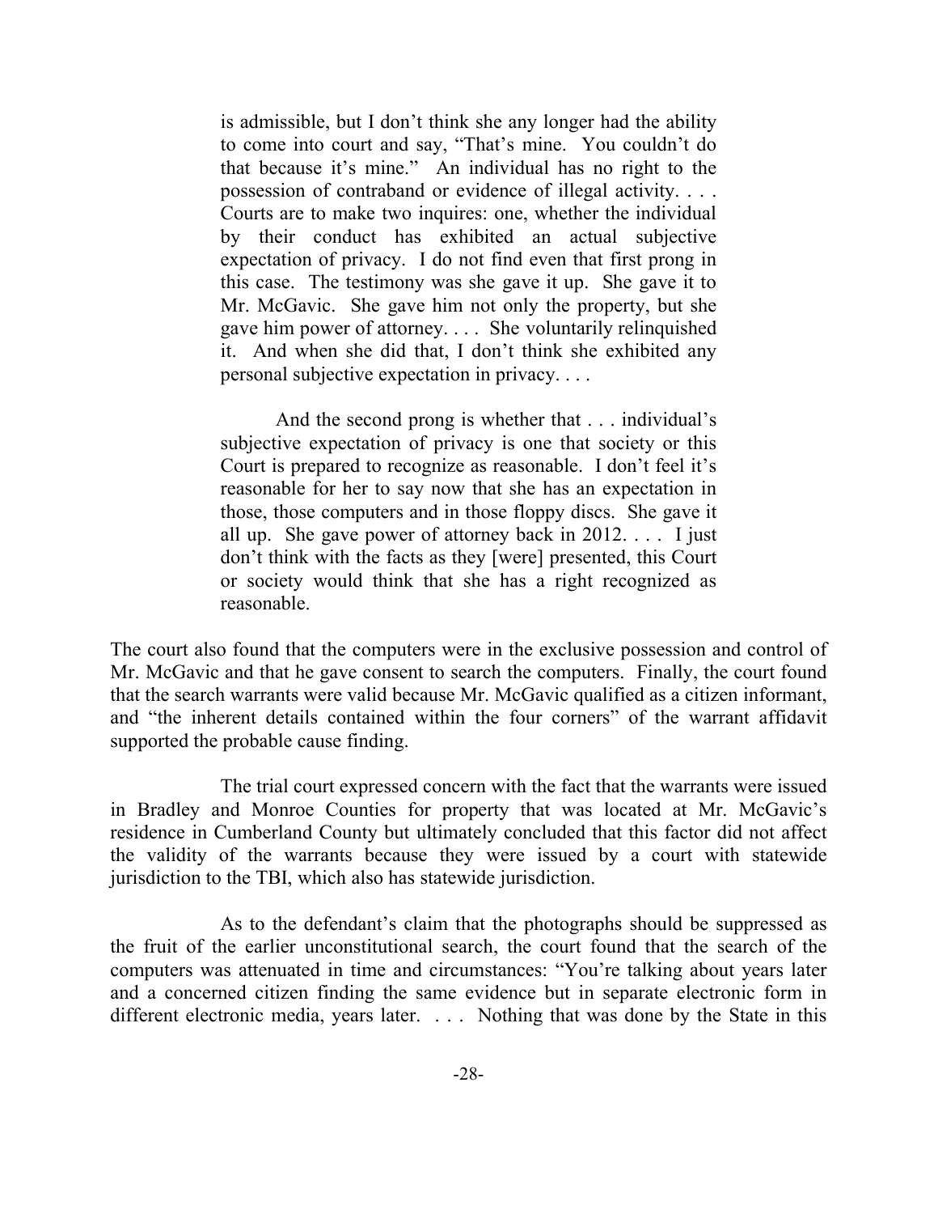> is admissible, but I don't think she any longer had the ability to come into court and say, "That's mine. You couldn't do that because it's mine." An individual has no right to the possession of contraband or evidence of illegal activity. . . . Courts are to make two inquires: one, whether the individual by their conduct has exhibited an actual subjective expectation of privacy. I do not find even that first prong in this case. The testimony was she gave it up. She gave it to Mr. McGavic. She gave him not only the property, but she gave him power of attorney. . . . She voluntarily relinquished it. And when she did that, I don't think she exhibited any personal subjective expectation in privacy. . . .
>
> And the second prong is whether that . . . individual's subjective expectation of privacy is one that society or this Court is prepared to recognize as reasonable. I don't feel it's reasonable for her to say now that she has an expectation in those, those computers and in those floppy discs. She gave it all up. She gave power of attorney back in 2012. . . . I just don't think with the facts as they [were] presented, this Court or society would think that she has a right recognized as reasonable.

The court also found that the computers were in the exclusive possession and control of Mr. McGavic and that he gave consent to search the computers. Finally, the court found that the search warrants were valid because Mr. McGavic qualified as a citizen informant, and "the inherent details contained within the four corners" of the warrant affidavit supported the probable cause finding.

The trial court expressed concern with the fact that the warrants were issued in Bradley and Monroe Counties for property that was located at Mr. McGavic's residence in Cumberland County but ultimately concluded that this factor did not affect the validity of the warrants because they were issued by a court with statewide jurisdiction to the TBI, which also has statewide jurisdiction.

As to the defendant's claim that the photographs should be suppressed as the fruit of the earlier unconstitutional search, the court found that the search of the computers was attenuated in time and circumstances: "You're talking about years later and a concerned citizen finding the same evidence but in separate electronic form in different electronic media, years later. . . . Nothing that was done by the State in this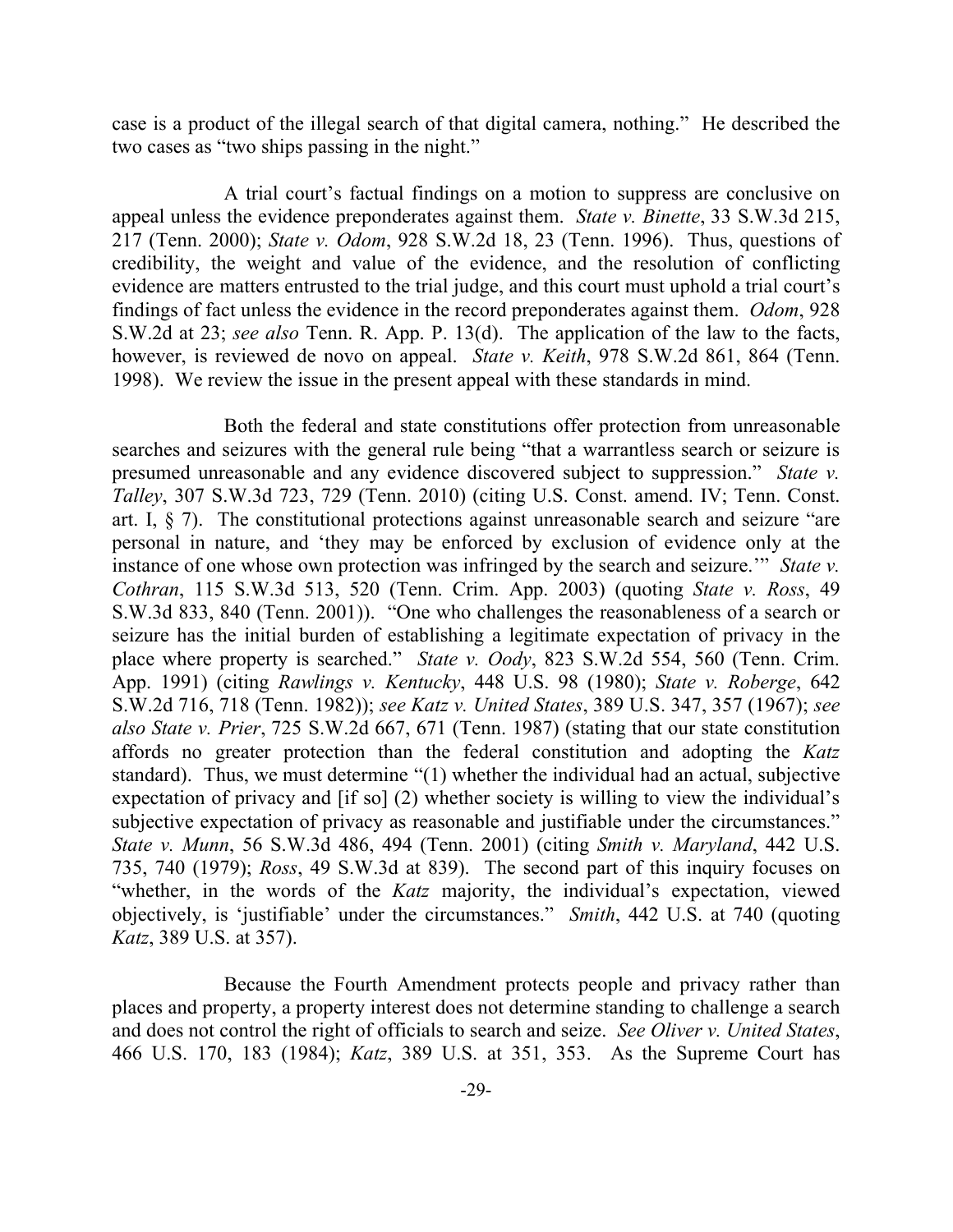case is a product of the illegal search of that digital camera, nothing." He described the two cases as "two ships passing in the night."

A trial court's factual findings on a motion to suppress are conclusive on appeal unless the evidence preponderates against them. *State v. Binette*, 33 S.W.3d 215, 217 (Tenn. 2000); *State v. Odom*, 928 S.W.2d 18, 23 (Tenn. 1996). Thus, questions of credibility, the weight and value of the evidence, and the resolution of conflicting evidence are matters entrusted to the trial judge, and this court must uphold a trial court's findings of fact unless the evidence in the record preponderates against them. *Odom*, 928 S.W.2d at 23; *see also* Tenn. R. App. P. 13(d). The application of the law to the facts, however, is reviewed de novo on appeal. *State v. Keith*, 978 S.W.2d 861, 864 (Tenn. 1998). We review the issue in the present appeal with these standards in mind.

Both the federal and state constitutions offer protection from unreasonable searches and seizures with the general rule being "that a warrantless search or seizure is presumed unreasonable and any evidence discovered subject to suppression." *State v. Talley*, 307 S.W.3d 723, 729 (Tenn. 2010) (citing U.S. Const. amend. IV; Tenn. Const. art. I, § 7). The constitutional protections against unreasonable search and seizure "are personal in nature, and 'they may be enforced by exclusion of evidence only at the instance of one whose own protection was infringed by the search and seizure.'" *State v. Cothran*, 115 S.W.3d 513, 520 (Tenn. Crim. App. 2003) (quoting *State v. Ross*, 49 S.W.3d 833, 840 (Tenn. 2001)). "One who challenges the reasonableness of a search or seizure has the initial burden of establishing a legitimate expectation of privacy in the place where property is searched." *State v. Oody*, 823 S.W.2d 554, 560 (Tenn. Crim. App. 1991) (citing *Rawlings v. Kentucky*, 448 U.S. 98 (1980); *State v. Roberge*, 642 S.W.2d 716, 718 (Tenn. 1982)); *see Katz v. United States*, 389 U.S. 347, 357 (1967); *see also State v. Prier*, 725 S.W.2d 667, 671 (Tenn. 1987) (stating that our state constitution affords no greater protection than the federal constitution and adopting the *Katz* standard). Thus, we must determine "(1) whether the individual had an actual, subjective expectation of privacy and [if so] (2) whether society is willing to view the individual's subjective expectation of privacy as reasonable and justifiable under the circumstances." *State v. Munn*, 56 S.W.3d 486, 494 (Tenn. 2001) (citing *Smith v. Maryland*, 442 U.S. 735, 740 (1979); *Ross*, 49 S.W.3d at 839). The second part of this inquiry focuses on "whether, in the words of the *Katz* majority, the individual's expectation, viewed objectively, is 'justifiable' under the circumstances." *Smith*, 442 U.S. at 740 (quoting *Katz*, 389 U.S. at 357).

Because the Fourth Amendment protects people and privacy rather than places and property, a property interest does not determine standing to challenge a search and does not control the right of officials to search and seize. *See Oliver v. United States*, 466 U.S. 170, 183 (1984); *Katz*, 389 U.S. at 351, 353. As the Supreme Court has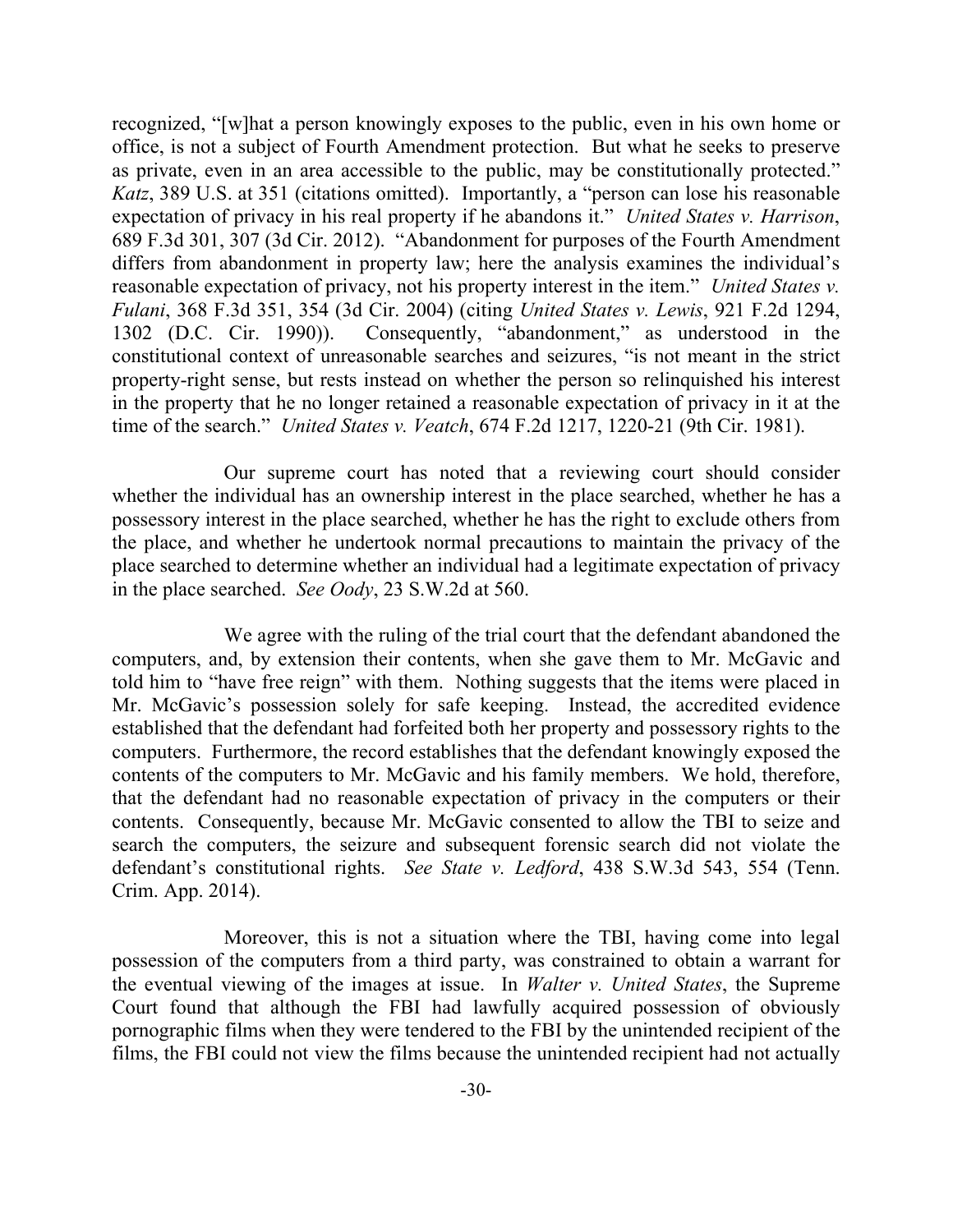recognized, "[w]hat a person knowingly exposes to the public, even in his own home or office, is not a subject of Fourth Amendment protection. But what he seeks to preserve as private, even in an area accessible to the public, may be constitutionally protected." *Katz*, 389 U.S. at 351 (citations omitted). Importantly, a "person can lose his reasonable expectation of privacy in his real property if he abandons it." *United States v. Harrison*, 689 F.3d 301, 307 (3d Cir. 2012). "Abandonment for purposes of the Fourth Amendment differs from abandonment in property law; here the analysis examines the individual's reasonable expectation of privacy, not his property interest in the item." *United States v. Fulani*, 368 F.3d 351, 354 (3d Cir. 2004) (citing *United States v. Lewis*, 921 F.2d 1294, 1302 (D.C. Cir. 1990)). Consequently, "abandonment," as understood in the constitutional context of unreasonable searches and seizures, "is not meant in the strict property-right sense, but rests instead on whether the person so relinquished his interest in the property that he no longer retained a reasonable expectation of privacy in it at the time of the search." *United States v. Veatch*, 674 F.2d 1217, 1220-21 (9th Cir. 1981).

Our supreme court has noted that a reviewing court should consider whether the individual has an ownership interest in the place searched, whether he has a possessory interest in the place searched, whether he has the right to exclude others from the place, and whether he undertook normal precautions to maintain the privacy of the place searched to determine whether an individual had a legitimate expectation of privacy in the place searched. *See Oody*, 23 S.W.2d at 560.

We agree with the ruling of the trial court that the defendant abandoned the computers, and, by extension their contents, when she gave them to Mr. McGavic and told him to "have free reign" with them. Nothing suggests that the items were placed in Mr. McGavic's possession solely for safe keeping. Instead, the accredited evidence established that the defendant had forfeited both her property and possessory rights to the computers. Furthermore, the record establishes that the defendant knowingly exposed the contents of the computers to Mr. McGavic and his family members. We hold, therefore, that the defendant had no reasonable expectation of privacy in the computers or their contents. Consequently, because Mr. McGavic consented to allow the TBI to seize and search the computers, the seizure and subsequent forensic search did not violate the defendant's constitutional rights. *See State v. Ledford*, 438 S.W.3d 543, 554 (Tenn. Crim. App. 2014).

Moreover, this is not a situation where the TBI, having come into legal possession of the computers from a third party, was constrained to obtain a warrant for the eventual viewing of the images at issue. In *Walter v. United States*, the Supreme Court found that although the FBI had lawfully acquired possession of obviously pornographic films when they were tendered to the FBI by the unintended recipient of the films, the FBI could not view the films because the unintended recipient had not actually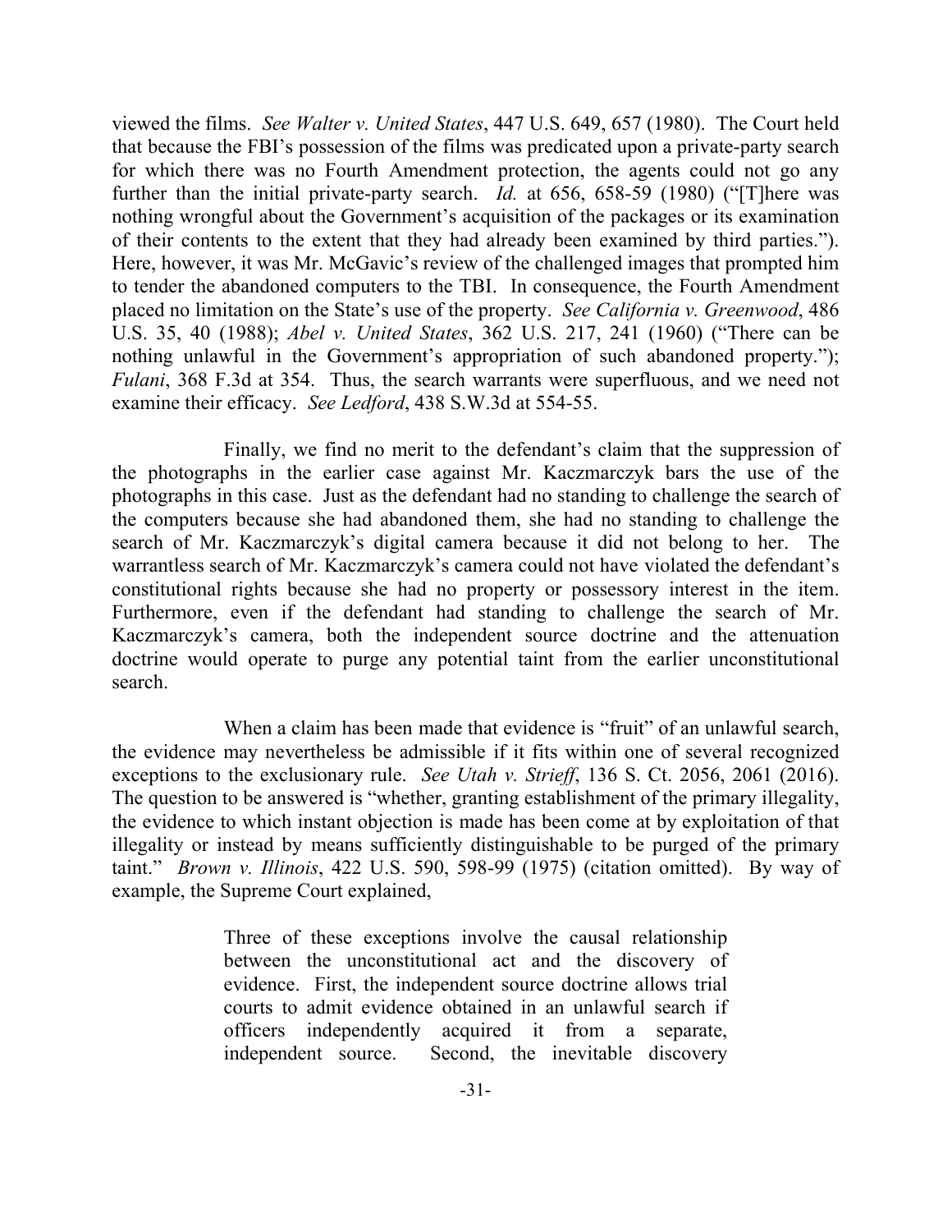viewed the films. *See Walter v. United States*, 447 U.S. 649, 657 (1980). The Court held that because the FBI's possession of the films was predicated upon a private-party search for which there was no Fourth Amendment protection, the agents could not go any further than the initial private-party search. *Id.* at 656, 658-59 (1980) ("[T]here was nothing wrongful about the Government's acquisition of the packages or its examination of their contents to the extent that they had already been examined by third parties."). Here, however, it was Mr. McGavic's review of the challenged images that prompted him to tender the abandoned computers to the TBI. In consequence, the Fourth Amendment placed no limitation on the State's use of the property. *See California v. Greenwood*, 486 U.S. 35, 40 (1988); *Abel v. United States*, 362 U.S. 217, 241 (1960) ("There can be nothing unlawful in the Government's appropriation of such abandoned property."); *Fulani*, 368 F.3d at 354. Thus, the search warrants were superfluous, and we need not examine their efficacy. *See Ledford*, 438 S.W.3d at 554-55.

Finally, we find no merit to the defendant's claim that the suppression of the photographs in the earlier case against Mr. Kaczmarczyk bars the use of the photographs in this case. Just as the defendant had no standing to challenge the search of the computers because she had abandoned them, she had no standing to challenge the search of Mr. Kaczmarczyk's digital camera because it did not belong to her. The warrantless search of Mr. Kaczmarczyk's camera could not have violated the defendant's constitutional rights because she had no property or possessory interest in the item. Furthermore, even if the defendant had standing to challenge the search of Mr. Kaczmarczyk's camera, both the independent source doctrine and the attenuation doctrine would operate to purge any potential taint from the earlier unconstitutional search.

When a claim has been made that evidence is "fruit" of an unlawful search, the evidence may nevertheless be admissible if it fits within one of several recognized exceptions to the exclusionary rule. *See Utah v. Strieff*, 136 S. Ct. 2056, 2061 (2016). The question to be answered is "whether, granting establishment of the primary illegality, the evidence to which instant objection is made has been come at by exploitation of that illegality or instead by means sufficiently distinguishable to be purged of the primary taint." *Brown v. Illinois*, 422 U.S. 590, 598-99 (1975) (citation omitted). By way of example, the Supreme Court explained,

> Three of these exceptions involve the causal relationship between the unconstitutional act and the discovery of evidence. First, the independent source doctrine allows trial courts to admit evidence obtained in an unlawful search if officers independently acquired it from a separate, independent source. Second, the inevitable discovery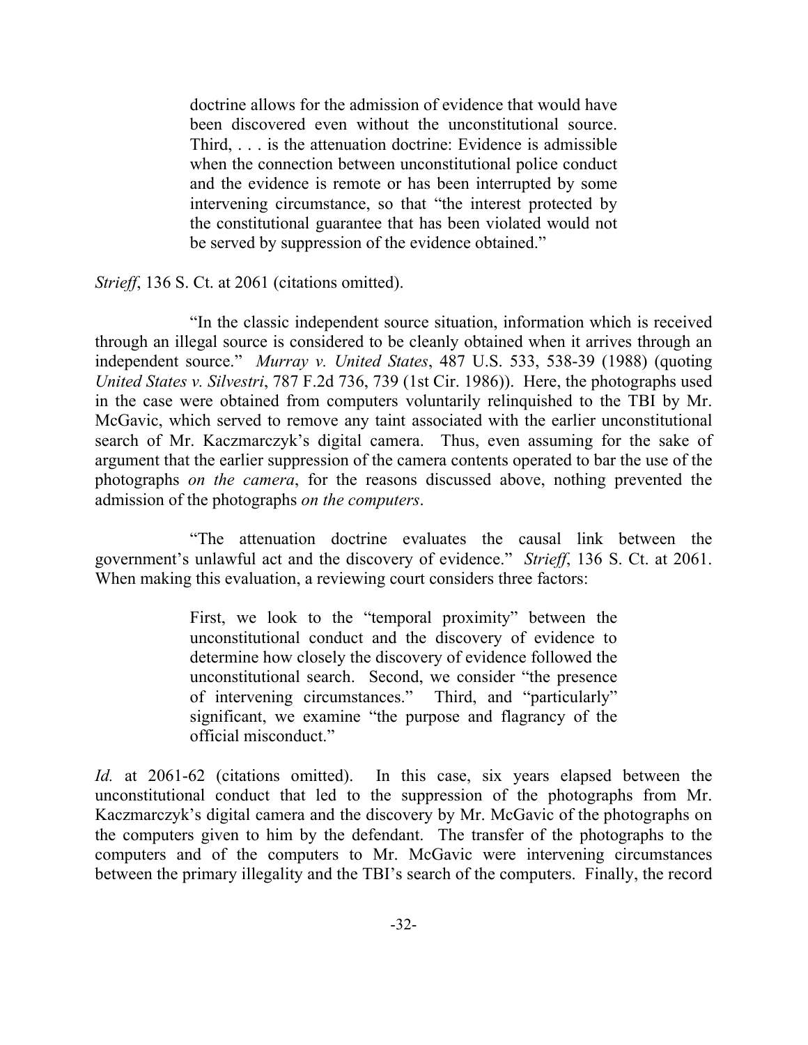> doctrine allows for the admission of evidence that would have been discovered even without the unconstitutional source. Third, . . . is the attenuation doctrine: Evidence is admissible when the connection between unconstitutional police conduct and the evidence is remote or has been interrupted by some intervening circumstance, so that "the interest protected by the constitutional guarantee that has been violated would not be served by suppression of the evidence obtained."

*Strieff*, 136 S. Ct. at 2061 (citations omitted).

"In the classic independent source situation, information which is received through an illegal source is considered to be cleanly obtained when it arrives through an independent source." *Murray v. United States*, 487 U.S. 533, 538-39 (1988) (quoting *United States v. Silvestri*, 787 F.2d 736, 739 (1st Cir. 1986)). Here, the photographs used in the case were obtained from computers voluntarily relinquished to the TBI by Mr. McGavic, which served to remove any taint associated with the earlier unconstitutional search of Mr. Kaczmarczyk's digital camera. Thus, even assuming for the sake of argument that the earlier suppression of the camera contents operated to bar the use of the photographs *on the camera*, for the reasons discussed above, nothing prevented the admission of the photographs *on the computers*.

"The attenuation doctrine evaluates the causal link between the government's unlawful act and the discovery of evidence." *Strieff*, 136 S. Ct. at 2061. When making this evaluation, a reviewing court considers three factors:

> First, we look to the "temporal proximity" between the unconstitutional conduct and the discovery of evidence to determine how closely the discovery of evidence followed the unconstitutional search. Second, we consider "the presence of intervening circumstances." Third, and "particularly" significant, we examine "the purpose and flagrancy of the official misconduct."

*Id.* at 2061-62 (citations omitted). In this case, six years elapsed between the unconstitutional conduct that led to the suppression of the photographs from Mr. Kaczmarczyk's digital camera and the discovery by Mr. McGavic of the photographs on the computers given to him by the defendant. The transfer of the photographs to the computers and of the computers to Mr. McGavic were intervening circumstances between the primary illegality and the TBI's search of the computers. Finally, the record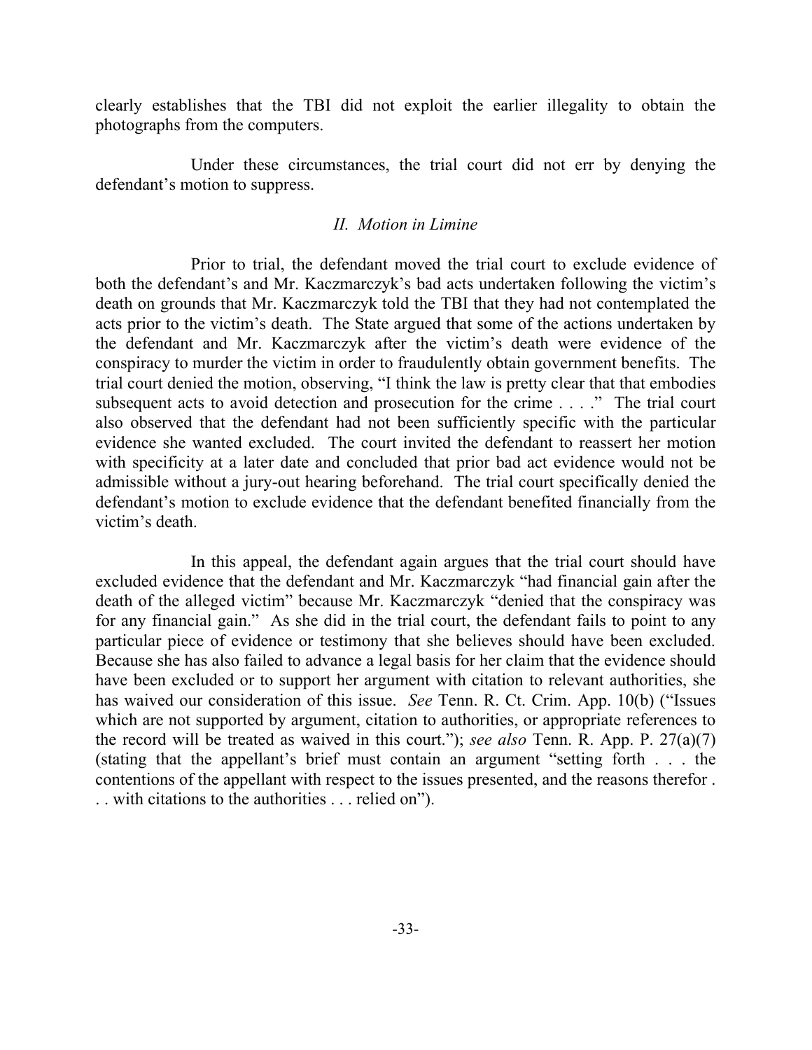clearly establishes that the TBI did not exploit the earlier illegality to obtain the photographs from the computers.

Under these circumstances, the trial court did not err by denying the defendant's motion to suppress.

### *II. Motion in Limine*

Prior to trial, the defendant moved the trial court to exclude evidence of both the defendant's and Mr. Kaczmarczyk's bad acts undertaken following the victim's death on grounds that Mr. Kaczmarczyk told the TBI that they had not contemplated the acts prior to the victim's death. The State argued that some of the actions undertaken by the defendant and Mr. Kaczmarczyk after the victim's death were evidence of the conspiracy to murder the victim in order to fraudulently obtain government benefits. The trial court denied the motion, observing, "I think the law is pretty clear that that embodies subsequent acts to avoid detection and prosecution for the crime . . . ." The trial court also observed that the defendant had not been sufficiently specific with the particular evidence she wanted excluded. The court invited the defendant to reassert her motion with specificity at a later date and concluded that prior bad act evidence would not be admissible without a jury-out hearing beforehand. The trial court specifically denied the defendant's motion to exclude evidence that the defendant benefited financially from the victim's death.

In this appeal, the defendant again argues that the trial court should have excluded evidence that the defendant and Mr. Kaczmarczyk "had financial gain after the death of the alleged victim" because Mr. Kaczmarczyk "denied that the conspiracy was for any financial gain." As she did in the trial court, the defendant fails to point to any particular piece of evidence or testimony that she believes should have been excluded. Because she has also failed to advance a legal basis for her claim that the evidence should have been excluded or to support her argument with citation to relevant authorities, she has waived our consideration of this issue. *See* Tenn. R. Ct. Crim. App. 10(b) ("Issues which are not supported by argument, citation to authorities, or appropriate references to the record will be treated as waived in this court."); *see also* Tenn. R. App. P. 27(a)(7) (stating that the appellant's brief must contain an argument "setting forth . . . the contentions of the appellant with respect to the issues presented, and the reasons therefor . . . with citations to the authorities . . . relied on").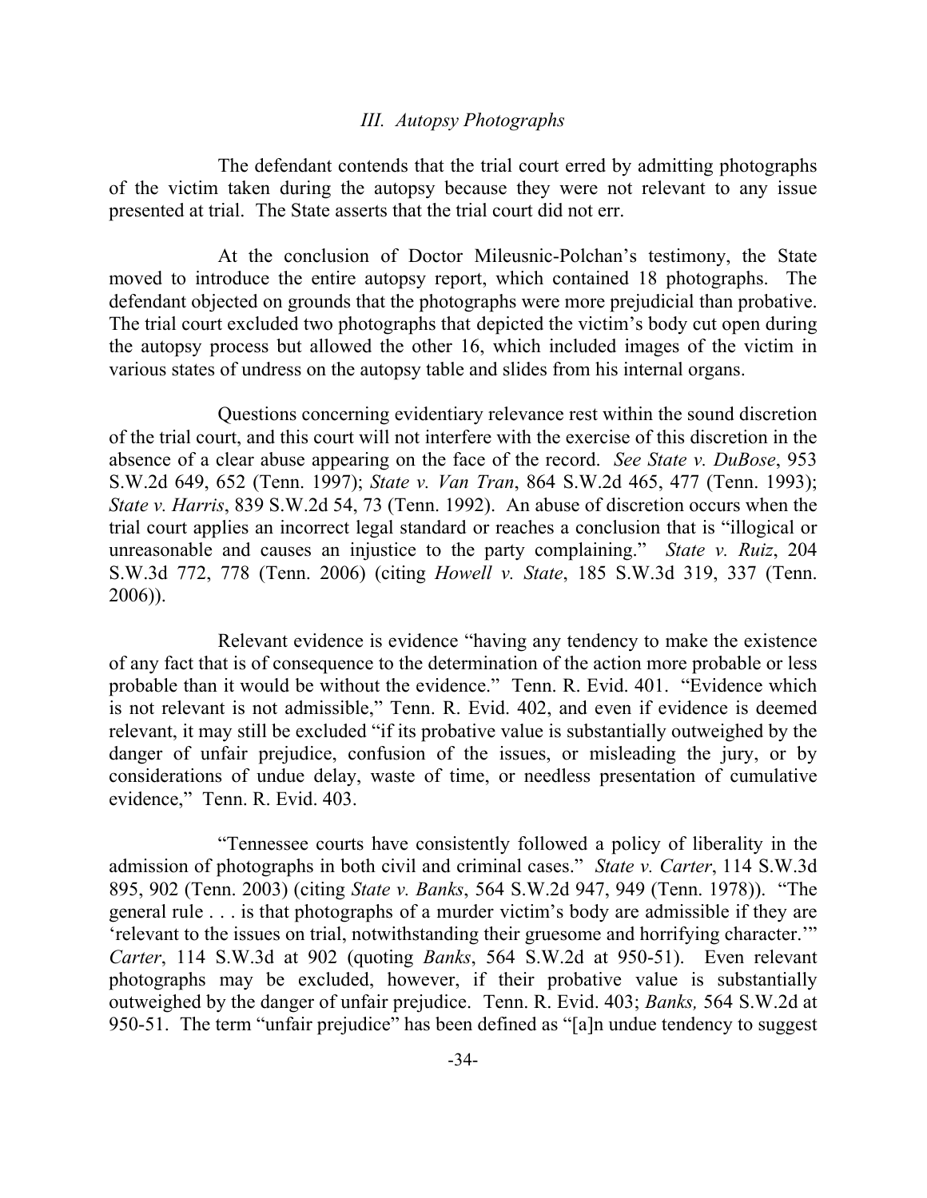### *III. Autopsy Photographs*

The defendant contends that the trial court erred by admitting photographs of the victim taken during the autopsy because they were not relevant to any issue presented at trial. The State asserts that the trial court did not err.

At the conclusion of Doctor Mileusnic-Polchan's testimony, the State moved to introduce the entire autopsy report, which contained 18 photographs. The defendant objected on grounds that the photographs were more prejudicial than probative. The trial court excluded two photographs that depicted the victim's body cut open during the autopsy process but allowed the other 16, which included images of the victim in various states of undress on the autopsy table and slides from his internal organs.

Questions concerning evidentiary relevance rest within the sound discretion of the trial court, and this court will not interfere with the exercise of this discretion in the absence of a clear abuse appearing on the face of the record. *See State v. DuBose*, 953 S.W.2d 649, 652 (Tenn. 1997); *State v. Van Tran*, 864 S.W.2d 465, 477 (Tenn. 1993); *State v. Harris*, 839 S.W.2d 54, 73 (Tenn. 1992). An abuse of discretion occurs when the trial court applies an incorrect legal standard or reaches a conclusion that is "illogical or unreasonable and causes an injustice to the party complaining." *State v. Ruiz*, 204 S.W.3d 772, 778 (Tenn. 2006) (citing *Howell v. State*, 185 S.W.3d 319, 337 (Tenn. 2006)).

Relevant evidence is evidence "having any tendency to make the existence of any fact that is of consequence to the determination of the action more probable or less probable than it would be without the evidence." Tenn. R. Evid. 401. "Evidence which is not relevant is not admissible," Tenn. R. Evid. 402, and even if evidence is deemed relevant, it may still be excluded "if its probative value is substantially outweighed by the danger of unfair prejudice, confusion of the issues, or misleading the jury, or by considerations of undue delay, waste of time, or needless presentation of cumulative evidence," Tenn. R. Evid. 403.

"Tennessee courts have consistently followed a policy of liberality in the admission of photographs in both civil and criminal cases." *State v. Carter*, 114 S.W.3d 895, 902 (Tenn. 2003) (citing *State v. Banks*, 564 S.W.2d 947, 949 (Tenn. 1978)). "The general rule . . . is that photographs of a murder victim's body are admissible if they are 'relevant to the issues on trial, notwithstanding their gruesome and horrifying character.'" *Carter*, 114 S.W.3d at 902 (quoting *Banks*, 564 S.W.2d at 950-51). Even relevant photographs may be excluded, however, if their probative value is substantially outweighed by the danger of unfair prejudice. Tenn. R. Evid. 403; *Banks,* 564 S.W.2d at 950-51. The term "unfair prejudice" has been defined as "[a]n undue tendency to suggest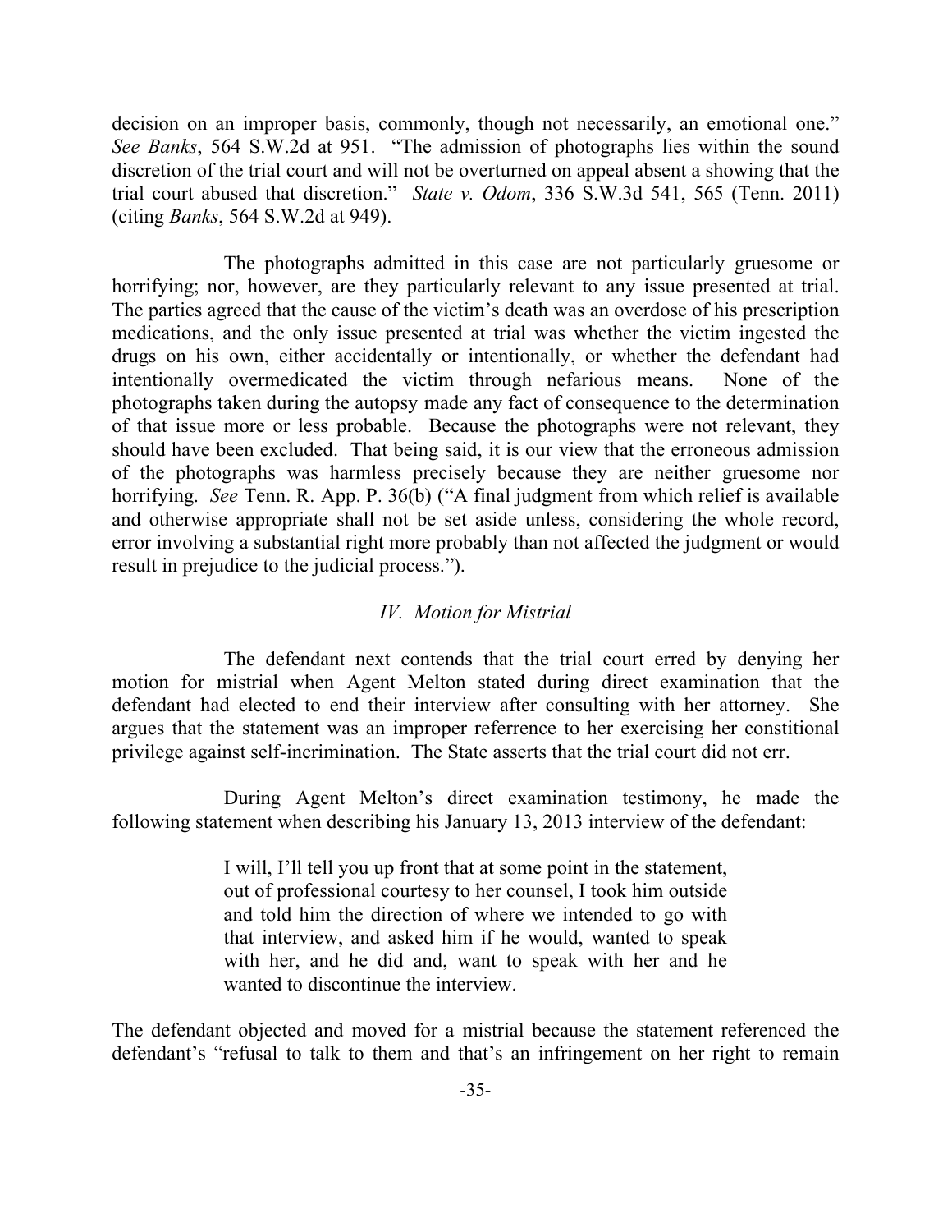decision on an improper basis, commonly, though not necessarily, an emotional one." *See Banks*, 564 S.W.2d at 951. "The admission of photographs lies within the sound discretion of the trial court and will not be overturned on appeal absent a showing that the trial court abused that discretion." *State v. Odom*, 336 S.W.3d 541, 565 (Tenn. 2011) (citing *Banks*, 564 S.W.2d at 949).

The photographs admitted in this case are not particularly gruesome or horrifying; nor, however, are they particularly relevant to any issue presented at trial. The parties agreed that the cause of the victim's death was an overdose of his prescription medications, and the only issue presented at trial was whether the victim ingested the drugs on his own, either accidentally or intentionally, or whether the defendant had intentionally overmedicated the victim through nefarious means. None of the photographs taken during the autopsy made any fact of consequence to the determination of that issue more or less probable. Because the photographs were not relevant, they should have been excluded. That being said, it is our view that the erroneous admission of the photographs was harmless precisely because they are neither gruesome nor horrifying. *See* Tenn. R. App. P. 36(b) ("A final judgment from which relief is available and otherwise appropriate shall not be set aside unless, considering the whole record, error involving a substantial right more probably than not affected the judgment or would result in prejudice to the judicial process.").

### *IV. Motion for Mistrial*

The defendant next contends that the trial court erred by denying her motion for mistrial when Agent Melton stated during direct examination that the defendant had elected to end their interview after consulting with her attorney. She argues that the statement was an improper referrence to her exercising her constitional privilege against self-incrimination. The State asserts that the trial court did not err.

During Agent Melton's direct examination testimony, he made the following statement when describing his January 13, 2013 interview of the defendant:

> I will, I'll tell you up front that at some point in the statement, out of professional courtesy to her counsel, I took him outside and told him the direction of where we intended to go with that interview, and asked him if he would, wanted to speak with her, and he did and, want to speak with her and he wanted to discontinue the interview.

The defendant objected and moved for a mistrial because the statement referenced the defendant's "refusal to talk to them and that's an infringement on her right to remain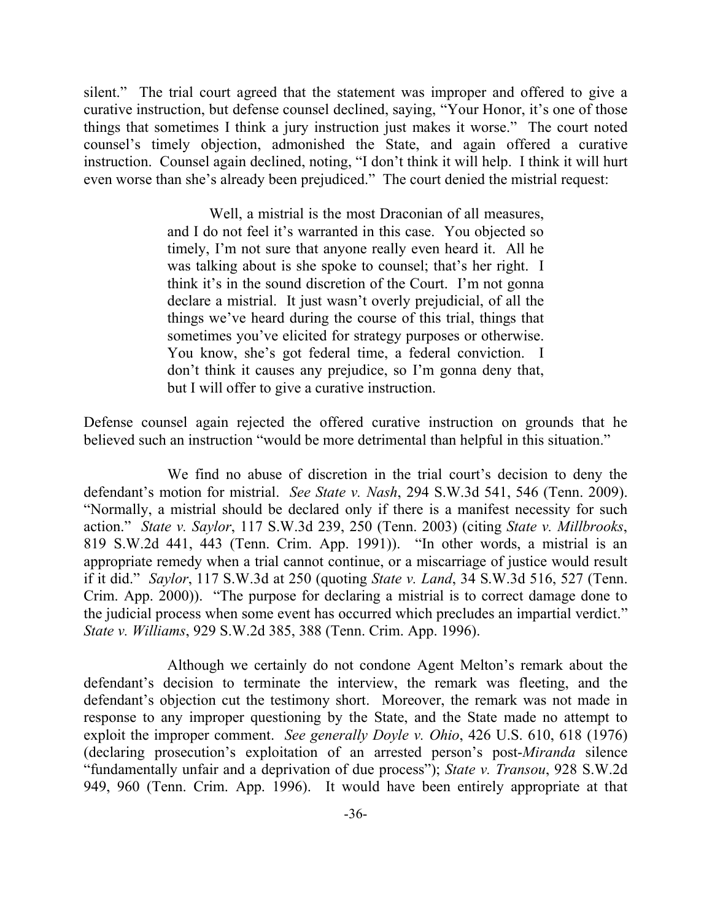silent." The trial court agreed that the statement was improper and offered to give a curative instruction, but defense counsel declined, saying, "Your Honor, it's one of those things that sometimes I think a jury instruction just makes it worse." The court noted counsel's timely objection, admonished the State, and again offered a curative instruction. Counsel again declined, noting, "I don't think it will help. I think it will hurt even worse than she's already been prejudiced." The court denied the mistrial request:

> Well, a mistrial is the most Draconian of all measures, and I do not feel it's warranted in this case. You objected so timely, I'm not sure that anyone really even heard it. All he was talking about is she spoke to counsel; that's her right. I think it's in the sound discretion of the Court. I'm not gonna declare a mistrial. It just wasn't overly prejudicial, of all the things we've heard during the course of this trial, things that sometimes you've elicited for strategy purposes or otherwise. You know, she's got federal time, a federal conviction. I don't think it causes any prejudice, so I'm gonna deny that, but I will offer to give a curative instruction.

Defense counsel again rejected the offered curative instruction on grounds that he believed such an instruction "would be more detrimental than helpful in this situation."

We find no abuse of discretion in the trial court's decision to deny the defendant's motion for mistrial. *See State v. Nash*, 294 S.W.3d 541, 546 (Tenn. 2009). "Normally, a mistrial should be declared only if there is a manifest necessity for such action." *State v. Saylor*, 117 S.W.3d 239, 250 (Tenn. 2003) (citing *State v. Millbrooks*, 819 S.W.2d 441, 443 (Tenn. Crim. App. 1991)). "In other words, a mistrial is an appropriate remedy when a trial cannot continue, or a miscarriage of justice would result if it did." *Saylor*, 117 S.W.3d at 250 (quoting *State v. Land*, 34 S.W.3d 516, 527 (Tenn. Crim. App. 2000)). "The purpose for declaring a mistrial is to correct damage done to the judicial process when some event has occurred which precludes an impartial verdict." *State v. Williams*, 929 S.W.2d 385, 388 (Tenn. Crim. App. 1996).

Although we certainly do not condone Agent Melton's remark about the defendant's decision to terminate the interview, the remark was fleeting, and the defendant's objection cut the testimony short. Moreover, the remark was not made in response to any improper questioning by the State, and the State made no attempt to exploit the improper comment. *See generally Doyle v. Ohio*, 426 U.S. 610, 618 (1976) (declaring prosecution's exploitation of an arrested person's post-*Miranda* silence "fundamentally unfair and a deprivation of due process"); *State v. Transou*, 928 S.W.2d 949, 960 (Tenn. Crim. App. 1996). It would have been entirely appropriate at that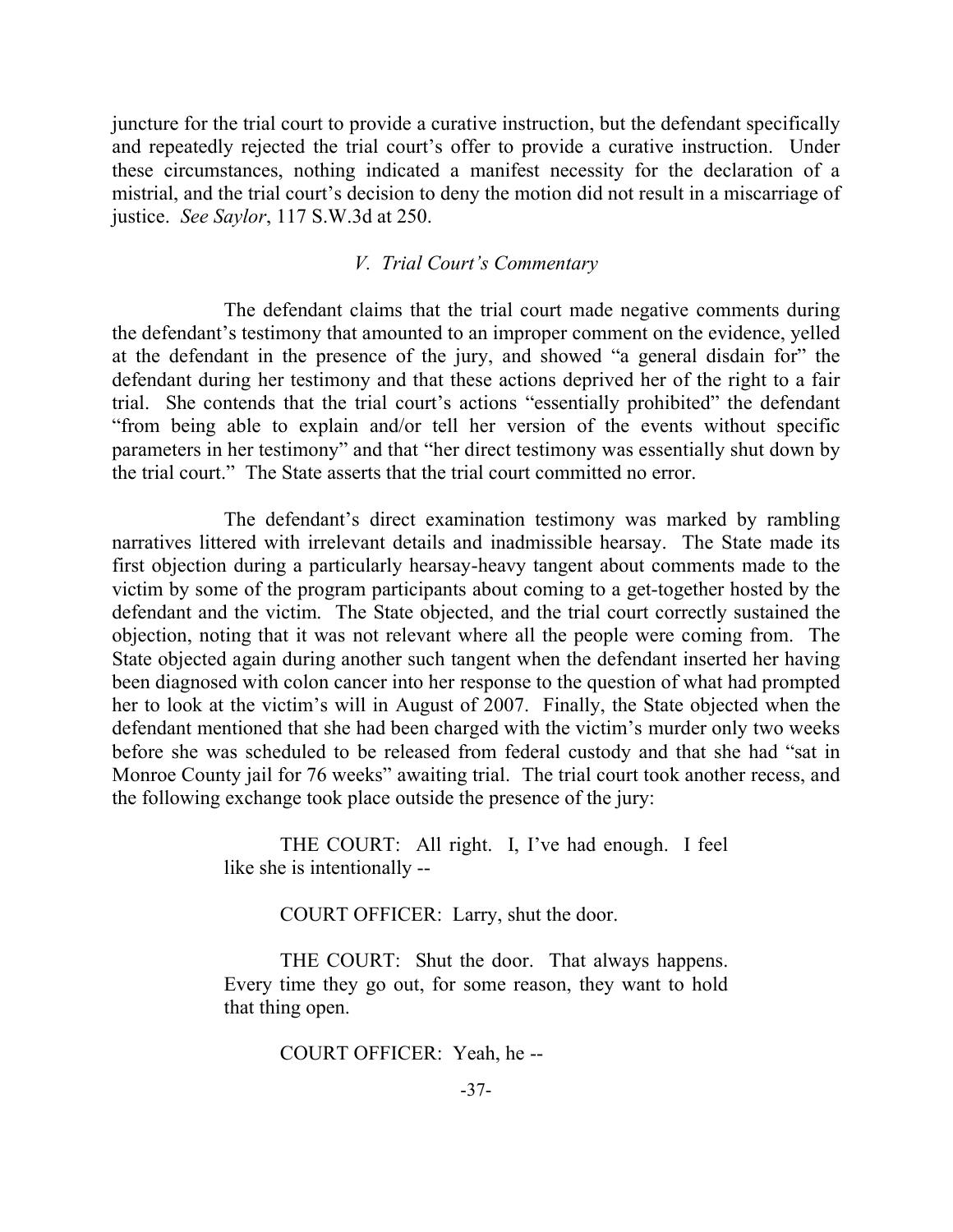juncture for the trial court to provide a curative instruction, but the defendant specifically and repeatedly rejected the trial court's offer to provide a curative instruction. Under these circumstances, nothing indicated a manifest necessity for the declaration of a mistrial, and the trial court's decision to deny the motion did not result in a miscarriage of justice. *See Saylor*, 117 S.W.3d at 250.

### *V. Trial Court's Commentary*

The defendant claims that the trial court made negative comments during the defendant's testimony that amounted to an improper comment on the evidence, yelled at the defendant in the presence of the jury, and showed "a general disdain for" the defendant during her testimony and that these actions deprived her of the right to a fair trial. She contends that the trial court's actions "essentially prohibited" the defendant "from being able to explain and/or tell her version of the events without specific parameters in her testimony" and that "her direct testimony was essentially shut down by the trial court." The State asserts that the trial court committed no error.

The defendant's direct examination testimony was marked by rambling narratives littered with irrelevant details and inadmissible hearsay. The State made its first objection during a particularly hearsay-heavy tangent about comments made to the victim by some of the program participants about coming to a get-together hosted by the defendant and the victim. The State objected, and the trial court correctly sustained the objection, noting that it was not relevant where all the people were coming from. The State objected again during another such tangent when the defendant inserted her having been diagnosed with colon cancer into her response to the question of what had prompted her to look at the victim's will in August of 2007. Finally, the State objected when the defendant mentioned that she had been charged with the victim's murder only two weeks before she was scheduled to be released from federal custody and that she had "sat in Monroe County jail for 76 weeks" awaiting trial. The trial court took another recess, and the following exchange took place outside the presence of the jury:

> THE COURT: All right. I, I've had enough. I feel like she is intentionally --
>
> COURT OFFICER: Larry, shut the door.
>
> THE COURT: Shut the door. That always happens. Every time they go out, for some reason, they want to hold that thing open.
>
> COURT OFFICER: Yeah, he --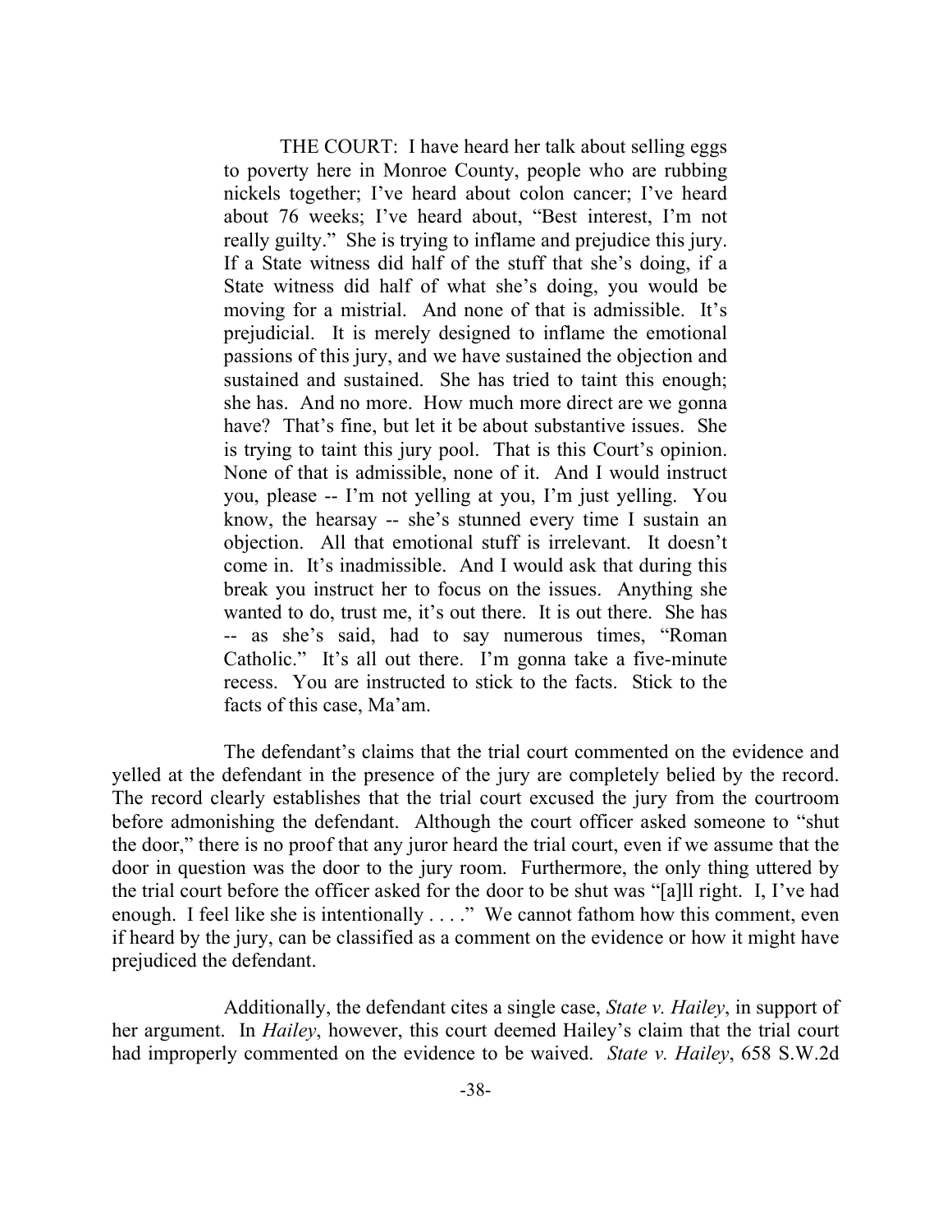THE COURT: I have heard her talk about selling eggs to poverty here in Monroe County, people who are rubbing nickels together; I've heard about colon cancer; I've heard about 76 weeks; I've heard about, "Best interest, I'm not really guilty." She is trying to inflame and prejudice this jury. If a State witness did half of the stuff that she's doing, if a State witness did half of what she's doing, you would be moving for a mistrial. And none of that is admissible. It's prejudicial. It is merely designed to inflame the emotional passions of this jury, and we have sustained the objection and sustained and sustained. She has tried to taint this enough; she has. And no more. How much more direct are we gonna have? That's fine, but let it be about substantive issues. She is trying to taint this jury pool. That is this Court's opinion. None of that is admissible, none of it. And I would instruct you, please -- I'm not yelling at you, I'm just yelling. You know, the hearsay -- she's stunned every time I sustain an objection. All that emotional stuff is irrelevant. It doesn't come in. It's inadmissible. And I would ask that during this break you instruct her to focus on the issues. Anything she wanted to do, trust me, it's out there. It is out there. She has -- as she's said, had to say numerous times, "Roman Catholic." It's all out there. I'm gonna take a five-minute recess. You are instructed to stick to the facts. Stick to the facts of this case, Ma'am.

The defendant's claims that the trial court commented on the evidence and yelled at the defendant in the presence of the jury are completely belied by the record. The record clearly establishes that the trial court excused the jury from the courtroom before admonishing the defendant. Although the court officer asked someone to "shut the door," there is no proof that any juror heard the trial court, even if we assume that the door in question was the door to the jury room. Furthermore, the only thing uttered by the trial court before the officer asked for the door to be shut was "[a]ll right. I, I've had enough. I feel like she is intentionally . . . ." We cannot fathom how this comment, even if heard by the jury, can be classified as a comment on the evidence or how it might have prejudiced the defendant.

Additionally, the defendant cites a single case, *State v. Hailey*, in support of her argument. In *Hailey*, however, this court deemed Hailey's claim that the trial court had improperly commented on the evidence to be waived. *State v. Hailey*, 658 S.W.2d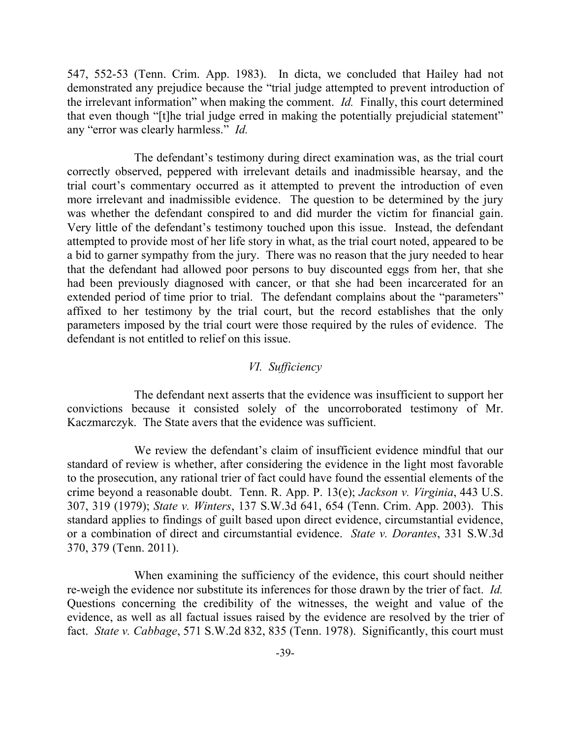547, 552-53 (Tenn. Crim. App. 1983). In dicta, we concluded that Hailey had not demonstrated any prejudice because the "trial judge attempted to prevent introduction of the irrelevant information" when making the comment. *Id.* Finally, this court determined that even though "[t]he trial judge erred in making the potentially prejudicial statement" any "error was clearly harmless." *Id.*

The defendant's testimony during direct examination was, as the trial court correctly observed, peppered with irrelevant details and inadmissible hearsay, and the trial court's commentary occurred as it attempted to prevent the introduction of even more irrelevant and inadmissible evidence. The question to be determined by the jury was whether the defendant conspired to and did murder the victim for financial gain. Very little of the defendant's testimony touched upon this issue. Instead, the defendant attempted to provide most of her life story in what, as the trial court noted, appeared to be a bid to garner sympathy from the jury. There was no reason that the jury needed to hear that the defendant had allowed poor persons to buy discounted eggs from her, that she had been previously diagnosed with cancer, or that she had been incarcerated for an extended period of time prior to trial. The defendant complains about the "parameters" affixed to her testimony by the trial court, but the record establishes that the only parameters imposed by the trial court were those required by the rules of evidence. The defendant is not entitled to relief on this issue.

## *VI. Sufficiency*

The defendant next asserts that the evidence was insufficient to support her convictions because it consisted solely of the uncorroborated testimony of Mr. Kaczmarczyk. The State avers that the evidence was sufficient.

We review the defendant's claim of insufficient evidence mindful that our standard of review is whether, after considering the evidence in the light most favorable to the prosecution, any rational trier of fact could have found the essential elements of the crime beyond a reasonable doubt. Tenn. R. App. P. 13(e); *Jackson v. Virginia*, 443 U.S. 307, 319 (1979); *State v. Winters*, 137 S.W.3d 641, 654 (Tenn. Crim. App. 2003). This standard applies to findings of guilt based upon direct evidence, circumstantial evidence, or a combination of direct and circumstantial evidence. *State v. Dorantes*, 331 S.W.3d 370, 379 (Tenn. 2011).

When examining the sufficiency of the evidence, this court should neither re-weigh the evidence nor substitute its inferences for those drawn by the trier of fact. *Id.* Questions concerning the credibility of the witnesses, the weight and value of the evidence, as well as all factual issues raised by the evidence are resolved by the trier of fact. *State v. Cabbage*, 571 S.W.2d 832, 835 (Tenn. 1978). Significantly, this court must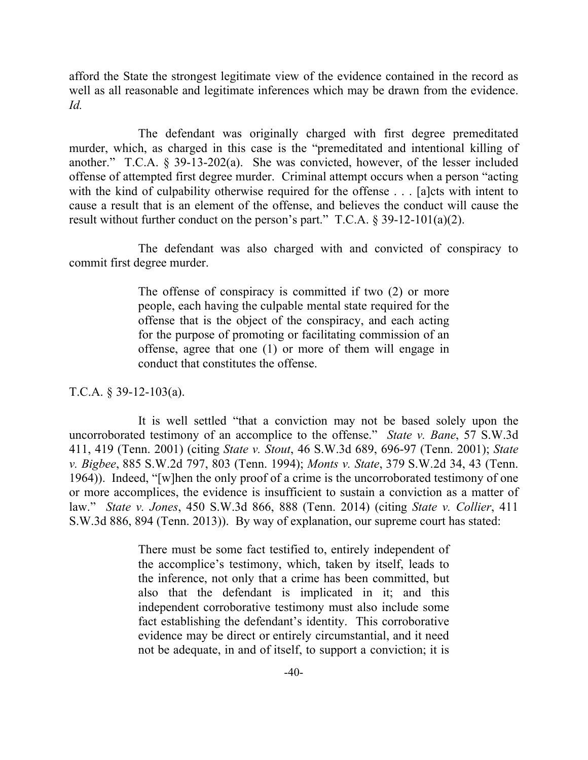afford the State the strongest legitimate view of the evidence contained in the record as well as all reasonable and legitimate inferences which may be drawn from the evidence. *Id.*

The defendant was originally charged with first degree premeditated murder, which, as charged in this case is the "premeditated and intentional killing of another." T.C.A. § 39-13-202(a). She was convicted, however, of the lesser included offense of attempted first degree murder. Criminal attempt occurs when a person "acting with the kind of culpability otherwise required for the offense . . . [a]cts with intent to cause a result that is an element of the offense, and believes the conduct will cause the result without further conduct on the person's part." T.C.A. § 39-12-101(a)(2).

The defendant was also charged with and convicted of conspiracy to commit first degree murder.

> The offense of conspiracy is committed if two (2) or more people, each having the culpable mental state required for the offense that is the object of the conspiracy, and each acting for the purpose of promoting or facilitating commission of an offense, agree that one (1) or more of them will engage in conduct that constitutes the offense.

T.C.A. § 39-12-103(a).

It is well settled "that a conviction may not be based solely upon the uncorroborated testimony of an accomplice to the offense." *State v. Bane*, 57 S.W.3d 411, 419 (Tenn. 2001) (citing *State v. Stout*, 46 S.W.3d 689, 696-97 (Tenn. 2001); *State v. Bigbee*, 885 S.W.2d 797, 803 (Tenn. 1994); *Monts v. State*, 379 S.W.2d 34, 43 (Tenn. 1964)). Indeed, "[w]hen the only proof of a crime is the uncorroborated testimony of one or more accomplices, the evidence is insufficient to sustain a conviction as a matter of law." *State v. Jones*, 450 S.W.3d 866, 888 (Tenn. 2014) (citing *State v. Collier*, 411 S.W.3d 886, 894 (Tenn. 2013)). By way of explanation, our supreme court has stated:

> There must be some fact testified to, entirely independent of the accomplice's testimony, which, taken by itself, leads to the inference, not only that a crime has been committed, but also that the defendant is implicated in it; and this independent corroborative testimony must also include some fact establishing the defendant's identity. This corroborative evidence may be direct or entirely circumstantial, and it need not be adequate, in and of itself, to support a conviction; it is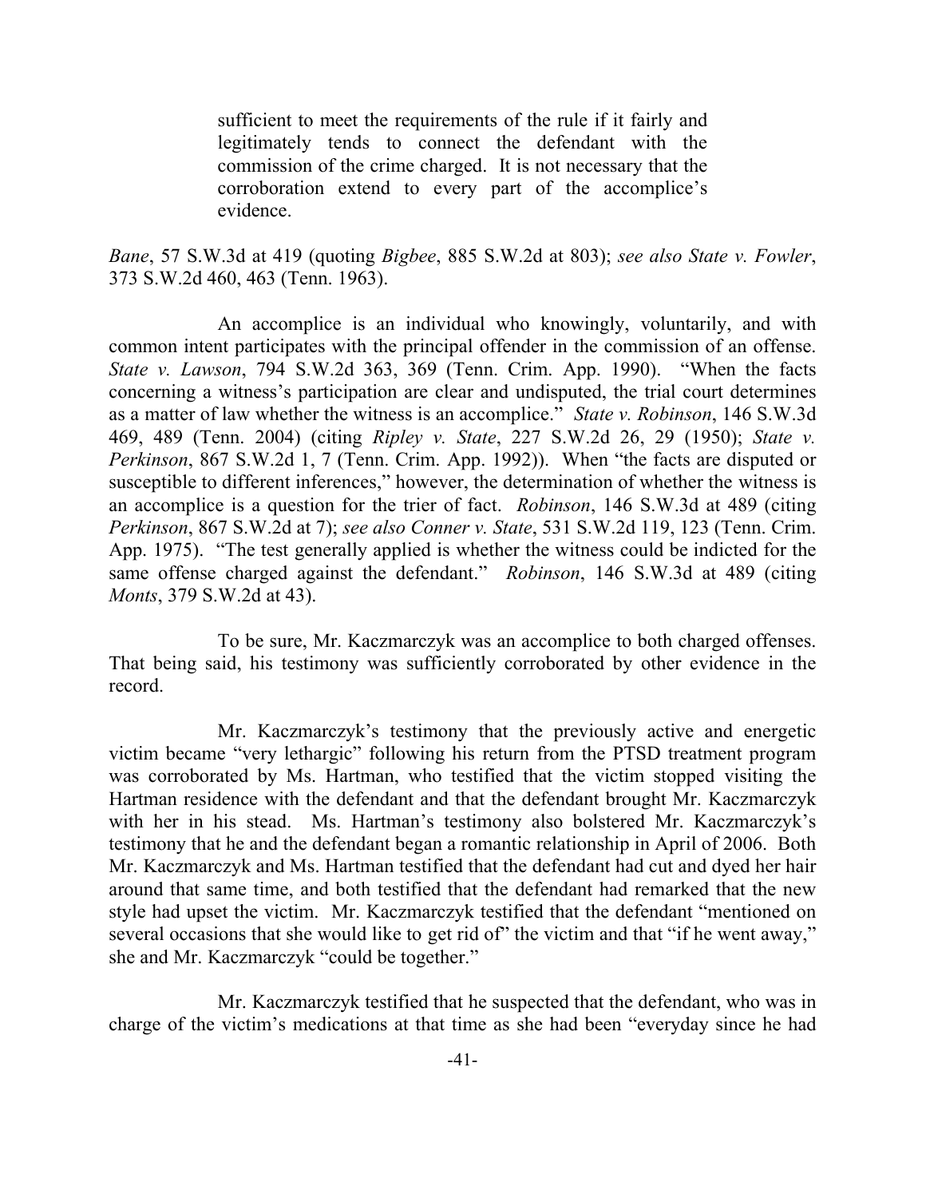> sufficient to meet the requirements of the rule if it fairly and legitimately tends to connect the defendant with the commission of the crime charged. It is not necessary that the corroboration extend to every part of the accomplice's evidence.

*Bane*, 57 S.W.3d at 419 (quoting *Bigbee*, 885 S.W.2d at 803); *see also State v. Fowler*, 373 S.W.2d 460, 463 (Tenn. 1963).

An accomplice is an individual who knowingly, voluntarily, and with common intent participates with the principal offender in the commission of an offense. *State v. Lawson*, 794 S.W.2d 363, 369 (Tenn. Crim. App. 1990). "When the facts concerning a witness's participation are clear and undisputed, the trial court determines as a matter of law whether the witness is an accomplice." *State v. Robinson*, 146 S.W.3d 469, 489 (Tenn. 2004) (citing *Ripley v. State*, 227 S.W.2d 26, 29 (1950); *State v. Perkinson*, 867 S.W.2d 1, 7 (Tenn. Crim. App. 1992)). When "the facts are disputed or susceptible to different inferences," however, the determination of whether the witness is an accomplice is a question for the trier of fact. *Robinson*, 146 S.W.3d at 489 (citing *Perkinson*, 867 S.W.2d at 7); *see also Conner v. State*, 531 S.W.2d 119, 123 (Tenn. Crim. App. 1975). "The test generally applied is whether the witness could be indicted for the same offense charged against the defendant." *Robinson*, 146 S.W.3d at 489 (citing *Monts*, 379 S.W.2d at 43).

To be sure, Mr. Kaczmarczyk was an accomplice to both charged offenses. That being said, his testimony was sufficiently corroborated by other evidence in the record.

Mr. Kaczmarczyk's testimony that the previously active and energetic victim became "very lethargic" following his return from the PTSD treatment program was corroborated by Ms. Hartman, who testified that the victim stopped visiting the Hartman residence with the defendant and that the defendant brought Mr. Kaczmarczyk with her in his stead. Ms. Hartman's testimony also bolstered Mr. Kaczmarczyk's testimony that he and the defendant began a romantic relationship in April of 2006. Both Mr. Kaczmarczyk and Ms. Hartman testified that the defendant had cut and dyed her hair around that same time, and both testified that the defendant had remarked that the new style had upset the victim. Mr. Kaczmarczyk testified that the defendant "mentioned on several occasions that she would like to get rid of" the victim and that "if he went away," she and Mr. Kaczmarczyk "could be together."

Mr. Kaczmarczyk testified that he suspected that the defendant, who was in charge of the victim's medications at that time as she had been "everyday since he had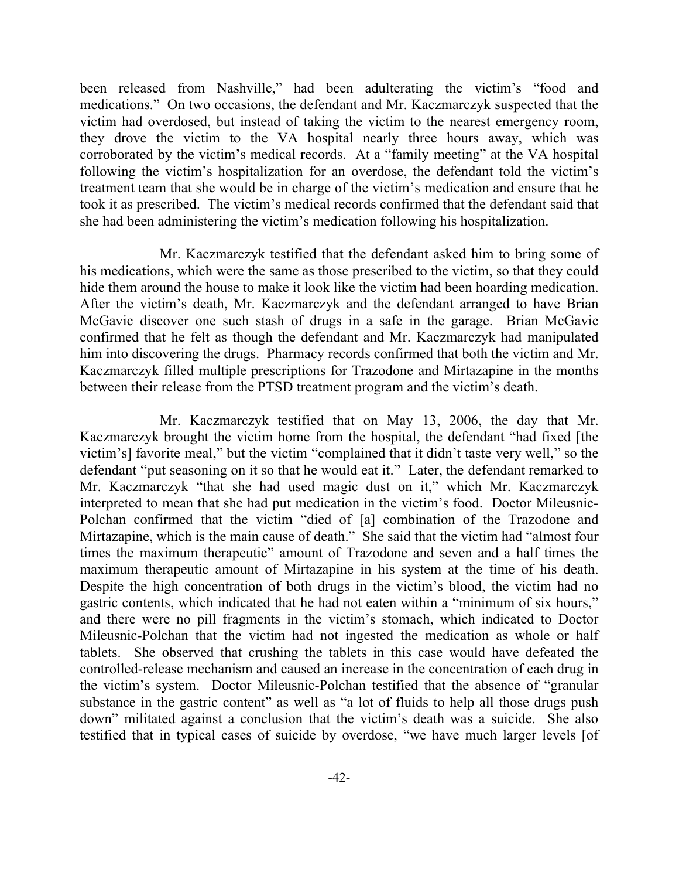been released from Nashville," had been adulterating the victim's "food and medications." On two occasions, the defendant and Mr. Kaczmarczyk suspected that the victim had overdosed, but instead of taking the victim to the nearest emergency room, they drove the victim to the VA hospital nearly three hours away, which was corroborated by the victim's medical records. At a "family meeting" at the VA hospital following the victim's hospitalization for an overdose, the defendant told the victim's treatment team that she would be in charge of the victim's medication and ensure that he took it as prescribed. The victim's medical records confirmed that the defendant said that she had been administering the victim's medication following his hospitalization.

Mr. Kaczmarczyk testified that the defendant asked him to bring some of his medications, which were the same as those prescribed to the victim, so that they could hide them around the house to make it look like the victim had been hoarding medication. After the victim's death, Mr. Kaczmarczyk and the defendant arranged to have Brian McGavic discover one such stash of drugs in a safe in the garage. Brian McGavic confirmed that he felt as though the defendant and Mr. Kaczmarczyk had manipulated him into discovering the drugs. Pharmacy records confirmed that both the victim and Mr. Kaczmarczyk filled multiple prescriptions for Trazodone and Mirtazapine in the months between their release from the PTSD treatment program and the victim's death.

Mr. Kaczmarczyk testified that on May 13, 2006, the day that Mr. Kaczmarczyk brought the victim home from the hospital, the defendant "had fixed [the victim's] favorite meal," but the victim "complained that it didn't taste very well," so the defendant "put seasoning on it so that he would eat it." Later, the defendant remarked to Mr. Kaczmarczyk "that she had used magic dust on it," which Mr. Kaczmarczyk interpreted to mean that she had put medication in the victim's food. Doctor Mileusnic-Polchan confirmed that the victim "died of [a] combination of the Trazodone and Mirtazapine, which is the main cause of death." She said that the victim had "almost four times the maximum therapeutic" amount of Trazodone and seven and a half times the maximum therapeutic amount of Mirtazapine in his system at the time of his death. Despite the high concentration of both drugs in the victim's blood, the victim had no gastric contents, which indicated that he had not eaten within a "minimum of six hours," and there were no pill fragments in the victim's stomach, which indicated to Doctor Mileusnic-Polchan that the victim had not ingested the medication as whole or half tablets. She observed that crushing the tablets in this case would have defeated the controlled-release mechanism and caused an increase in the concentration of each drug in the victim's system. Doctor Mileusnic-Polchan testified that the absence of "granular substance in the gastric content" as well as "a lot of fluids to help all those drugs push down" militated against a conclusion that the victim's death was a suicide. She also testified that in typical cases of suicide by overdose, "we have much larger levels [of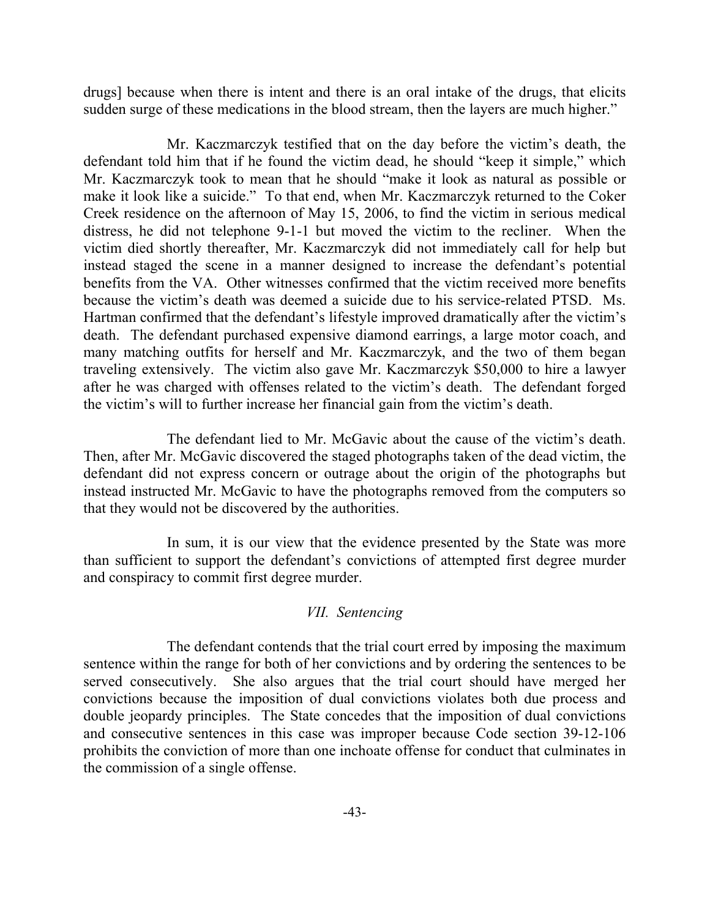drugs] because when there is intent and there is an oral intake of the drugs, that elicits sudden surge of these medications in the blood stream, then the layers are much higher."

Mr. Kaczmarczyk testified that on the day before the victim's death, the defendant told him that if he found the victim dead, he should "keep it simple," which Mr. Kaczmarczyk took to mean that he should "make it look as natural as possible or make it look like a suicide." To that end, when Mr. Kaczmarczyk returned to the Coker Creek residence on the afternoon of May 15, 2006, to find the victim in serious medical distress, he did not telephone 9-1-1 but moved the victim to the recliner. When the victim died shortly thereafter, Mr. Kaczmarczyk did not immediately call for help but instead staged the scene in a manner designed to increase the defendant's potential benefits from the VA. Other witnesses confirmed that the victim received more benefits because the victim's death was deemed a suicide due to his service-related PTSD. Ms. Hartman confirmed that the defendant's lifestyle improved dramatically after the victim's death. The defendant purchased expensive diamond earrings, a large motor coach, and many matching outfits for herself and Mr. Kaczmarczyk, and the two of them began traveling extensively. The victim also gave Mr. Kaczmarczyk $50,000 to hire a lawyer after he was charged with offenses related to the victim's death. The defendant forged the victim's will to further increase her financial gain from the victim's death.

The defendant lied to Mr. McGavic about the cause of the victim's death. Then, after Mr. McGavic discovered the staged photographs taken of the dead victim, the defendant did not express concern or outrage about the origin of the photographs but instead instructed Mr. McGavic to have the photographs removed from the computers so that they would not be discovered by the authorities.

In sum, it is our view that the evidence presented by the State was more than sufficient to support the defendant's convictions of attempted first degree murder and conspiracy to commit first degree murder.

### *VII. Sentencing*

The defendant contends that the trial court erred by imposing the maximum sentence within the range for both of her convictions and by ordering the sentences to be served consecutively. She also argues that the trial court should have merged her convictions because the imposition of dual convictions violates both due process and double jeopardy principles. The State concedes that the imposition of dual convictions and consecutive sentences in this case was improper because Code section 39-12-106 prohibits the conviction of more than one inchoate offense for conduct that culminates in the commission of a single offense.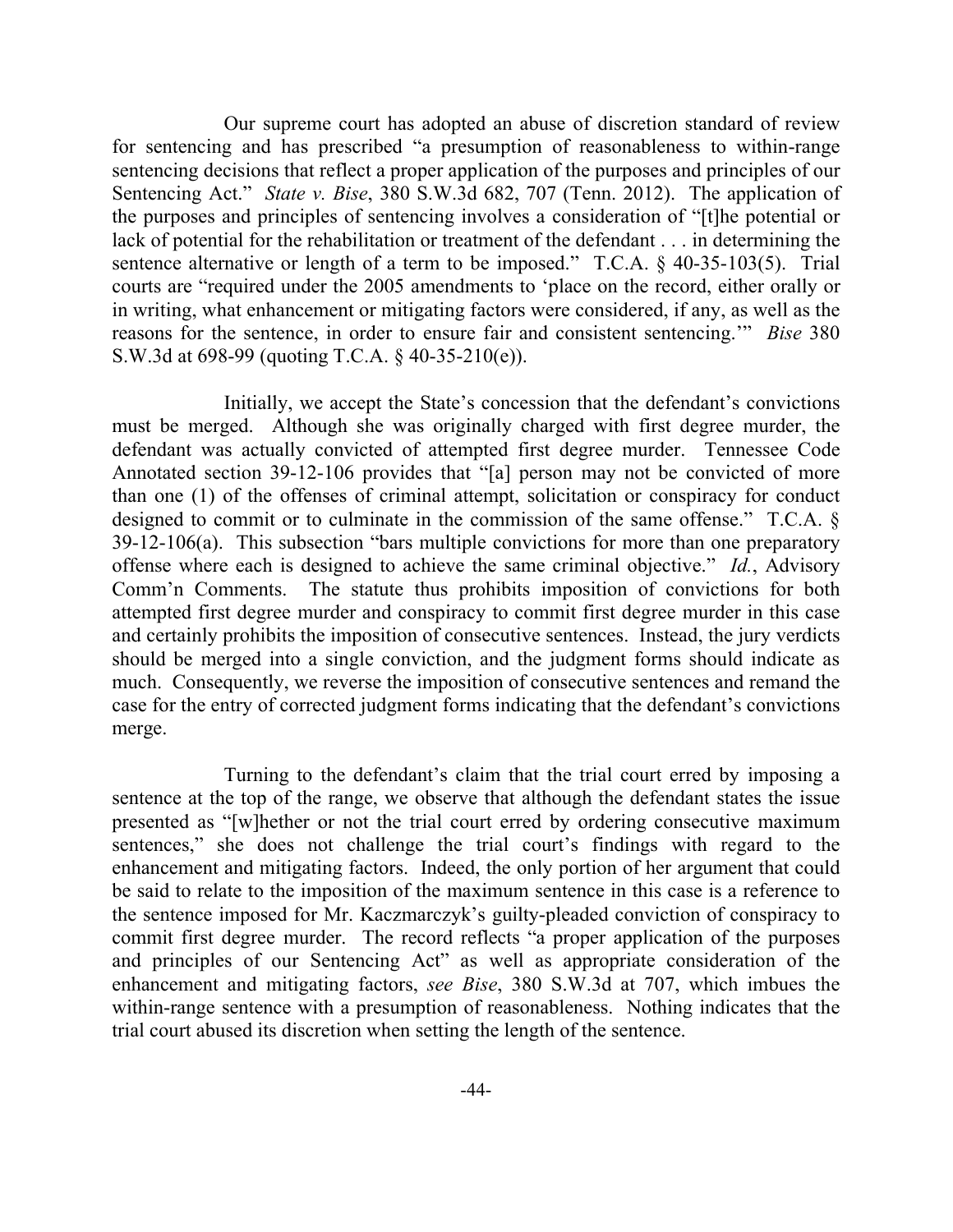Our supreme court has adopted an abuse of discretion standard of review for sentencing and has prescribed "a presumption of reasonableness to within-range sentencing decisions that reflect a proper application of the purposes and principles of our Sentencing Act." *State v. Bise*, 380 S.W.3d 682, 707 (Tenn. 2012). The application of the purposes and principles of sentencing involves a consideration of "[t]he potential or lack of potential for the rehabilitation or treatment of the defendant . . . in determining the sentence alternative or length of a term to be imposed." T.C.A. § 40-35-103(5). Trial courts are "required under the 2005 amendments to 'place on the record, either orally or in writing, what enhancement or mitigating factors were considered, if any, as well as the reasons for the sentence, in order to ensure fair and consistent sentencing.'" *Bise* 380 S.W.3d at 698-99 (quoting T.C.A. § 40-35-210(e)).

Initially, we accept the State's concession that the defendant's convictions must be merged. Although she was originally charged with first degree murder, the defendant was actually convicted of attempted first degree murder. Tennessee Code Annotated section 39-12-106 provides that "[a] person may not be convicted of more than one (1) of the offenses of criminal attempt, solicitation or conspiracy for conduct designed to commit or to culminate in the commission of the same offense." T.C.A. § 39-12-106(a). This subsection "bars multiple convictions for more than one preparatory offense where each is designed to achieve the same criminal objective." *Id.*, Advisory Comm'n Comments. The statute thus prohibits imposition of convictions for both attempted first degree murder and conspiracy to commit first degree murder in this case and certainly prohibits the imposition of consecutive sentences. Instead, the jury verdicts should be merged into a single conviction, and the judgment forms should indicate as much. Consequently, we reverse the imposition of consecutive sentences and remand the case for the entry of corrected judgment forms indicating that the defendant's convictions merge.

Turning to the defendant's claim that the trial court erred by imposing a sentence at the top of the range, we observe that although the defendant states the issue presented as "[w]hether or not the trial court erred by ordering consecutive maximum sentences," she does not challenge the trial court's findings with regard to the enhancement and mitigating factors. Indeed, the only portion of her argument that could be said to relate to the imposition of the maximum sentence in this case is a reference to the sentence imposed for Mr. Kaczmarczyk's guilty-pleaded conviction of conspiracy to commit first degree murder. The record reflects "a proper application of the purposes and principles of our Sentencing Act" as well as appropriate consideration of the enhancement and mitigating factors, *see Bise*, 380 S.W.3d at 707, which imbues the within-range sentence with a presumption of reasonableness. Nothing indicates that the trial court abused its discretion when setting the length of the sentence.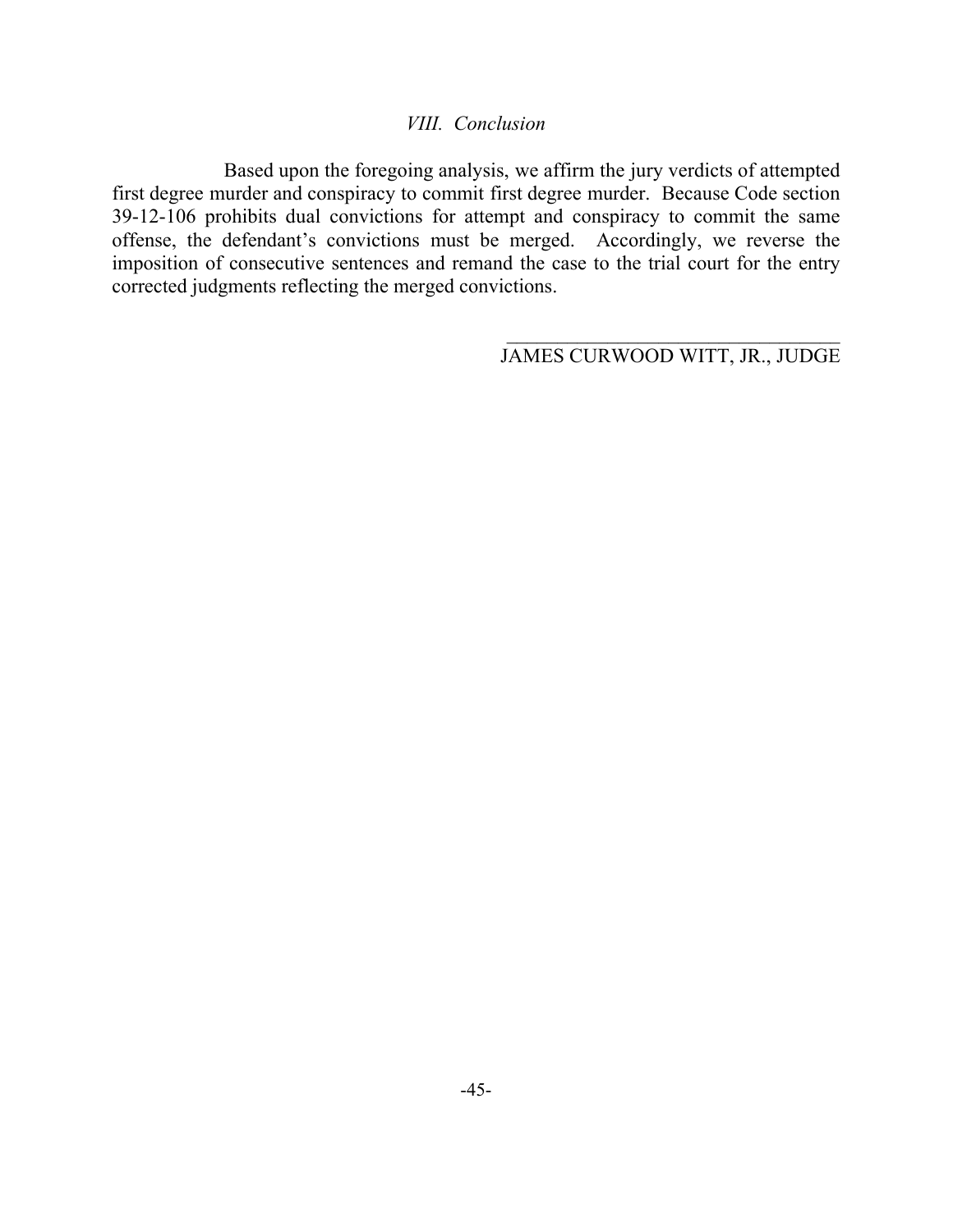### *VIII. Conclusion*

Based upon the foregoing analysis, we affirm the jury verdicts of attempted first degree murder and conspiracy to commit first degree murder. Because Code section 39-12-106 prohibits dual convictions for attempt and conspiracy to commit the same offense, the defendant's convictions must be merged. Accordingly, we reverse the imposition of consecutive sentences and remand the case to the trial court for the entry corrected judgments reflecting the merged convictions.

\_\_\_\_\_\_\_\_\_\_\_\_\_\_\_\_\_\_\_\_\_\_\_\_\_\_\_\_\_\_\_\_\_\_\_\_

JAMES CURWOOD WITT, JR., JUDGE